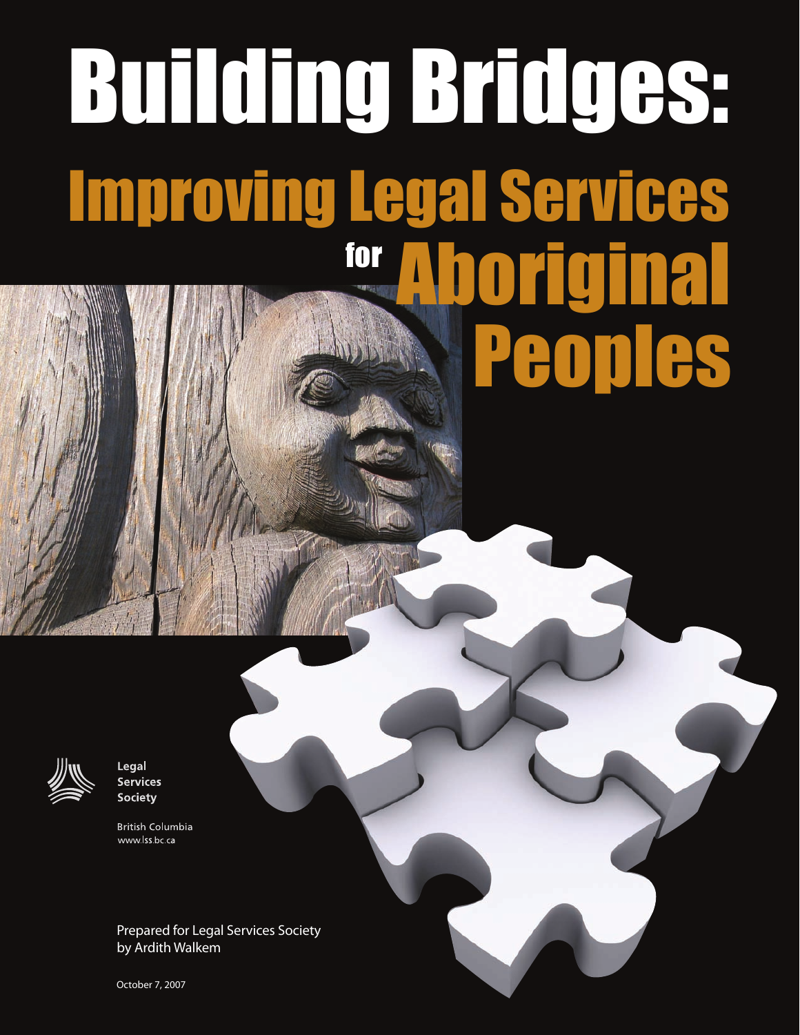# Building Bridges:

## Improving Legal Services for Aboriginal Peoples

Legal Services Society

British Columbia
www.lss.bc.ca

Prepared for Legal Services Society by Ardith Walkem

October 7, 2007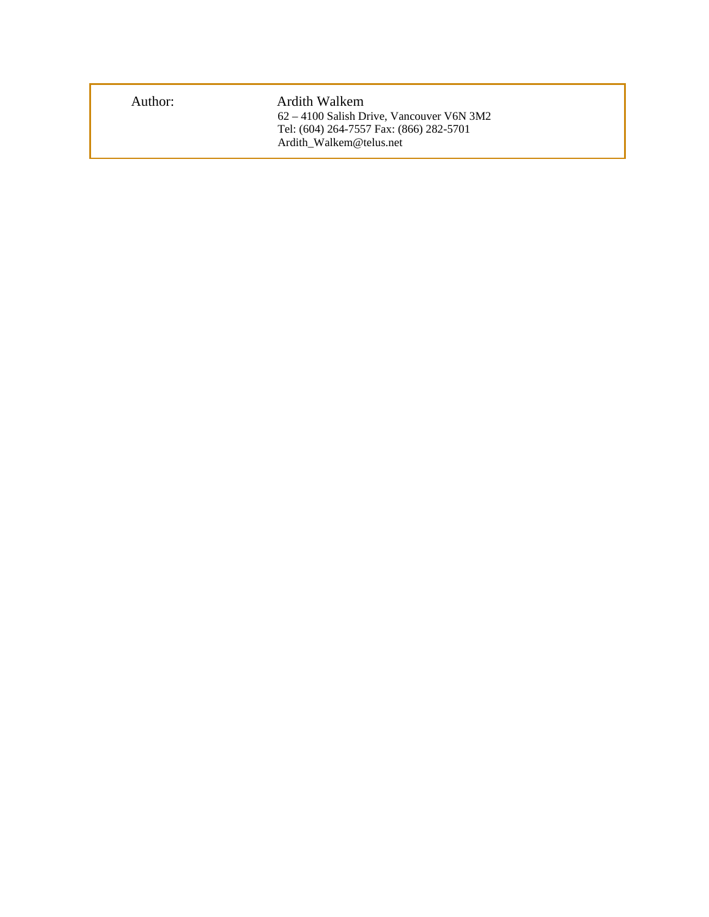| | |
|---|---|
| Author: | Ardith Walkem<br>62 – 4100 Salish Drive, Vancouver V6N 3M2<br>Tel: (604) 264-7557 Fax: (866) 282-5701<br>Ardith_Walkem@telus.net |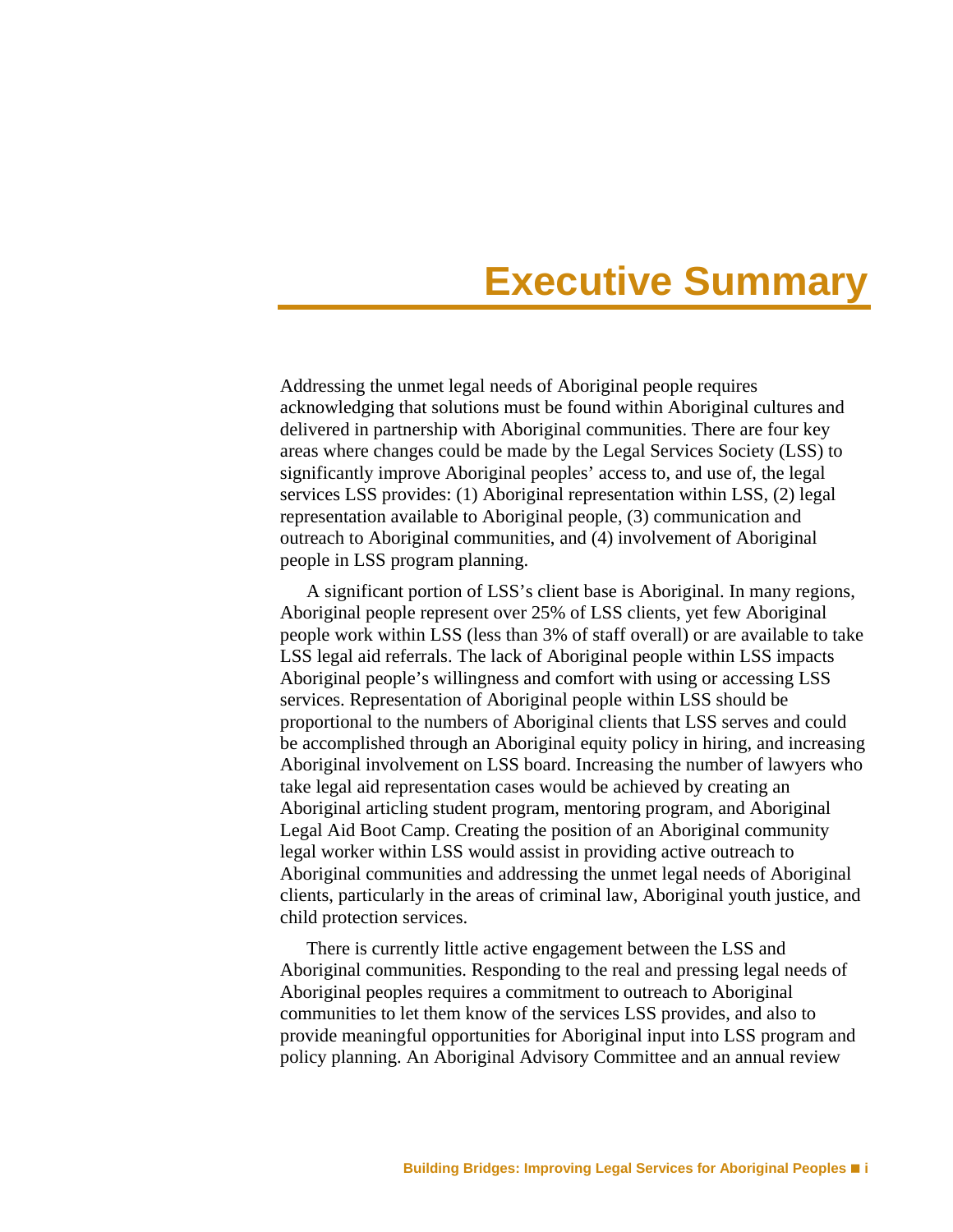# Executive Summary

Addressing the unmet legal needs of Aboriginal people requires acknowledging that solutions must be found within Aboriginal cultures and delivered in partnership with Aboriginal communities. There are four key areas where changes could be made by the Legal Services Society (LSS) to significantly improve Aboriginal peoples' access to, and use of, the legal services LSS provides: (1) Aboriginal representation within LSS, (2) legal representation available to Aboriginal people, (3) communication and outreach to Aboriginal communities, and (4) involvement of Aboriginal people in LSS program planning.

A significant portion of LSS's client base is Aboriginal. In many regions, Aboriginal people represent over 25% of LSS clients, yet few Aboriginal people work within LSS (less than 3% of staff overall) or are available to take LSS legal aid referrals. The lack of Aboriginal people within LSS impacts Aboriginal people's willingness and comfort with using or accessing LSS services. Representation of Aboriginal people within LSS should be proportional to the numbers of Aboriginal clients that LSS serves and could be accomplished through an Aboriginal equity policy in hiring, and increasing Aboriginal involvement on LSS board. Increasing the number of lawyers who take legal aid representation cases would be achieved by creating an Aboriginal articling student program, mentoring program, and Aboriginal Legal Aid Boot Camp. Creating the position of an Aboriginal community legal worker within LSS would assist in providing active outreach to Aboriginal communities and addressing the unmet legal needs of Aboriginal clients, particularly in the areas of criminal law, Aboriginal youth justice, and child protection services.

There is currently little active engagement between the LSS and Aboriginal communities. Responding to the real and pressing legal needs of Aboriginal peoples requires a commitment to outreach to Aboriginal communities to let them know of the services LSS provides, and also to provide meaningful opportunities for Aboriginal input into LSS program and policy planning. An Aboriginal Advisory Committee and an annual review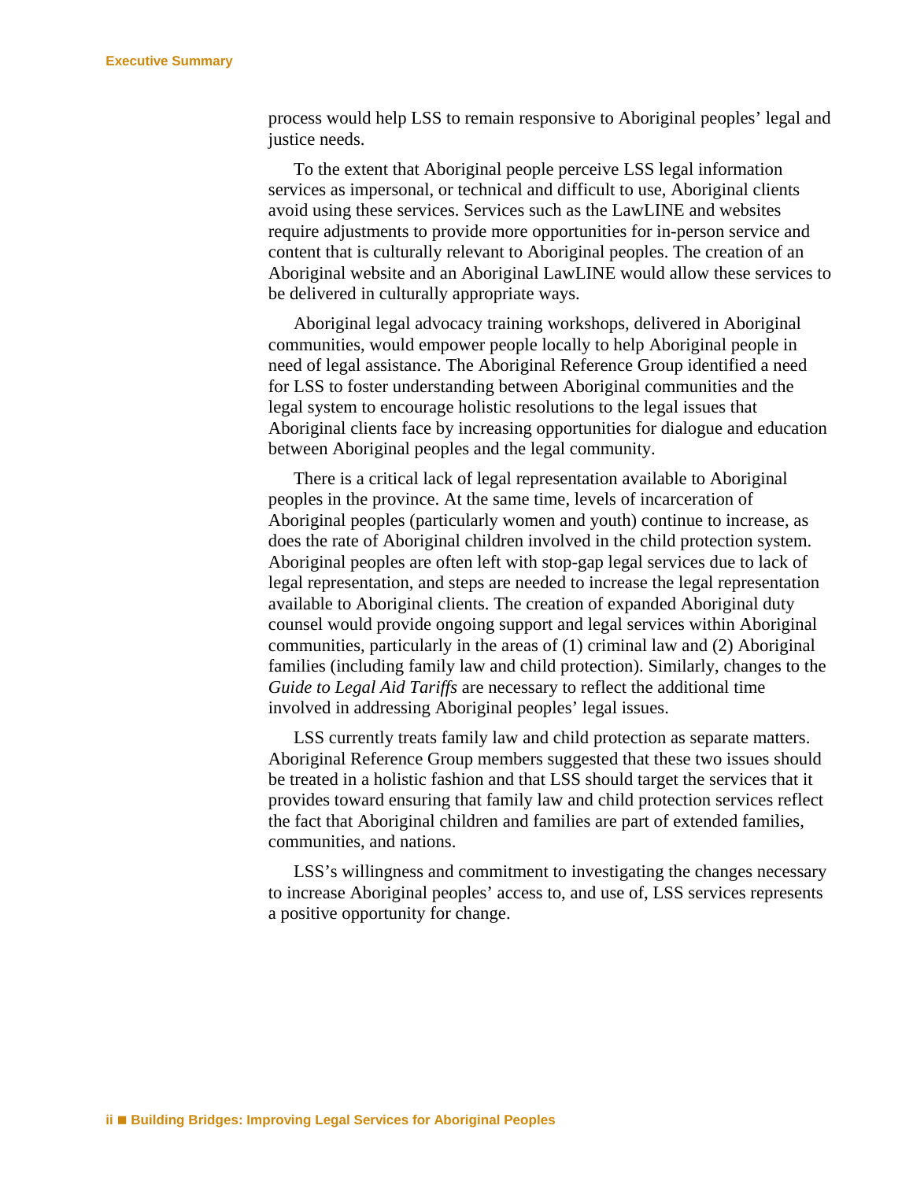process would help LSS to remain responsive to Aboriginal peoples' legal and justice needs.

To the extent that Aboriginal people perceive LSS legal information services as impersonal, or technical and difficult to use, Aboriginal clients avoid using these services. Services such as the LawLINE and websites require adjustments to provide more opportunities for in-person service and content that is culturally relevant to Aboriginal peoples. The creation of an Aboriginal website and an Aboriginal LawLINE would allow these services to be delivered in culturally appropriate ways.

Aboriginal legal advocacy training workshops, delivered in Aboriginal communities, would empower people locally to help Aboriginal people in need of legal assistance. The Aboriginal Reference Group identified a need for LSS to foster understanding between Aboriginal communities and the legal system to encourage holistic resolutions to the legal issues that Aboriginal clients face by increasing opportunities for dialogue and education between Aboriginal peoples and the legal community.

There is a critical lack of legal representation available to Aboriginal peoples in the province. At the same time, levels of incarceration of Aboriginal peoples (particularly women and youth) continue to increase, as does the rate of Aboriginal children involved in the child protection system. Aboriginal peoples are often left with stop-gap legal services due to lack of legal representation, and steps are needed to increase the legal representation available to Aboriginal clients. The creation of expanded Aboriginal duty counsel would provide ongoing support and legal services within Aboriginal communities, particularly in the areas of (1) criminal law and (2) Aboriginal families (including family law and child protection). Similarly, changes to the *Guide to Legal Aid Tariffs* are necessary to reflect the additional time involved in addressing Aboriginal peoples' legal issues.

LSS currently treats family law and child protection as separate matters. Aboriginal Reference Group members suggested that these two issues should be treated in a holistic fashion and that LSS should target the services that it provides toward ensuring that family law and child protection services reflect the fact that Aboriginal children and families are part of extended families, communities, and nations.

LSS's willingness and commitment to investigating the changes necessary to increase Aboriginal peoples' access to, and use of, LSS services represents a positive opportunity for change.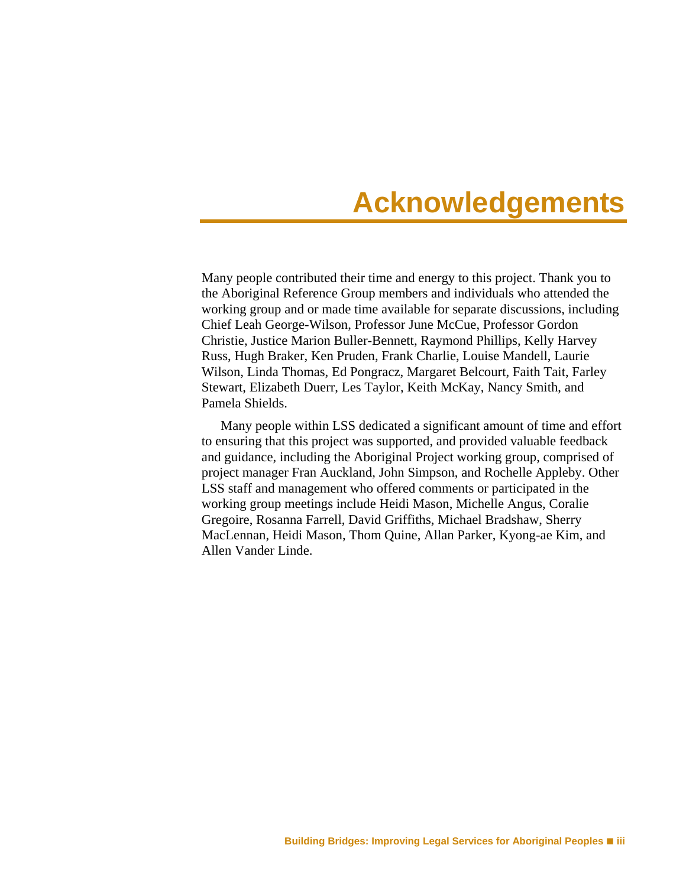# Acknowledgements

Many people contributed their time and energy to this project. Thank you to the Aboriginal Reference Group members and individuals who attended the working group and or made time available for separate discussions, including Chief Leah George-Wilson, Professor June McCue, Professor Gordon Christie, Justice Marion Buller-Bennett, Raymond Phillips, Kelly Harvey Russ, Hugh Braker, Ken Pruden, Frank Charlie, Louise Mandell, Laurie Wilson, Linda Thomas, Ed Pongracz, Margaret Belcourt, Faith Tait, Farley Stewart, Elizabeth Duerr, Les Taylor, Keith McKay, Nancy Smith, and Pamela Shields.

Many people within LSS dedicated a significant amount of time and effort to ensuring that this project was supported, and provided valuable feedback and guidance, including the Aboriginal Project working group, comprised of project manager Fran Auckland, John Simpson, and Rochelle Appleby. Other LSS staff and management who offered comments or participated in the working group meetings include Heidi Mason, Michelle Angus, Coralie Gregoire, Rosanna Farrell, David Griffiths, Michael Bradshaw, Sherry MacLennan, Heidi Mason, Thom Quine, Allan Parker, Kyong-ae Kim, and Allen Vander Linde.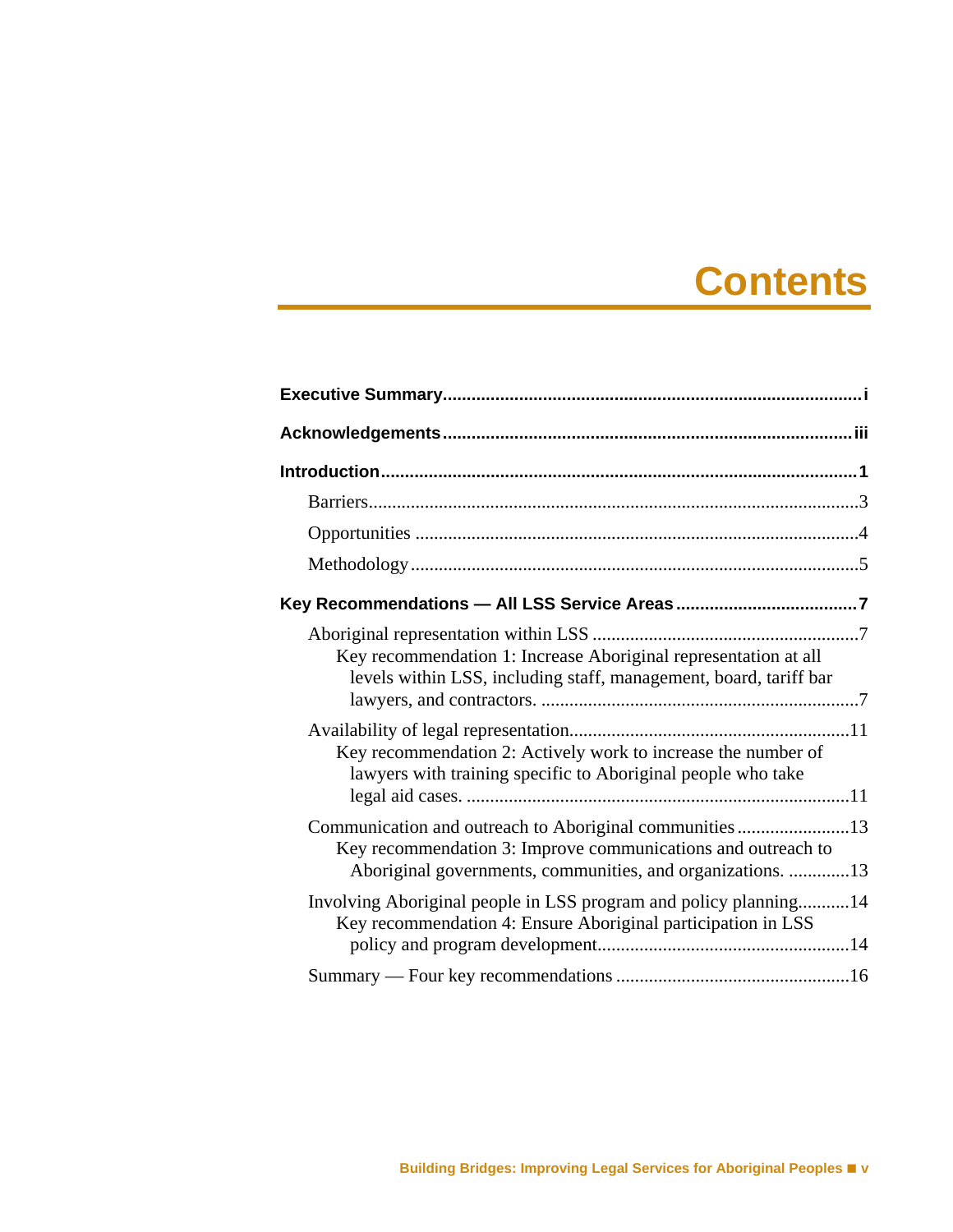# Contents

**Executive Summary** ... i

**Acknowledgements** ... iii

**Introduction** ... 1

- Barriers ... 3
- Opportunities ... 4
- Methodology ... 5

**Key Recommendations — All LSS Service Areas** ... 7

- Aboriginal representation within LSS ... 7
  - Key recommendation 1: Increase Aboriginal representation at all levels within LSS, including staff, management, board, tariff bar lawyers, and contractors. ... 7
- Availability of legal representation ... 11
  - Key recommendation 2: Actively work to increase the number of lawyers with training specific to Aboriginal people who take legal aid cases. ... 11
- Communication and outreach to Aboriginal communities ... 13
  - Key recommendation 3: Improve communications and outreach to Aboriginal governments, communities, and organizations. ... 13
- Involving Aboriginal people in LSS program and policy planning ... 14
  - Key recommendation 4: Ensure Aboriginal participation in LSS policy and program development ... 14
- Summary — Four key recommendations ... 16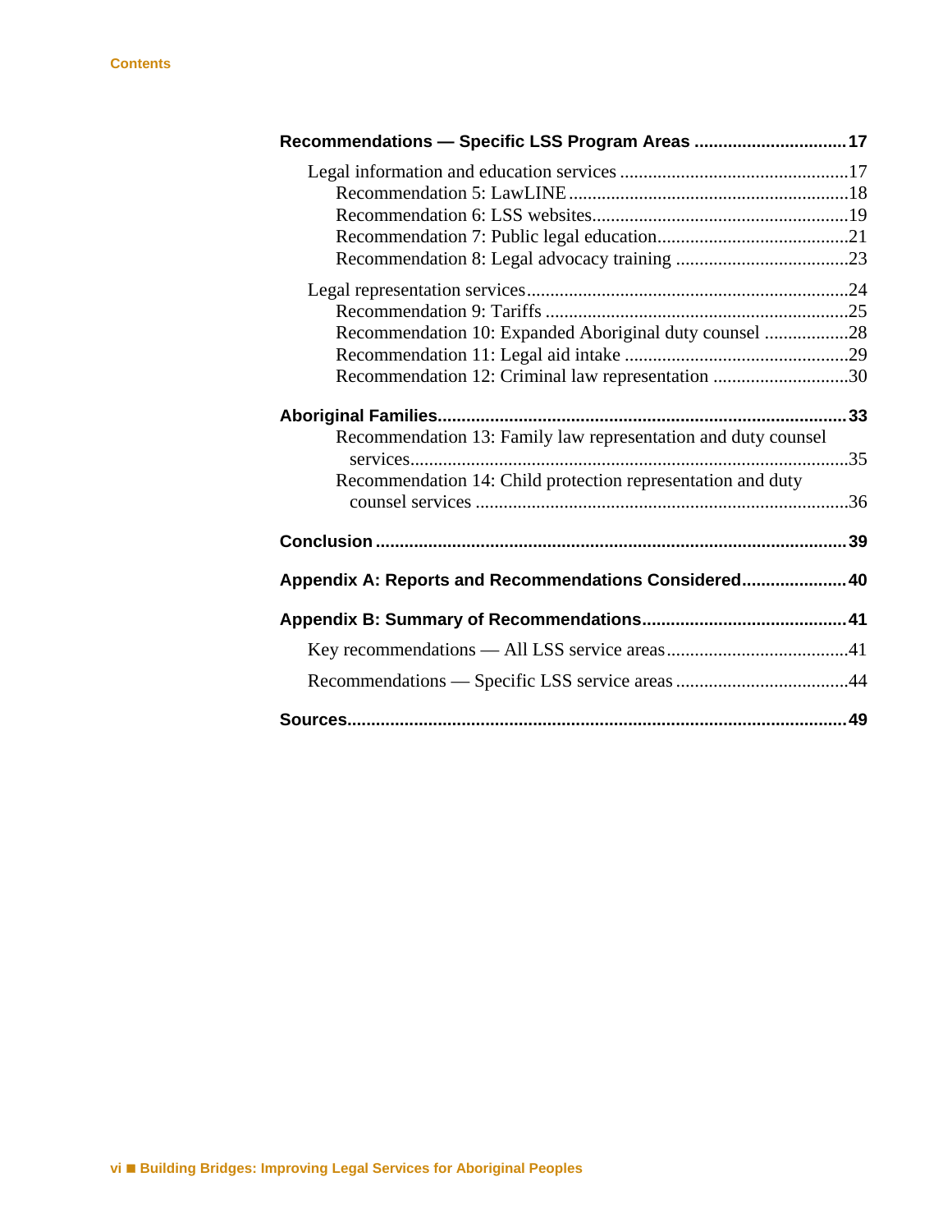Recommendations — Specific LSS Program Areas ..............................17

Legal information and education services ..........................................17
Recommendation 5: LawLINE ..........................................................18
Recommendation 6: LSS websites......................................................19
Recommendation 7: Public legal education.........................................21
Recommendation 8: Legal advocacy training .....................................23

Legal representation services.............................................................24
Recommendation 9: Tariffs ...............................................................25
Recommendation 10: Expanded Aboriginal duty counsel ..................28
Recommendation 11: Legal aid intake ...............................................29
Recommendation 12: Criminal law representation ............................30

Aboriginal Families.................................................................................33
Recommendation 13: Family law representation and duty counsel services.........................................................................................35
Recommendation 14: Child protection representation and duty counsel services ...............................................................................36

Conclusion ..............................................................................................39

Appendix A: Reports and Recommendations Considered.....................40

Appendix B: Summary of Recommendations..........................................41

Key recommendations — All LSS service areas.......................................41

Recommendations — Specific LSS service areas ....................................44

Sources.....................................................................................................49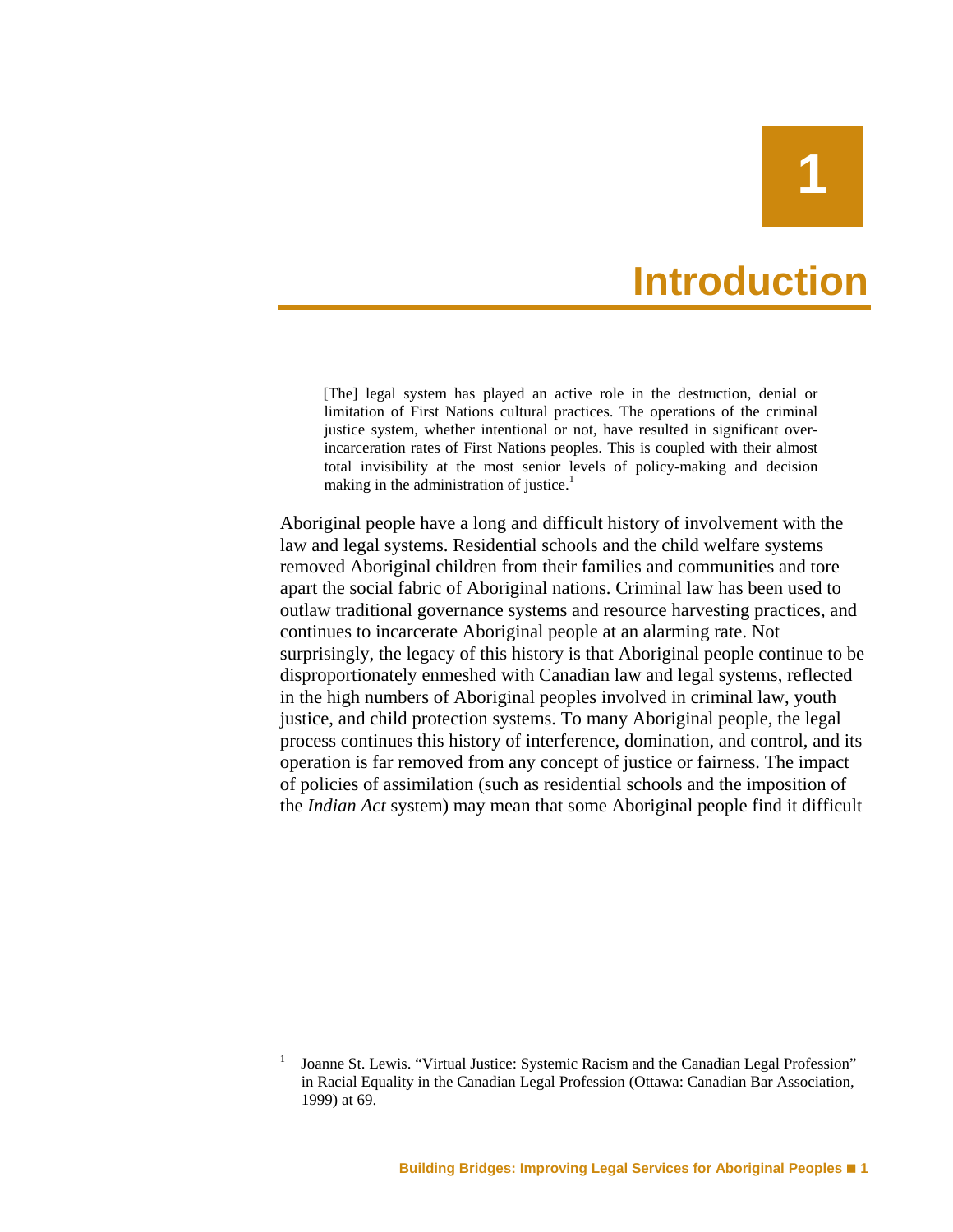# 1

# Introduction

> [The] legal system has played an active role in the destruction, denial or limitation of First Nations cultural practices. The operations of the criminal justice system, whether intentional or not, have resulted in significant over-incarceration rates of First Nations peoples. This is coupled with their almost total invisibility at the most senior levels of policy-making and decision making in the administration of justice.[1]

Aboriginal people have a long and difficult history of involvement with the law and legal systems. Residential schools and the child welfare systems removed Aboriginal children from their families and communities and tore apart the social fabric of Aboriginal nations. Criminal law has been used to outlaw traditional governance systems and resource harvesting practices, and continues to incarcerate Aboriginal people at an alarming rate. Not surprisingly, the legacy of this history is that Aboriginal people continue to be disproportionately enmeshed with Canadian law and legal systems, reflected in the high numbers of Aboriginal peoples involved in criminal law, youth justice, and child protection systems. To many Aboriginal people, the legal process continues this history of interference, domination, and control, and its operation is far removed from any concept of justice or fairness. The impact of policies of assimilation (such as residential schools and the imposition of the *Indian Act* system) may mean that some Aboriginal people find it difficult

[1] Joanne St. Lewis. "Virtual Justice: Systemic Racism and the Canadian Legal Profession" in Racial Equality in the Canadian Legal Profession (Ottawa: Canadian Bar Association, 1999) at 69.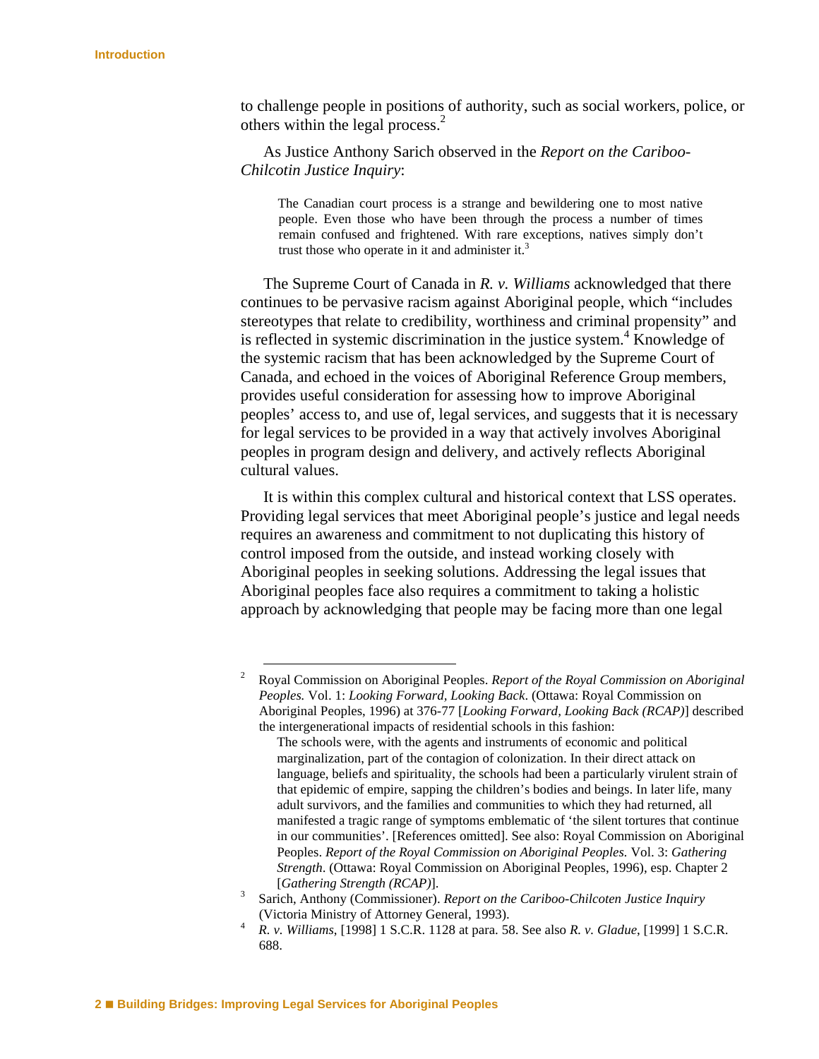to challenge people in positions of authority, such as social workers, police, or others within the legal process.[2]

As Justice Anthony Sarich observed in the *Report on the Cariboo-Chilcotin Justice Inquiry*:

> The Canadian court process is a strange and bewildering one to most native people. Even those who have been through the process a number of times remain confused and frightened. With rare exceptions, natives simply don't trust those who operate in it and administer it.[3]

The Supreme Court of Canada in *R. v. Williams* acknowledged that there continues to be pervasive racism against Aboriginal people, which "includes stereotypes that relate to credibility, worthiness and criminal propensity" and is reflected in systemic discrimination in the justice system.[4] Knowledge of the systemic racism that has been acknowledged by the Supreme Court of Canada, and echoed in the voices of Aboriginal Reference Group members, provides useful consideration for assessing how to improve Aboriginal peoples' access to, and use of, legal services, and suggests that it is necessary for legal services to be provided in a way that actively involves Aboriginal peoples in program design and delivery, and actively reflects Aboriginal cultural values.

It is within this complex cultural and historical context that LSS operates. Providing legal services that meet Aboriginal people's justice and legal needs requires an awareness and commitment to not duplicating this history of control imposed from the outside, and instead working closely with Aboriginal peoples in seeking solutions. Addressing the legal issues that Aboriginal peoples face also requires a commitment to taking a holistic approach by acknowledging that people may be facing more than one legal

---

[2] Royal Commission on Aboriginal Peoples. *Report of the Royal Commission on Aboriginal Peoples.* Vol. 1: *Looking Forward, Looking Back*. (Ottawa: Royal Commission on Aboriginal Peoples, 1996) at 376-77 [*Looking Forward, Looking Back (RCAP)*] described the intergenerational impacts of residential schools in this fashion:

> The schools were, with the agents and instruments of economic and political marginalization, part of the contagion of colonization. In their direct attack on language, beliefs and spirituality, the schools had been a particularly virulent strain of that epidemic of empire, sapping the children's bodies and beings. In later life, many adult survivors, and the families and communities to which they had returned, all manifested a tragic range of symptoms emblematic of 'the silent tortures that continue in our communities'. [References omitted]. See also: Royal Commission on Aboriginal Peoples. *Report of the Royal Commission on Aboriginal Peoples.* Vol. 3: *Gathering Strength*. (Ottawa: Royal Commission on Aboriginal Peoples, 1996), esp. Chapter 2 [*Gathering Strength (RCAP)*].

[3] Sarich, Anthony (Commissioner). *Report on the Cariboo-Chilcoten Justice Inquiry* (Victoria Ministry of Attorney General, 1993).

[4] *R. v. Williams*, [1998] 1 S.C.R. 1128 at para. 58. See also *R. v. Gladue*, [1999] 1 S.C.R. 688.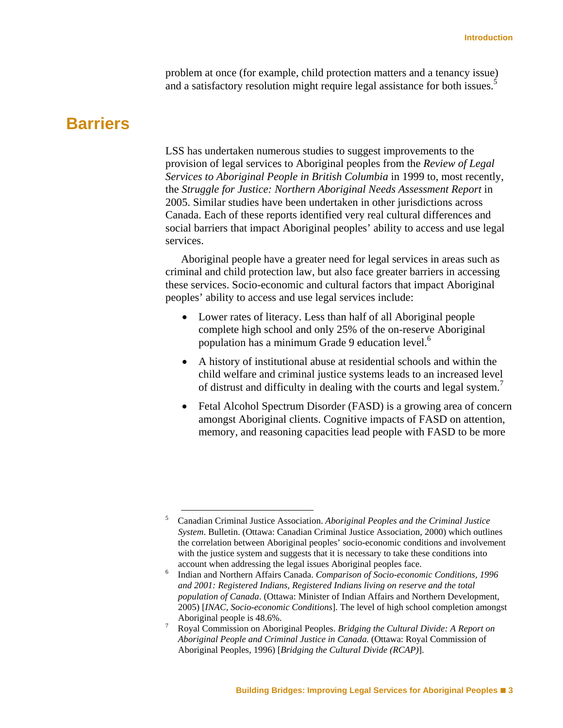problem at once (for example, child protection matters and a tenancy issue) and a satisfactory resolution might require legal assistance for both issues.[5]

## Barriers

LSS has undertaken numerous studies to suggest improvements to the provision of legal services to Aboriginal peoples from the *Review of Legal Services to Aboriginal People in British Columbia* in 1999 to, most recently, the *Struggle for Justice: Northern Aboriginal Needs Assessment Report* in 2005. Similar studies have been undertaken in other jurisdictions across Canada. Each of these reports identified very real cultural differences and social barriers that impact Aboriginal peoples' ability to access and use legal services.

Aboriginal people have a greater need for legal services in areas such as criminal and child protection law, but also face greater barriers in accessing these services. Socio-economic and cultural factors that impact Aboriginal peoples' ability to access and use legal services include:

- Lower rates of literacy. Less than half of all Aboriginal people complete high school and only 25% of the on-reserve Aboriginal population has a minimum Grade 9 education level.[6]
- A history of institutional abuse at residential schools and within the child welfare and criminal justice systems leads to an increased level of distrust and difficulty in dealing with the courts and legal system.[7]
- Fetal Alcohol Spectrum Disorder (FASD) is a growing area of concern amongst Aboriginal clients. Cognitive impacts of FASD on attention, memory, and reasoning capacities lead people with FASD to be more

---

[5] Canadian Criminal Justice Association. *Aboriginal Peoples and the Criminal Justice System*. Bulletin. (Ottawa: Canadian Criminal Justice Association, 2000) which outlines the correlation between Aboriginal peoples' socio-economic conditions and involvement with the justice system and suggests that it is necessary to take these conditions into account when addressing the legal issues Aboriginal peoples face.

[6] Indian and Northern Affairs Canada. *Comparison of Socio-economic Conditions, 1996 and 2001: Registered Indians, Registered Indians living on reserve and the total population of Canada*. (Ottawa: Minister of Indian Affairs and Northern Development, 2005) [*INAC, Socio-economic Conditions*]. The level of high school completion amongst Aboriginal people is 48.6%.

[7] Royal Commission on Aboriginal Peoples. *Bridging the Cultural Divide: A Report on Aboriginal People and Criminal Justice in Canada.* (Ottawa: Royal Commission of Aboriginal Peoples, 1996) [*Bridging the Cultural Divide (RCAP)*].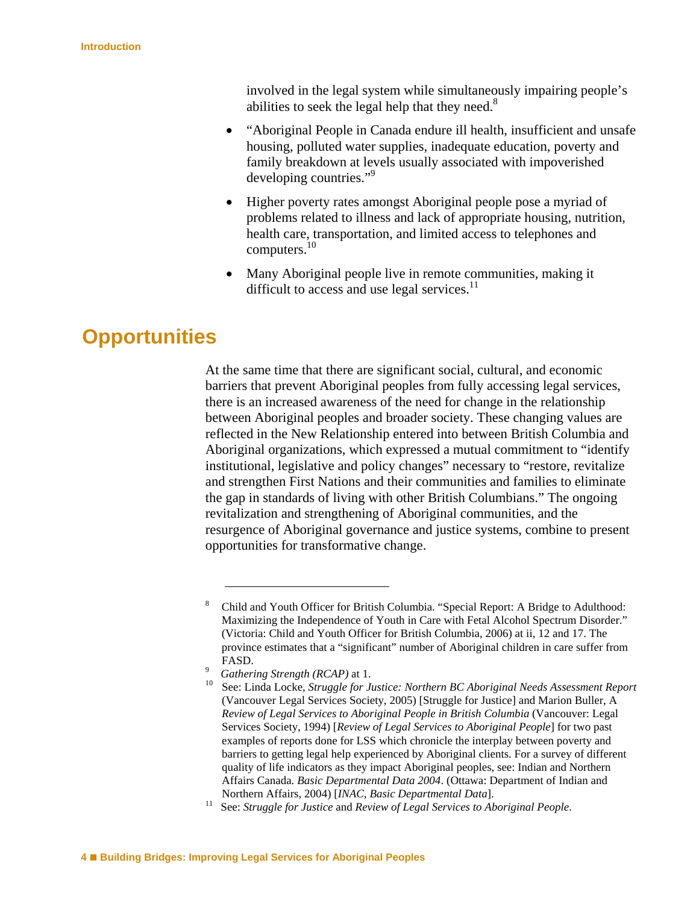involved in the legal system while simultaneously impairing people's abilities to seek the legal help that they need.[8]

- "Aboriginal People in Canada endure ill health, insufficient and unsafe housing, polluted water supplies, inadequate education, poverty and family breakdown at levels usually associated with impoverished developing countries."[9]
- Higher poverty rates amongst Aboriginal people pose a myriad of problems related to illness and lack of appropriate housing, nutrition, health care, transportation, and limited access to telephones and computers.[10]
- Many Aboriginal people live in remote communities, making it difficult to access and use legal services.[11]

## Opportunities

At the same time that there are significant social, cultural, and economic barriers that prevent Aboriginal peoples from fully accessing legal services, there is an increased awareness of the need for change in the relationship between Aboriginal peoples and broader society. These changing values are reflected in the New Relationship entered into between British Columbia and Aboriginal organizations, which expressed a mutual commitment to "identify institutional, legislative and policy changes" necessary to "restore, revitalize and strengthen First Nations and their communities and families to eliminate the gap in standards of living with other British Columbians." The ongoing revitalization and strengthening of Aboriginal communities, and the resurgence of Aboriginal governance and justice systems, combine to present opportunities for transformative change.

---

[8] Child and Youth Officer for British Columbia. "Special Report: A Bridge to Adulthood: Maximizing the Independence of Youth in Care with Fetal Alcohol Spectrum Disorder." (Victoria: Child and Youth Officer for British Columbia, 2006) at ii, 12 and 17. The province estimates that a "significant" number of Aboriginal children in care suffer from FASD.

[9] *Gathering Strength (RCAP)* at 1.

[10] See: Linda Locke, *Struggle for Justice: Northern BC Aboriginal Needs Assessment Report* (Vancouver Legal Services Society, 2005) [Struggle for Justice] and Marion Buller, A *Review of Legal Services to Aboriginal People in British Columbia* (Vancouver: Legal Services Society, 1994) [*Review of Legal Services to Aboriginal People*] for two past examples of reports done for LSS which chronicle the interplay between poverty and barriers to getting legal help experienced by Aboriginal clients. For a survey of different quality of life indicators as they impact Aboriginal peoples, see: Indian and Northern Affairs Canada. *Basic Departmental Data 2004*. (Ottawa: Department of Indian and Northern Affairs, 2004) [*INAC, Basic Departmental Data*].

[11] See: *Struggle for Justice* and *Review of Legal Services to Aboriginal People*.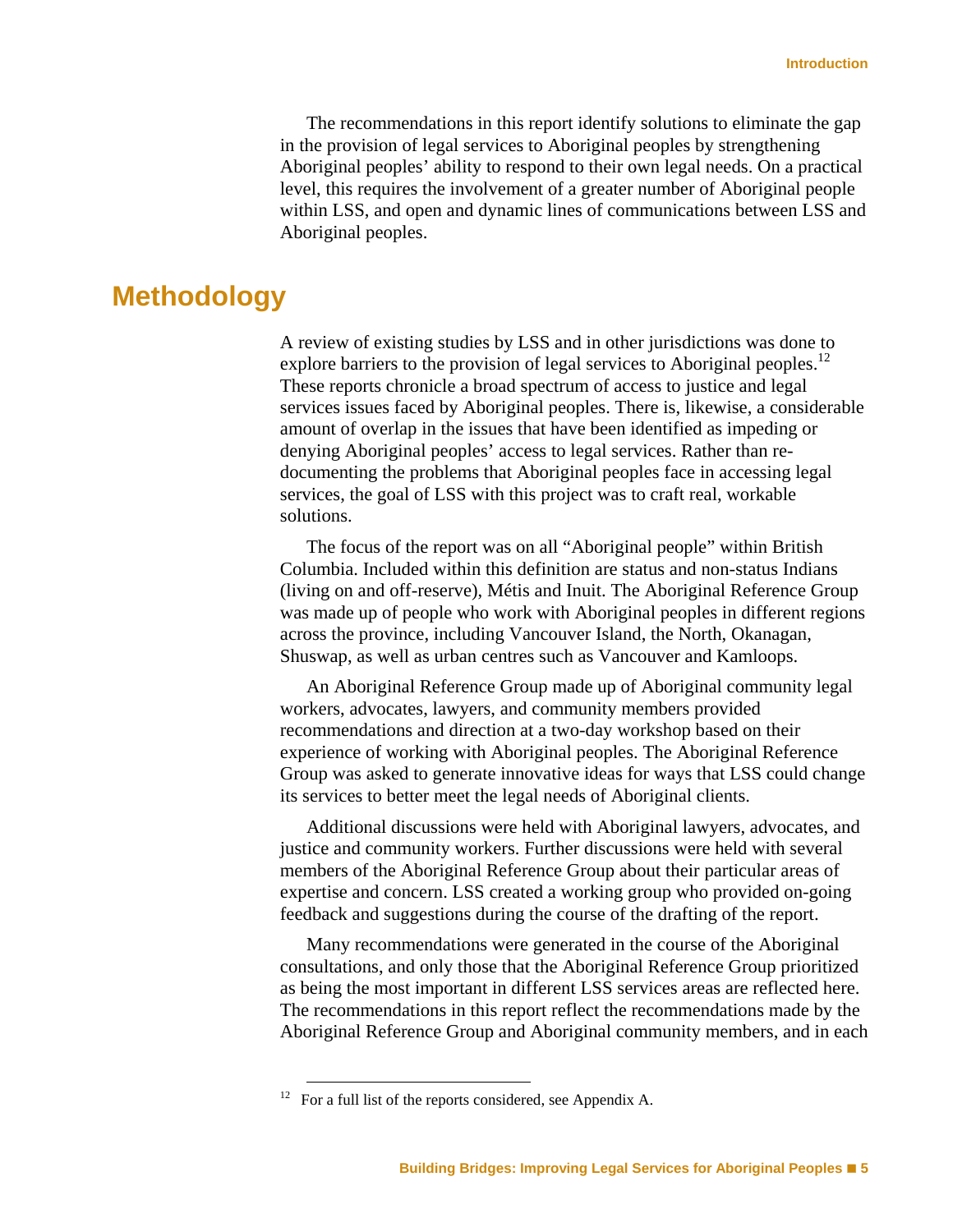The recommendations in this report identify solutions to eliminate the gap in the provision of legal services to Aboriginal peoples by strengthening Aboriginal peoples' ability to respond to their own legal needs. On a practical level, this requires the involvement of a greater number of Aboriginal people within LSS, and open and dynamic lines of communications between LSS and Aboriginal peoples.

## Methodology

A review of existing studies by LSS and in other jurisdictions was done to explore barriers to the provision of legal services to Aboriginal peoples.[12] These reports chronicle a broad spectrum of access to justice and legal services issues faced by Aboriginal peoples. There is, likewise, a considerable amount of overlap in the issues that have been identified as impeding or denying Aboriginal peoples' access to legal services. Rather than re-documenting the problems that Aboriginal peoples face in accessing legal services, the goal of LSS with this project was to craft real, workable solutions.

The focus of the report was on all "Aboriginal people" within British Columbia. Included within this definition are status and non-status Indians (living on and off-reserve), Métis and Inuit. The Aboriginal Reference Group was made up of people who work with Aboriginal peoples in different regions across the province, including Vancouver Island, the North, Okanagan, Shuswap, as well as urban centres such as Vancouver and Kamloops.

An Aboriginal Reference Group made up of Aboriginal community legal workers, advocates, lawyers, and community members provided recommendations and direction at a two-day workshop based on their experience of working with Aboriginal peoples. The Aboriginal Reference Group was asked to generate innovative ideas for ways that LSS could change its services to better meet the legal needs of Aboriginal clients.

Additional discussions were held with Aboriginal lawyers, advocates, and justice and community workers. Further discussions were held with several members of the Aboriginal Reference Group about their particular areas of expertise and concern. LSS created a working group who provided on-going feedback and suggestions during the course of the drafting of the report.

Many recommendations were generated in the course of the Aboriginal consultations, and only those that the Aboriginal Reference Group prioritized as being the most important in different LSS services areas are reflected here. The recommendations in this report reflect the recommendations made by the Aboriginal Reference Group and Aboriginal community members, and in each

[12] For a full list of the reports considered, see Appendix A.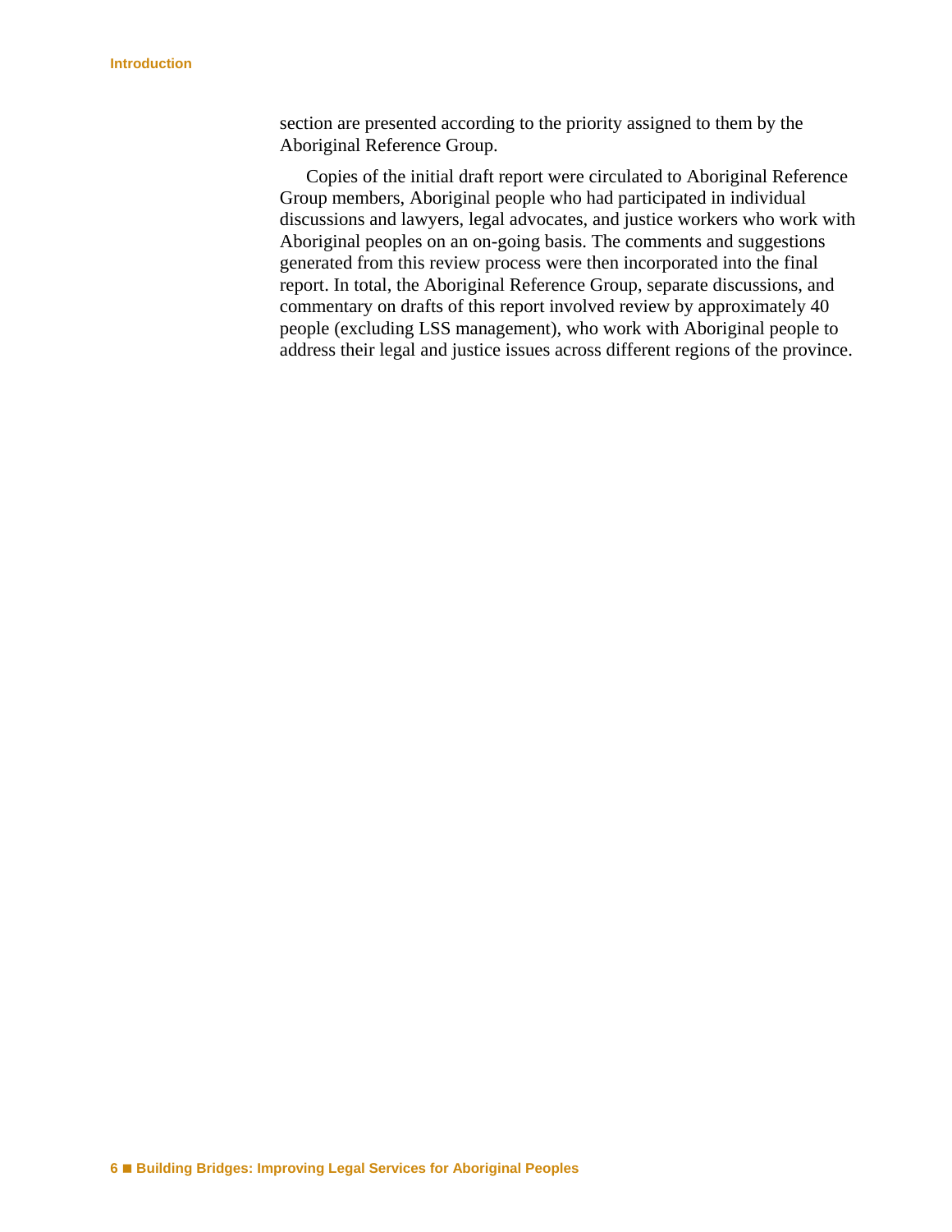section are presented according to the priority assigned to them by the Aboriginal Reference Group.

Copies of the initial draft report were circulated to Aboriginal Reference Group members, Aboriginal people who had participated in individual discussions and lawyers, legal advocates, and justice workers who work with Aboriginal peoples on an on-going basis. The comments and suggestions generated from this review process were then incorporated into the final report. In total, the Aboriginal Reference Group, separate discussions, and commentary on drafts of this report involved review by approximately 40 people (excluding LSS management), who work with Aboriginal people to address their legal and justice issues across different regions of the province.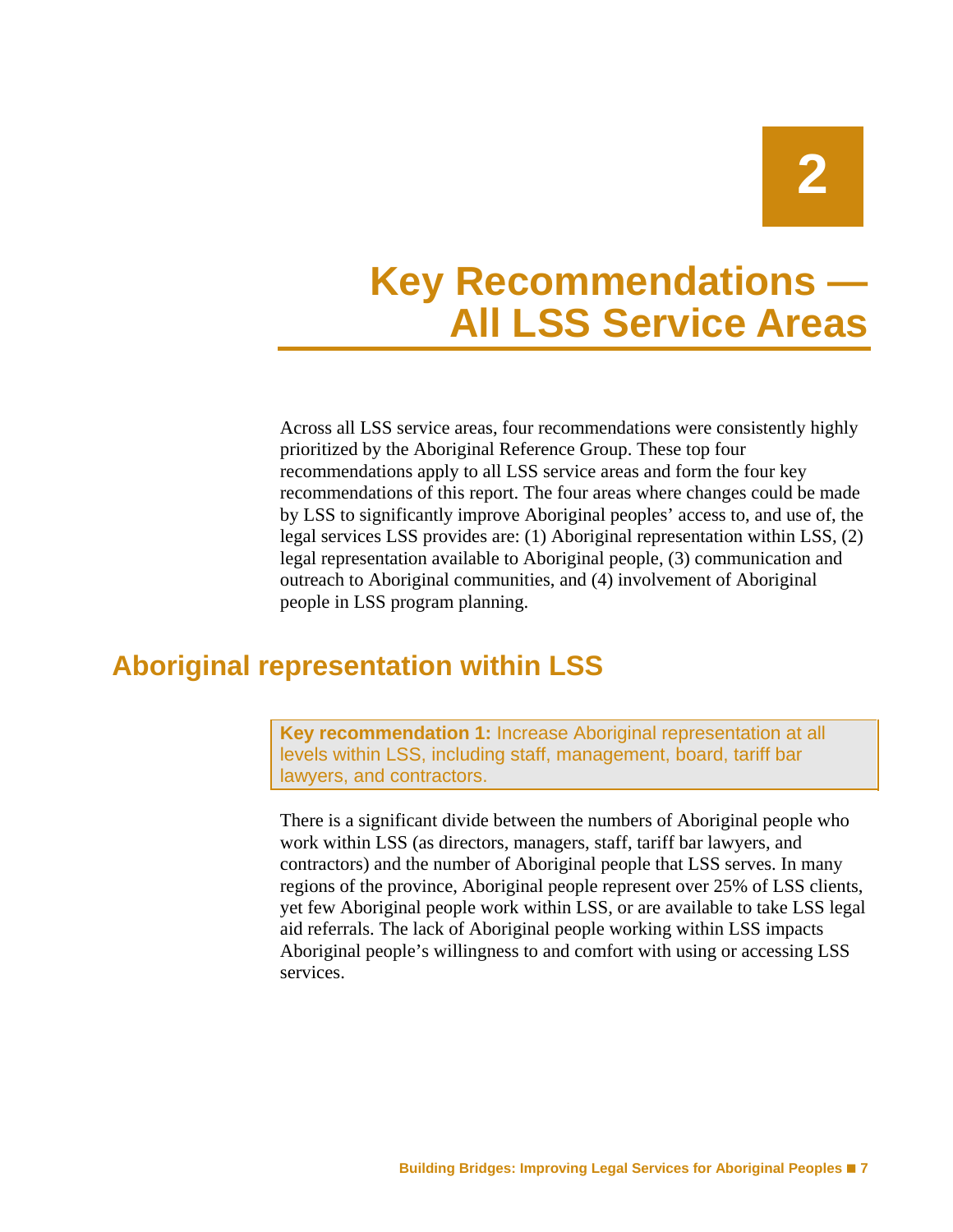# 2

# Key Recommendations — All LSS Service Areas

Across all LSS service areas, four recommendations were consistently highly prioritized by the Aboriginal Reference Group. These top four recommendations apply to all LSS service areas and form the four key recommendations of this report. The four areas where changes could be made by LSS to significantly improve Aboriginal peoples' access to, and use of, the legal services LSS provides are: (1) Aboriginal representation within LSS, (2) legal representation available to Aboriginal people, (3) communication and outreach to Aboriginal communities, and (4) involvement of Aboriginal people in LSS program planning.

## Aboriginal representation within LSS

**Key recommendation 1:** Increase Aboriginal representation at all levels within LSS, including staff, management, board, tariff bar lawyers, and contractors.

There is a significant divide between the numbers of Aboriginal people who work within LSS (as directors, managers, staff, tariff bar lawyers, and contractors) and the number of Aboriginal people that LSS serves. In many regions of the province, Aboriginal people represent over 25% of LSS clients, yet few Aboriginal people work within LSS, or are available to take LSS legal aid referrals. The lack of Aboriginal people working within LSS impacts Aboriginal people's willingness to and comfort with using or accessing LSS services.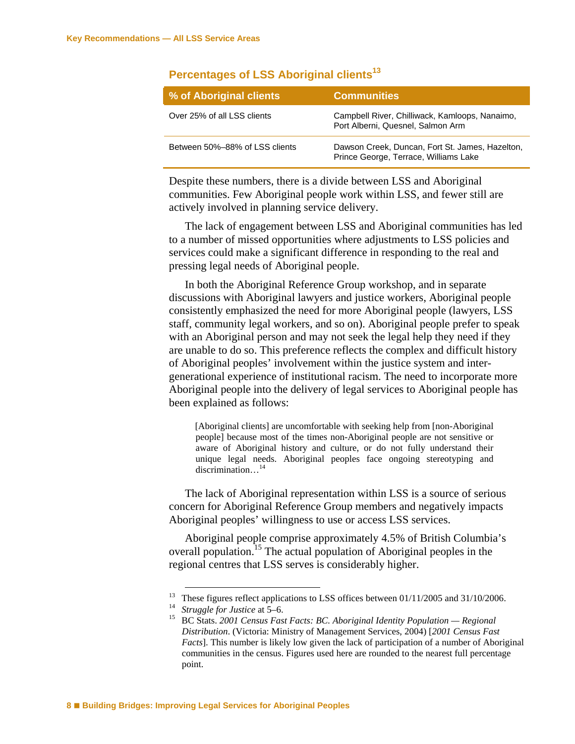### Percentages of LSS Aboriginal clients[13]

| % of Aboriginal clients | Communities |
|---|---|
| Over 25% of all LSS clients | Campbell River, Chilliwack, Kamloops, Nanaimo, Port Alberni, Quesnel, Salmon Arm |
| Between 50%–88% of LSS clients | Dawson Creek, Duncan, Fort St. James, Hazelton, Prince George, Terrace, Williams Lake |

Despite these numbers, there is a divide between LSS and Aboriginal communities. Few Aboriginal people work within LSS, and fewer still are actively involved in planning service delivery.

The lack of engagement between LSS and Aboriginal communities has led to a number of missed opportunities where adjustments to LSS policies and services could make a significant difference in responding to the real and pressing legal needs of Aboriginal people.

In both the Aboriginal Reference Group workshop, and in separate discussions with Aboriginal lawyers and justice workers, Aboriginal people consistently emphasized the need for more Aboriginal people (lawyers, LSS staff, community legal workers, and so on). Aboriginal people prefer to speak with an Aboriginal person and may not seek the legal help they need if they are unable to do so. This preference reflects the complex and difficult history of Aboriginal peoples' involvement within the justice system and inter-generational experience of institutional racism. The need to incorporate more Aboriginal people into the delivery of legal services to Aboriginal people has been explained as follows:

> [Aboriginal clients] are uncomfortable with seeking help from [non-Aboriginal people] because most of the times non-Aboriginal people are not sensitive or aware of Aboriginal history and culture, or do not fully understand their unique legal needs. Aboriginal peoples face ongoing stereotyping and discrimination…[14]

The lack of Aboriginal representation within LSS is a source of serious concern for Aboriginal Reference Group members and negatively impacts Aboriginal peoples' willingness to use or access LSS services.

Aboriginal people comprise approximately 4.5% of British Columbia's overall population.[15] The actual population of Aboriginal peoples in the regional centres that LSS serves is considerably higher.

---

[13] These figures reflect applications to LSS offices between 01/11/2005 and 31/10/2006.

[14] *Struggle for Justice* at 5–6.

[15] BC Stats. *2001 Census Fast Facts: BC. Aboriginal Identity Population — Regional Distribution*. (Victoria: Ministry of Management Services, 2004) [*2001 Census Fast Facts*]. This number is likely low given the lack of participation of a number of Aboriginal communities in the census. Figures used here are rounded to the nearest full percentage point.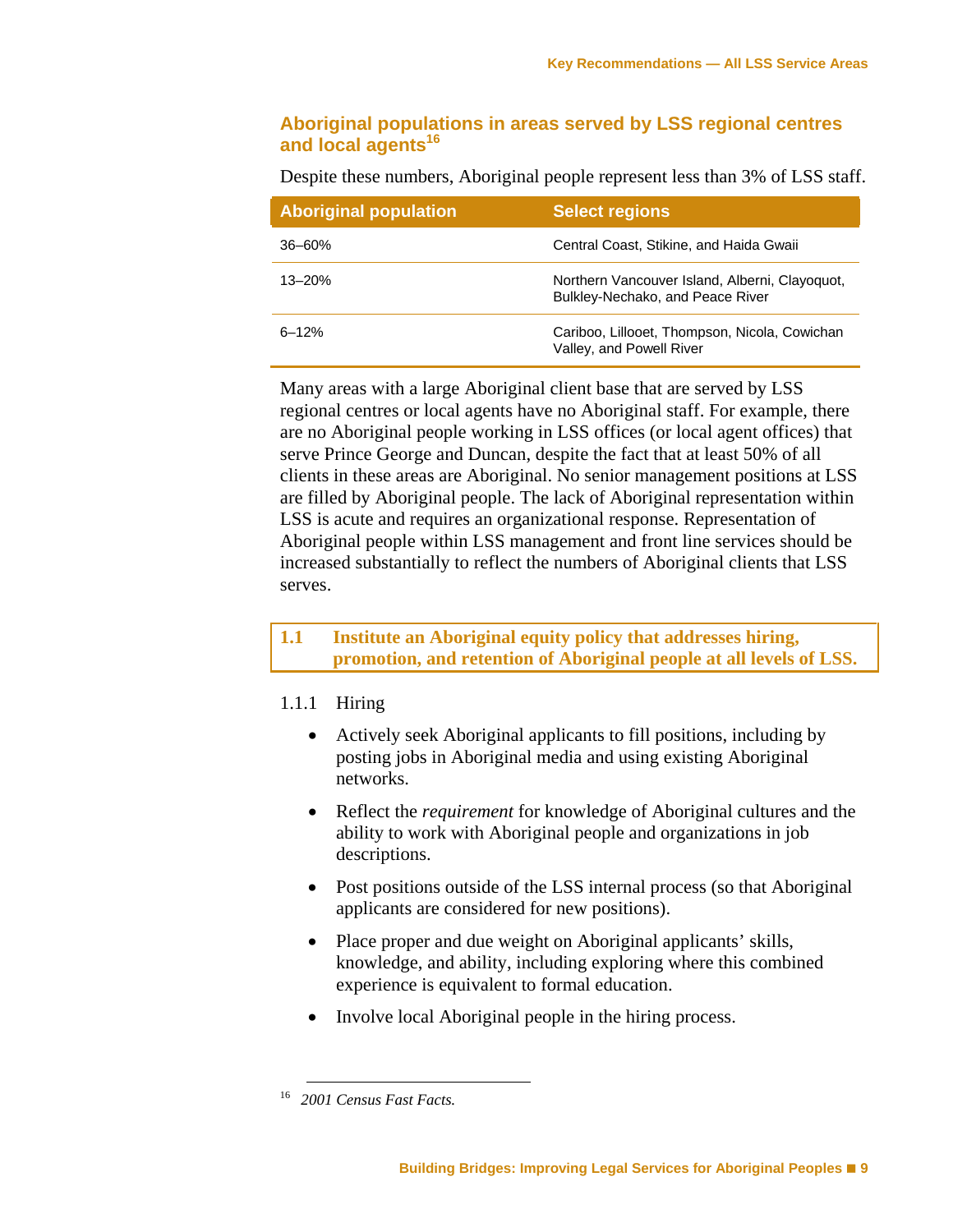### Aboriginal populations in areas served by LSS regional centres and local agents[16]

Despite these numbers, Aboriginal people represent less than 3% of LSS staff.

| Aboriginal population | Select regions |
|---|---|
| 36–60% | Central Coast, Stikine, and Haida Gwaii |
| 13–20% | Northern Vancouver Island, Alberni, Clayoquot, Bulkley-Nechako, and Peace River |
| 6–12% | Cariboo, Lillooet, Thompson, Nicola, Cowichan Valley, and Powell River |

Many areas with a large Aboriginal client base that are served by LSS regional centres or local agents have no Aboriginal staff. For example, there are no Aboriginal people working in LSS offices (or local agent offices) that serve Prince George and Duncan, despite the fact that at least 50% of all clients in these areas are Aboriginal. No senior management positions at LSS are filled by Aboriginal people. The lack of Aboriginal representation within LSS is acute and requires an organizational response. Representation of Aboriginal people within LSS management and front line services should be increased substantially to reflect the numbers of Aboriginal clients that LSS serves.

**1.1 Institute an Aboriginal equity policy that addresses hiring, promotion, and retention of Aboriginal people at all levels of LSS.**

1.1.1 Hiring

- Actively seek Aboriginal applicants to fill positions, including by posting jobs in Aboriginal media and using existing Aboriginal networks.
- Reflect the *requirement* for knowledge of Aboriginal cultures and the ability to work with Aboriginal people and organizations in job descriptions.
- Post positions outside of the LSS internal process (so that Aboriginal applicants are considered for new positions).
- Place proper and due weight on Aboriginal applicants' skills, knowledge, and ability, including exploring where this combined experience is equivalent to formal education.
- Involve local Aboriginal people in the hiring process.

---

[16] *2001 Census Fast Facts.*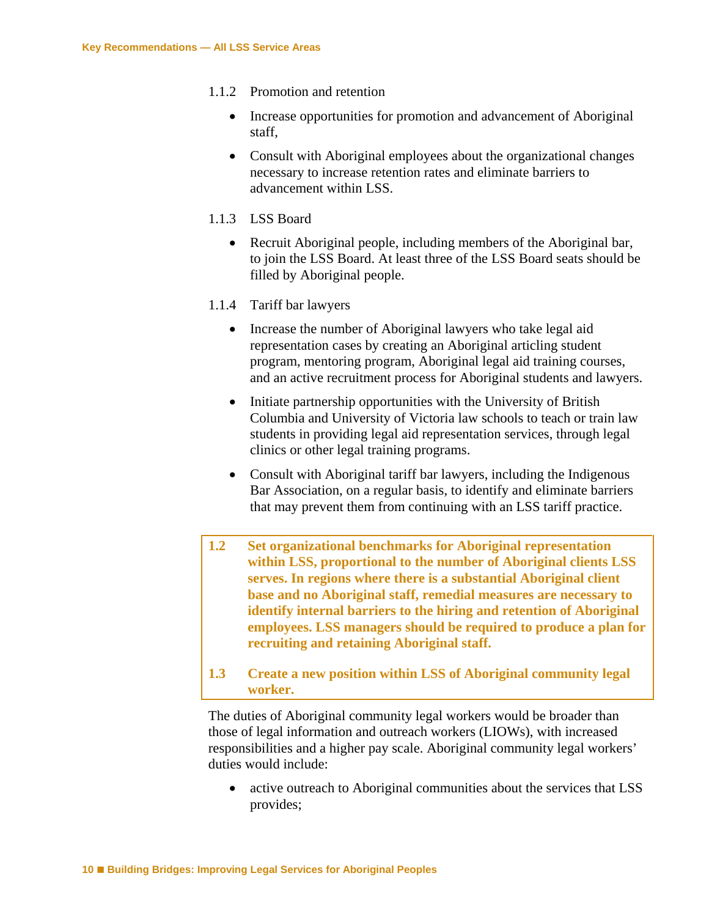1.1.2 Promotion and retention

- Increase opportunities for promotion and advancement of Aboriginal staff,
- Consult with Aboriginal employees about the organizational changes necessary to increase retention rates and eliminate barriers to advancement within LSS.

1.1.3 LSS Board

- Recruit Aboriginal people, including members of the Aboriginal bar, to join the LSS Board. At least three of the LSS Board seats should be filled by Aboriginal people.

1.1.4 Tariff bar lawyers

- Increase the number of Aboriginal lawyers who take legal aid representation cases by creating an Aboriginal articling student program, mentoring program, Aboriginal legal aid training courses, and an active recruitment process for Aboriginal students and lawyers.
- Initiate partnership opportunities with the University of British Columbia and University of Victoria law schools to teach or train law students in providing legal aid representation services, through legal clinics or other legal training programs.
- Consult with Aboriginal tariff bar lawyers, including the Indigenous Bar Association, on a regular basis, to identify and eliminate barriers that may prevent them from continuing with an LSS tariff practice.

**1.2 Set organizational benchmarks for Aboriginal representation within LSS, proportional to the number of Aboriginal clients LSS serves. In regions where there is a substantial Aboriginal client base and no Aboriginal staff, remedial measures are necessary to identify internal barriers to the hiring and retention of Aboriginal employees. LSS managers should be required to produce a plan for recruiting and retaining Aboriginal staff.**

**1.3 Create a new position within LSS of Aboriginal community legal worker.**

The duties of Aboriginal community legal workers would be broader than those of legal information and outreach workers (LIOWs), with increased responsibilities and a higher pay scale. Aboriginal community legal workers' duties would include:

- active outreach to Aboriginal communities about the services that LSS provides;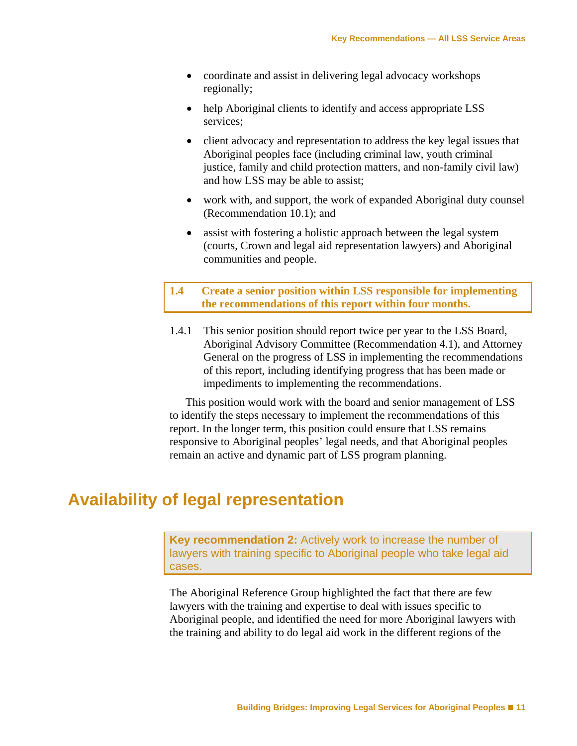- coordinate and assist in delivering legal advocacy workshops regionally;
- help Aboriginal clients to identify and access appropriate LSS services;
- client advocacy and representation to address the key legal issues that Aboriginal peoples face (including criminal law, youth criminal justice, family and child protection matters, and non-family civil law) and how LSS may be able to assist;
- work with, and support, the work of expanded Aboriginal duty counsel (Recommendation 10.1); and
- assist with fostering a holistic approach between the legal system (courts, Crown and legal aid representation lawyers) and Aboriginal communities and people.

**1.4 Create a senior position within LSS responsible for implementing the recommendations of this report within four months.**

1.4.1 This senior position should report twice per year to the LSS Board, Aboriginal Advisory Committee (Recommendation 4.1), and Attorney General on the progress of LSS in implementing the recommendations of this report, including identifying progress that has been made or impediments to implementing the recommendations.

This position would work with the board and senior management of LSS to identify the steps necessary to implement the recommendations of this report. In the longer term, this position could ensure that LSS remains responsive to Aboriginal peoples' legal needs, and that Aboriginal peoples remain an active and dynamic part of LSS program planning.

## Availability of legal representation

**Key recommendation 2:** Actively work to increase the number of lawyers with training specific to Aboriginal people who take legal aid cases.

The Aboriginal Reference Group highlighted the fact that there are few lawyers with the training and expertise to deal with issues specific to Aboriginal people, and identified the need for more Aboriginal lawyers with the training and ability to do legal aid work in the different regions of the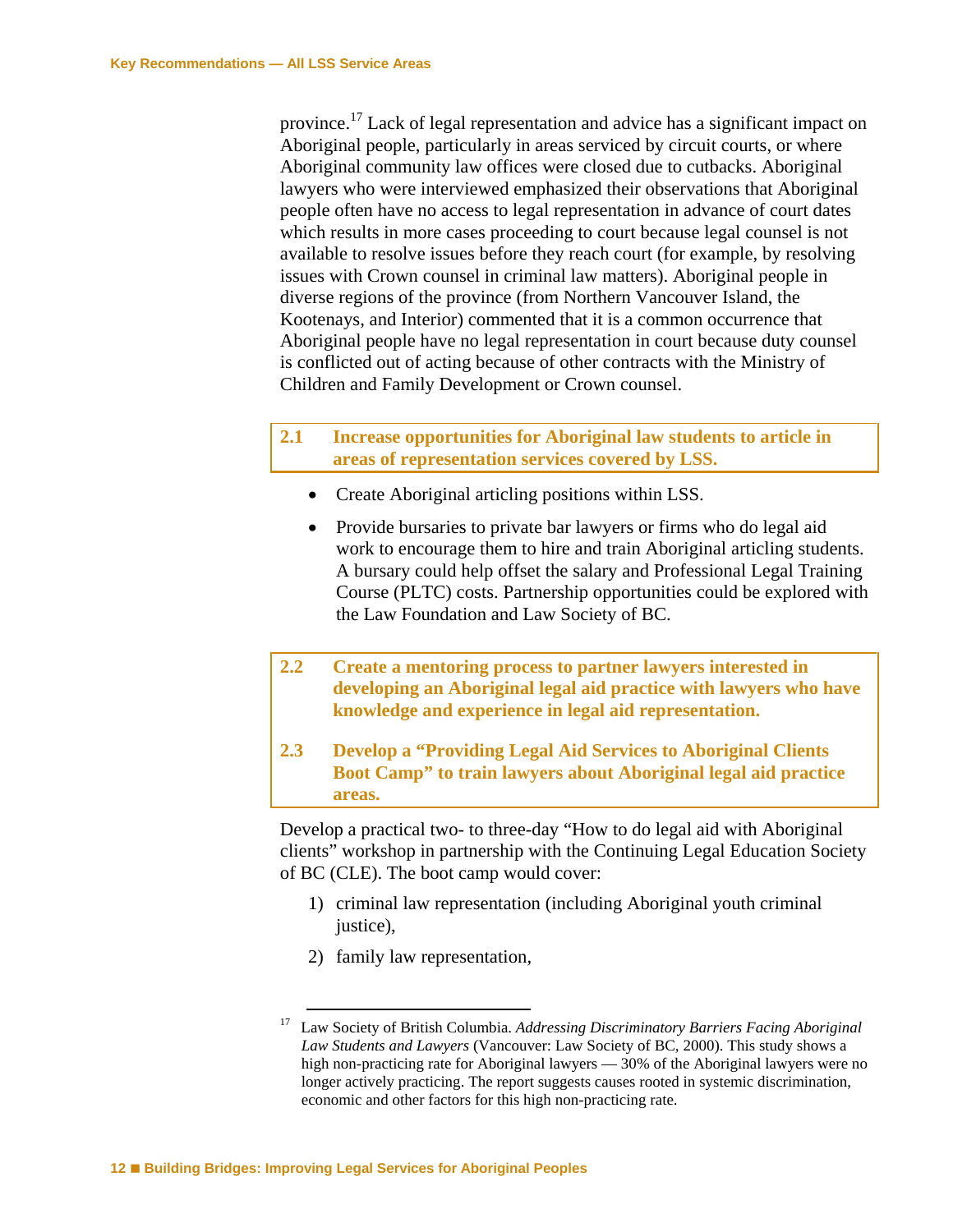province.[17] Lack of legal representation and advice has a significant impact on Aboriginal people, particularly in areas serviced by circuit courts, or where Aboriginal community law offices were closed due to cutbacks. Aboriginal lawyers who were interviewed emphasized their observations that Aboriginal people often have no access to legal representation in advance of court dates which results in more cases proceeding to court because legal counsel is not available to resolve issues before they reach court (for example, by resolving issues with Crown counsel in criminal law matters). Aboriginal people in diverse regions of the province (from Northern Vancouver Island, the Kootenays, and Interior) commented that it is a common occurrence that Aboriginal people have no legal representation in court because duty counsel is conflicted out of acting because of other contracts with the Ministry of Children and Family Development or Crown counsel.

**2.1 Increase opportunities for Aboriginal law students to article in areas of representation services covered by LSS.**

- Create Aboriginal articling positions within LSS.
- Provide bursaries to private bar lawyers or firms who do legal aid work to encourage them to hire and train Aboriginal articling students. A bursary could help offset the salary and Professional Legal Training Course (PLTC) costs. Partnership opportunities could be explored with the Law Foundation and Law Society of BC.

**2.2 Create a mentoring process to partner lawyers interested in developing an Aboriginal legal aid practice with lawyers who have knowledge and experience in legal aid representation.**

**2.3 Develop a "Providing Legal Aid Services to Aboriginal Clients Boot Camp" to train lawyers about Aboriginal legal aid practice areas.**

Develop a practical two- to three-day "How to do legal aid with Aboriginal clients" workshop in partnership with the Continuing Legal Education Society of BC (CLE). The boot camp would cover:

1) criminal law representation (including Aboriginal youth criminal justice),
2) family law representation,

---

[17] Law Society of British Columbia. *Addressing Discriminatory Barriers Facing Aboriginal Law Students and Lawyers* (Vancouver: Law Society of BC, 2000). This study shows a high non-practicing rate for Aboriginal lawyers — 30% of the Aboriginal lawyers were no longer actively practicing. The report suggests causes rooted in systemic discrimination, economic and other factors for this high non-practicing rate.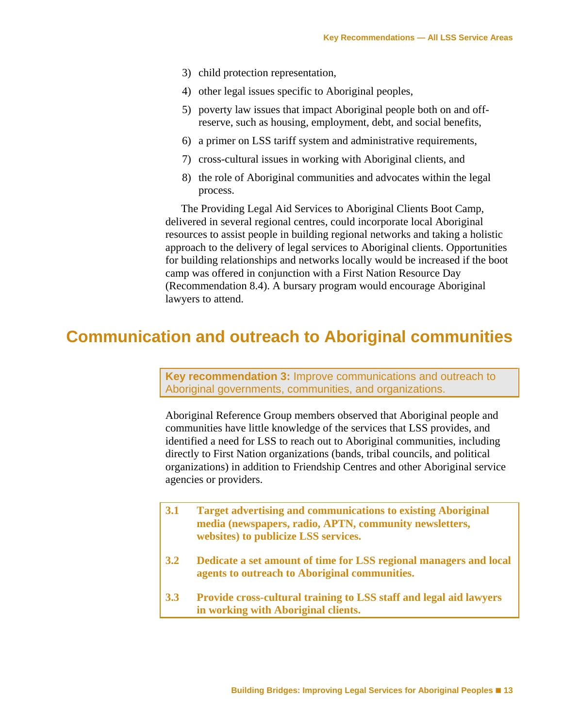3) child protection representation,
4) other legal issues specific to Aboriginal peoples,
5) poverty law issues that impact Aboriginal people both on and off-reserve, such as housing, employment, debt, and social benefits,
6) a primer on LSS tariff system and administrative requirements,
7) cross-cultural issues in working with Aboriginal clients, and
8) the role of Aboriginal communities and advocates within the legal process.

The Providing Legal Aid Services to Aboriginal Clients Boot Camp, delivered in several regional centres, could incorporate local Aboriginal resources to assist people in building regional networks and taking a holistic approach to the delivery of legal services to Aboriginal clients. Opportunities for building relationships and networks locally would be increased if the boot camp was offered in conjunction with a First Nation Resource Day (Recommendation 8.4). A bursary program would encourage Aboriginal lawyers to attend.

## Communication and outreach to Aboriginal communities

**Key recommendation 3:** Improve communications and outreach to Aboriginal governments, communities, and organizations.

Aboriginal Reference Group members observed that Aboriginal people and communities have little knowledge of the services that LSS provides, and identified a need for LSS to reach out to Aboriginal communities, including directly to First Nation organizations (bands, tribal councils, and political organizations) in addition to Friendship Centres and other Aboriginal service agencies or providers.

**3.1 Target advertising and communications to existing Aboriginal media (newspapers, radio, APTN, community newsletters, websites) to publicize LSS services.**

**3.2 Dedicate a set amount of time for LSS regional managers and local agents to outreach to Aboriginal communities.**

**3.3 Provide cross-cultural training to LSS staff and legal aid lawyers in working with Aboriginal clients.**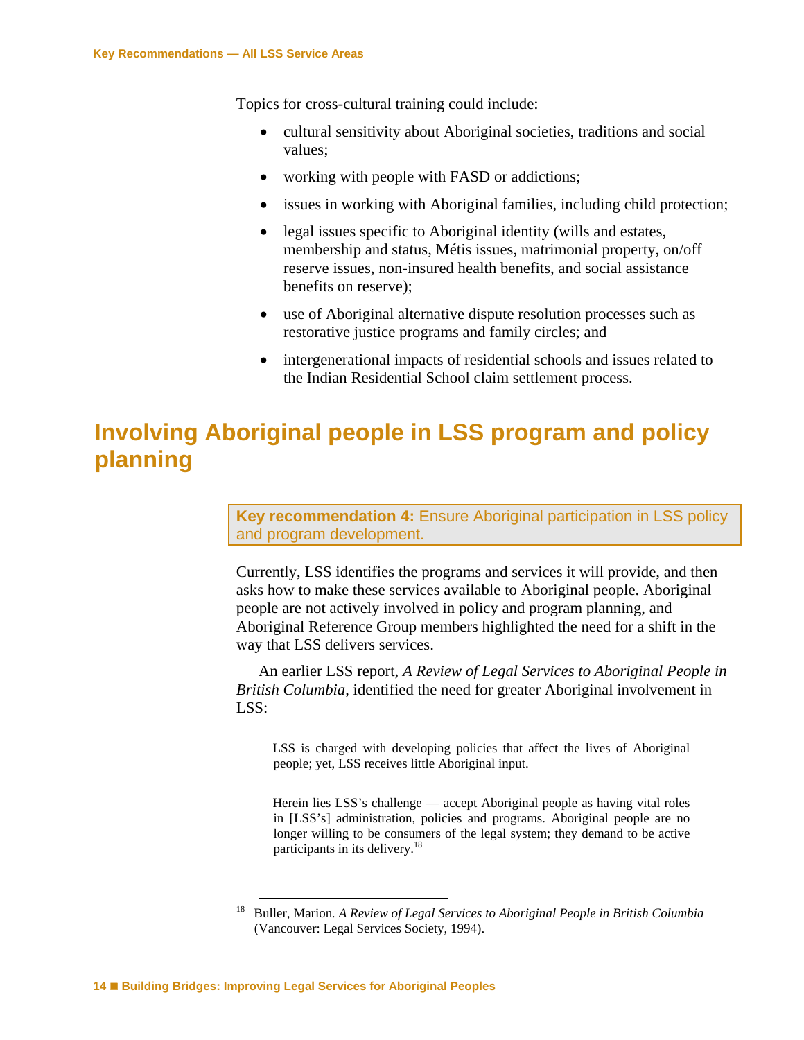Topics for cross-cultural training could include:

- cultural sensitivity about Aboriginal societies, traditions and social values;
- working with people with FASD or addictions;
- issues in working with Aboriginal families, including child protection;
- legal issues specific to Aboriginal identity (wills and estates, membership and status, Métis issues, matrimonial property, on/off reserve issues, non-insured health benefits, and social assistance benefits on reserve);
- use of Aboriginal alternative dispute resolution processes such as restorative justice programs and family circles; and
- intergenerational impacts of residential schools and issues related to the Indian Residential School claim settlement process.

# Involving Aboriginal people in LSS program and policy planning

**Key recommendation 4:** Ensure Aboriginal participation in LSS policy and program development.

Currently, LSS identifies the programs and services it will provide, and then asks how to make these services available to Aboriginal people. Aboriginal people are not actively involved in policy and program planning, and Aboriginal Reference Group members highlighted the need for a shift in the way that LSS delivers services.

An earlier LSS report, *A Review of Legal Services to Aboriginal People in British Columbia*, identified the need for greater Aboriginal involvement in LSS:

> LSS is charged with developing policies that affect the lives of Aboriginal people; yet, LSS receives little Aboriginal input.
>
> Herein lies LSS's challenge — accept Aboriginal people as having vital roles in [LSS's] administration, policies and programs. Aboriginal people are no longer willing to be consumers of the legal system; they demand to be active participants in its delivery.[18]

[18] Buller, Marion. *A Review of Legal Services to Aboriginal People in British Columbia* (Vancouver: Legal Services Society, 1994).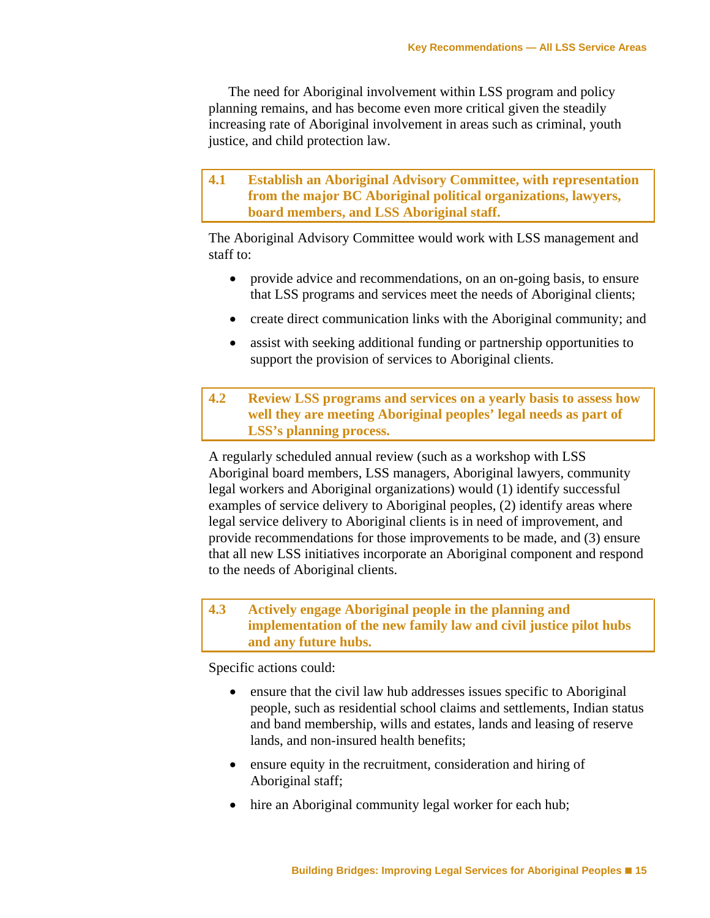The need for Aboriginal involvement within LSS program and policy planning remains, and has become even more critical given the steadily increasing rate of Aboriginal involvement in areas such as criminal, youth justice, and child protection law.

**4.1 Establish an Aboriginal Advisory Committee, with representation from the major BC Aboriginal political organizations, lawyers, board members, and LSS Aboriginal staff.**

The Aboriginal Advisory Committee would work with LSS management and staff to:

- provide advice and recommendations, on an on-going basis, to ensure that LSS programs and services meet the needs of Aboriginal clients;
- create direct communication links with the Aboriginal community; and
- assist with seeking additional funding or partnership opportunities to support the provision of services to Aboriginal clients.

**4.2 Review LSS programs and services on a yearly basis to assess how well they are meeting Aboriginal peoples' legal needs as part of LSS's planning process.**

A regularly scheduled annual review (such as a workshop with LSS Aboriginal board members, LSS managers, Aboriginal lawyers, community legal workers and Aboriginal organizations) would (1) identify successful examples of service delivery to Aboriginal peoples, (2) identify areas where legal service delivery to Aboriginal clients is in need of improvement, and provide recommendations for those improvements to be made, and (3) ensure that all new LSS initiatives incorporate an Aboriginal component and respond to the needs of Aboriginal clients.

**4.3 Actively engage Aboriginal people in the planning and implementation of the new family law and civil justice pilot hubs and any future hubs.**

Specific actions could:

- ensure that the civil law hub addresses issues specific to Aboriginal people, such as residential school claims and settlements, Indian status and band membership, wills and estates, lands and leasing of reserve lands, and non-insured health benefits;
- ensure equity in the recruitment, consideration and hiring of Aboriginal staff;
- hire an Aboriginal community legal worker for each hub;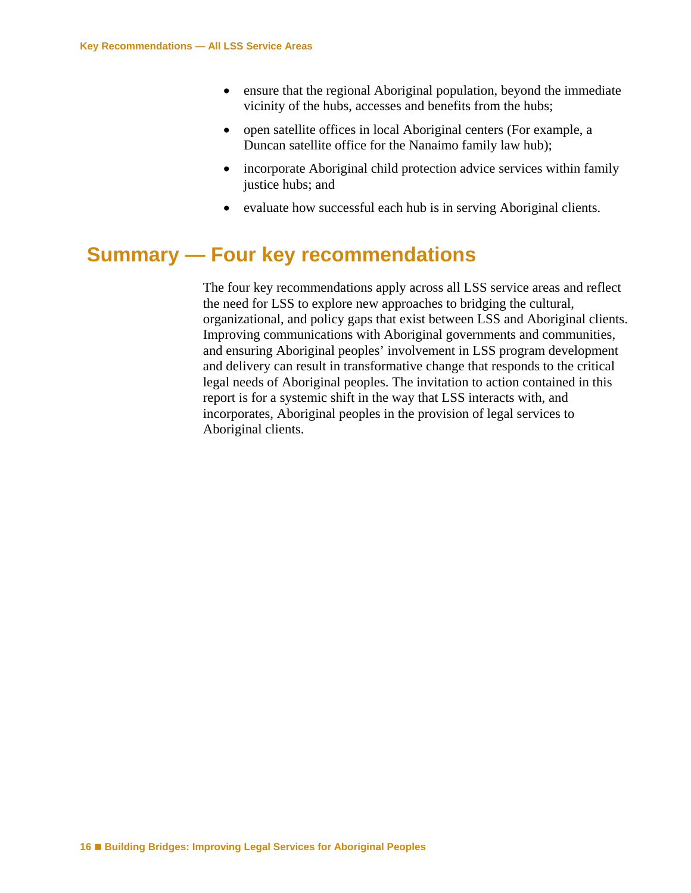- ensure that the regional Aboriginal population, beyond the immediate vicinity of the hubs, accesses and benefits from the hubs;
- open satellite offices in local Aboriginal centers (For example, a Duncan satellite office for the Nanaimo family law hub);
- incorporate Aboriginal child protection advice services within family justice hubs; and
- evaluate how successful each hub is in serving Aboriginal clients.

## Summary — Four key recommendations

The four key recommendations apply across all LSS service areas and reflect the need for LSS to explore new approaches to bridging the cultural, organizational, and policy gaps that exist between LSS and Aboriginal clients. Improving communications with Aboriginal governments and communities, and ensuring Aboriginal peoples' involvement in LSS program development and delivery can result in transformative change that responds to the critical legal needs of Aboriginal peoples. The invitation to action contained in this report is for a systemic shift in the way that LSS interacts with, and incorporates, Aboriginal peoples in the provision of legal services to Aboriginal clients.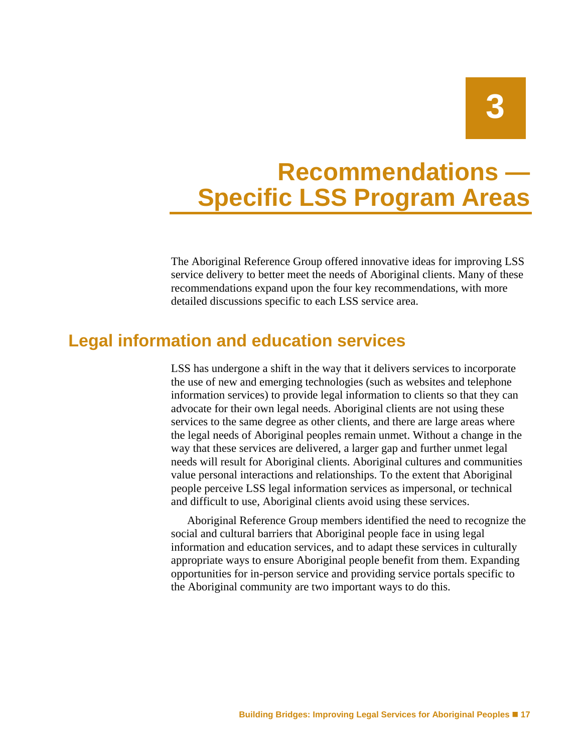# 3

# Recommendations — Specific LSS Program Areas

The Aboriginal Reference Group offered innovative ideas for improving LSS service delivery to better meet the needs of Aboriginal clients. Many of these recommendations expand upon the four key recommendations, with more detailed discussions specific to each LSS service area.

## Legal information and education services

LSS has undergone a shift in the way that it delivers services to incorporate the use of new and emerging technologies (such as websites and telephone information services) to provide legal information to clients so that they can advocate for their own legal needs. Aboriginal clients are not using these services to the same degree as other clients, and there are large areas where the legal needs of Aboriginal peoples remain unmet. Without a change in the way that these services are delivered, a larger gap and further unmet legal needs will result for Aboriginal clients. Aboriginal cultures and communities value personal interactions and relationships. To the extent that Aboriginal people perceive LSS legal information services as impersonal, or technical and difficult to use, Aboriginal clients avoid using these services.

Aboriginal Reference Group members identified the need to recognize the social and cultural barriers that Aboriginal people face in using legal information and education services, and to adapt these services in culturally appropriate ways to ensure Aboriginal people benefit from them. Expanding opportunities for in-person service and providing service portals specific to the Aboriginal community are two important ways to do this.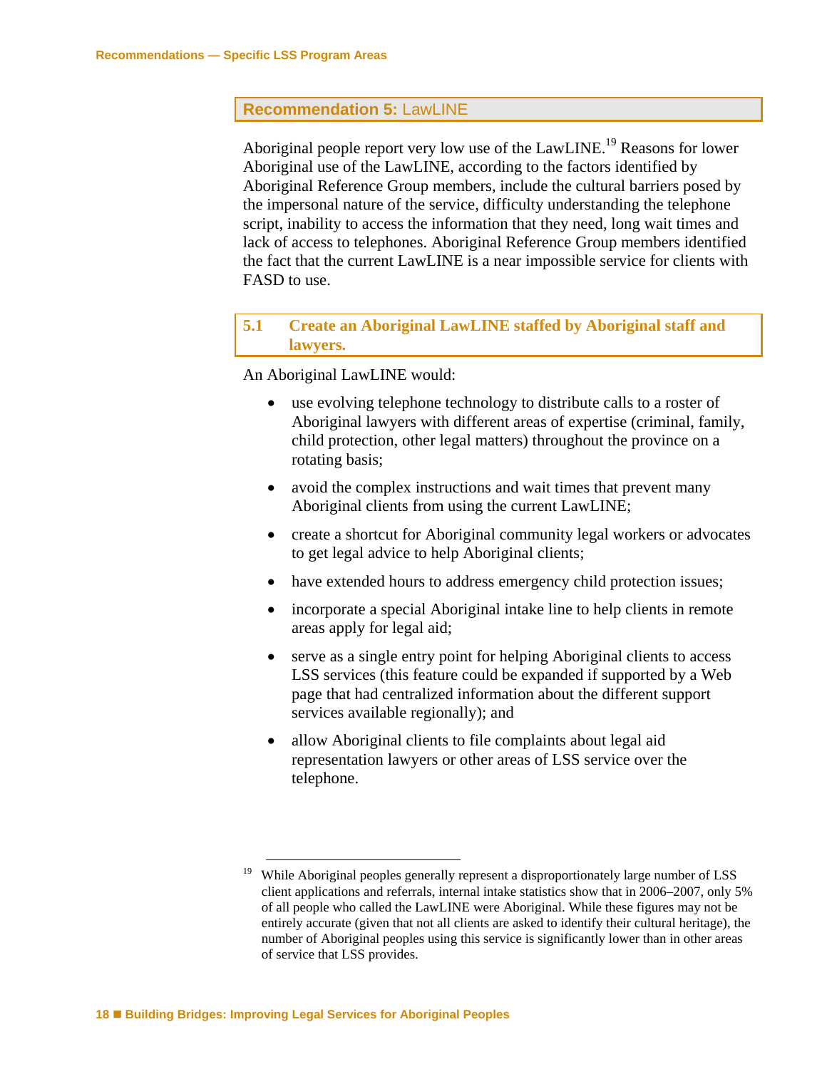## Recommendation 5: LawLINE

Aboriginal people report very low use of the LawLINE.[19] Reasons for lower Aboriginal use of the LawLINE, according to the factors identified by Aboriginal Reference Group members, include the cultural barriers posed by the impersonal nature of the service, difficulty understanding the telephone script, inability to access the information that they need, long wait times and lack of access to telephones. Aboriginal Reference Group members identified the fact that the current LawLINE is a near impossible service for clients with FASD to use.

### 5.1 Create an Aboriginal LawLINE staffed by Aboriginal staff and lawyers.

An Aboriginal LawLINE would:

- use evolving telephone technology to distribute calls to a roster of Aboriginal lawyers with different areas of expertise (criminal, family, child protection, other legal matters) throughout the province on a rotating basis;
- avoid the complex instructions and wait times that prevent many Aboriginal clients from using the current LawLINE;
- create a shortcut for Aboriginal community legal workers or advocates to get legal advice to help Aboriginal clients;
- have extended hours to address emergency child protection issues;
- incorporate a special Aboriginal intake line to help clients in remote areas apply for legal aid;
- serve as a single entry point for helping Aboriginal clients to access LSS services (this feature could be expanded if supported by a Web page that had centralized information about the different support services available regionally); and
- allow Aboriginal clients to file complaints about legal aid representation lawyers or other areas of LSS service over the telephone.

[19] While Aboriginal peoples generally represent a disproportionately large number of LSS client applications and referrals, internal intake statistics show that in 2006–2007, only 5% of all people who called the LawLINE were Aboriginal. While these figures may not be entirely accurate (given that not all clients are asked to identify their cultural heritage), the number of Aboriginal peoples using this service is significantly lower than in other areas of service that LSS provides.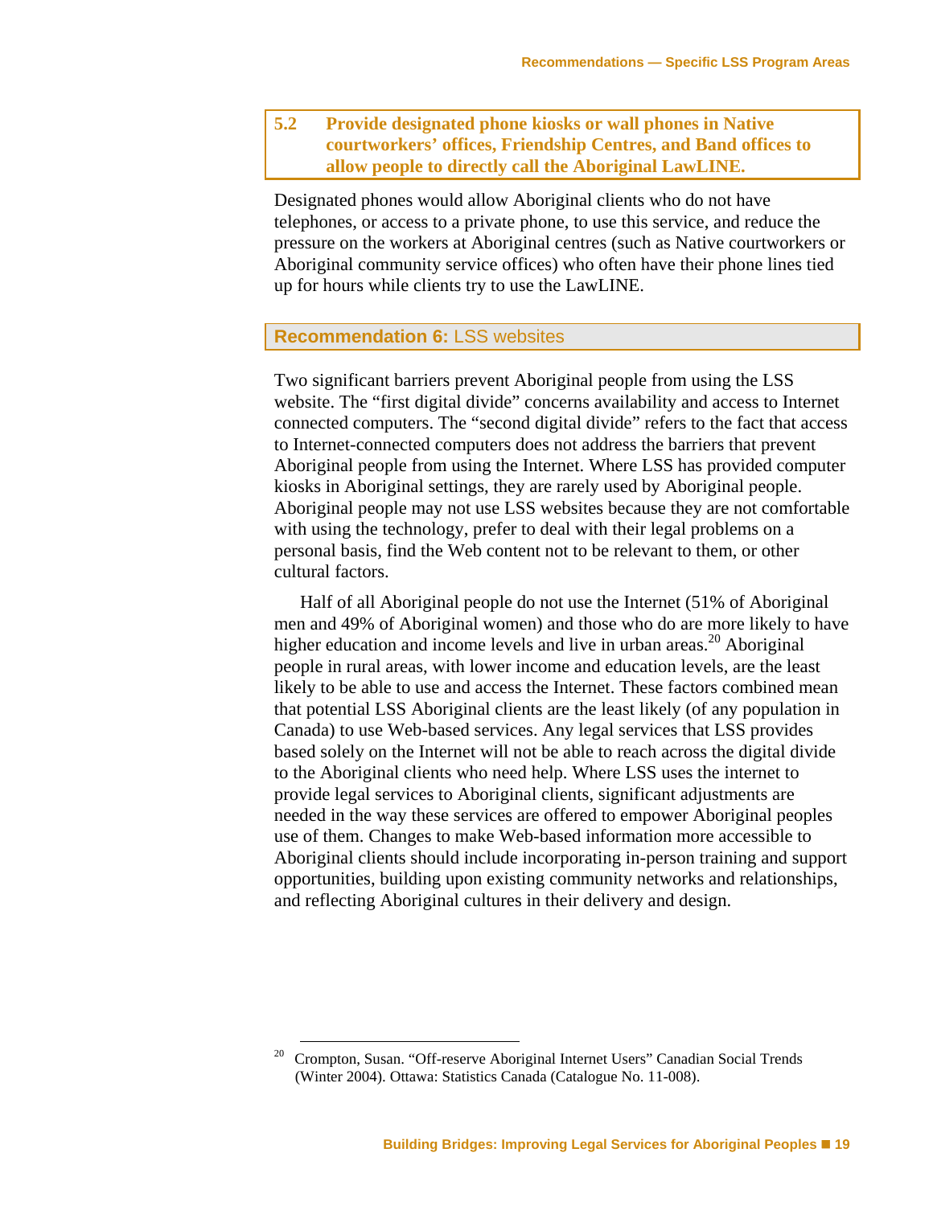### 5.2 Provide designated phone kiosks or wall phones in Native courtworkers' offices, Friendship Centres, and Band offices to allow people to directly call the Aboriginal LawLINE.

Designated phones would allow Aboriginal clients who do not have telephones, or access to a private phone, to use this service, and reduce the pressure on the workers at Aboriginal centres (such as Native courtworkers or Aboriginal community service offices) who often have their phone lines tied up for hours while clients try to use the LawLINE.

## **Recommendation 6:** LSS websites

Two significant barriers prevent Aboriginal people from using the LSS website. The "first digital divide" concerns availability and access to Internet connected computers. The "second digital divide" refers to the fact that access to Internet-connected computers does not address the barriers that prevent Aboriginal people from using the Internet. Where LSS has provided computer kiosks in Aboriginal settings, they are rarely used by Aboriginal people. Aboriginal people may not use LSS websites because they are not comfortable with using the technology, prefer to deal with their legal problems on a personal basis, find the Web content not to be relevant to them, or other cultural factors.

Half of all Aboriginal people do not use the Internet (51% of Aboriginal men and 49% of Aboriginal women) and those who do are more likely to have higher education and income levels and live in urban areas.[20] Aboriginal people in rural areas, with lower income and education levels, are the least likely to be able to use and access the Internet. These factors combined mean that potential LSS Aboriginal clients are the least likely (of any population in Canada) to use Web-based services. Any legal services that LSS provides based solely on the Internet will not be able to reach across the digital divide to the Aboriginal clients who need help. Where LSS uses the internet to provide legal services to Aboriginal clients, significant adjustments are needed in the way these services are offered to empower Aboriginal peoples use of them. Changes to make Web-based information more accessible to Aboriginal clients should include incorporating in-person training and support opportunities, building upon existing community networks and relationships, and reflecting Aboriginal cultures in their delivery and design.

---

[20] Crompton, Susan. "Off-reserve Aboriginal Internet Users" Canadian Social Trends (Winter 2004). Ottawa: Statistics Canada (Catalogue No. 11-008).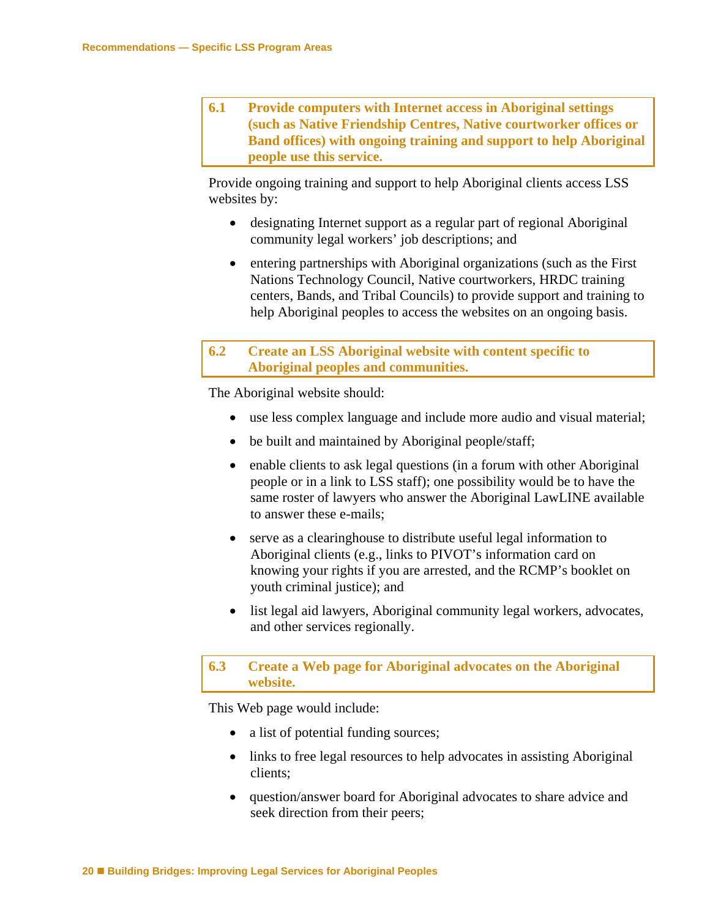**6.1 Provide computers with Internet access in Aboriginal settings (such as Native Friendship Centres, Native courtworker offices or Band offices) with ongoing training and support to help Aboriginal people use this service.**

Provide ongoing training and support to help Aboriginal clients access LSS websites by:

- designating Internet support as a regular part of regional Aboriginal community legal workers' job descriptions; and
- entering partnerships with Aboriginal organizations (such as the First Nations Technology Council, Native courtworkers, HRDC training centers, Bands, and Tribal Councils) to provide support and training to help Aboriginal peoples to access the websites on an ongoing basis.

**6.2 Create an LSS Aboriginal website with content specific to Aboriginal peoples and communities.**

The Aboriginal website should:

- use less complex language and include more audio and visual material;
- be built and maintained by Aboriginal people/staff;
- enable clients to ask legal questions (in a forum with other Aboriginal people or in a link to LSS staff); one possibility would be to have the same roster of lawyers who answer the Aboriginal LawLINE available to answer these e-mails;
- serve as a clearinghouse to distribute useful legal information to Aboriginal clients (e.g., links to PIVOT's information card on knowing your rights if you are arrested, and the RCMP's booklet on youth criminal justice); and
- list legal aid lawyers, Aboriginal community legal workers, advocates, and other services regionally.

**6.3 Create a Web page for Aboriginal advocates on the Aboriginal website.**

This Web page would include:

- a list of potential funding sources;
- links to free legal resources to help advocates in assisting Aboriginal clients;
- question/answer board for Aboriginal advocates to share advice and seek direction from their peers;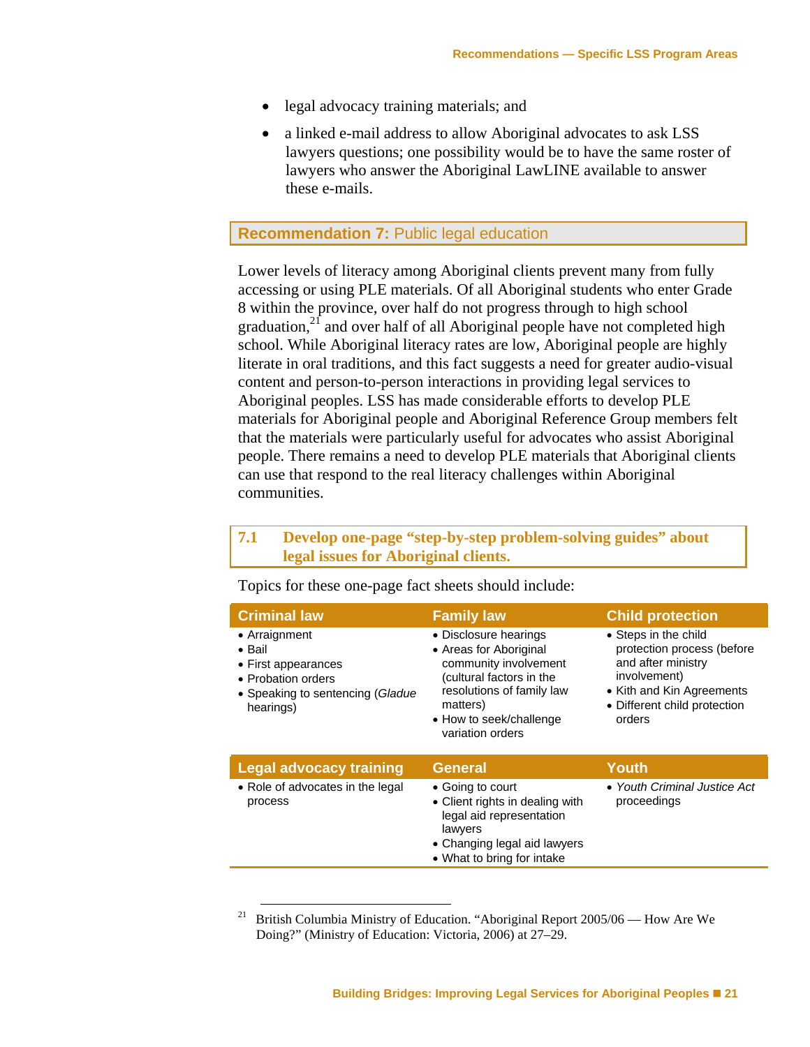- legal advocacy training materials; and
- a linked e-mail address to allow Aboriginal advocates to ask LSS lawyers questions; one possibility would be to have the same roster of lawyers who answer the Aboriginal LawLINE available to answer these e-mails.

## Recommendation 7: Public legal education

Lower levels of literacy among Aboriginal clients prevent many from fully accessing or using PLE materials. Of all Aboriginal students who enter Grade 8 within the province, over half do not progress through to high school graduation,[21] and over half of all Aboriginal people have not completed high school. While Aboriginal literacy rates are low, Aboriginal people are highly literate in oral traditions, and this fact suggests a need for greater audio-visual content and person-to-person interactions in providing legal services to Aboriginal peoples. LSS has made considerable efforts to develop PLE materials for Aboriginal people and Aboriginal Reference Group members felt that the materials were particularly useful for advocates who assist Aboriginal people. There remains a need to develop PLE materials that Aboriginal clients can use that respond to the real literacy challenges within Aboriginal communities.

### 7.1 Develop one-page "step-by-step problem-solving guides" about legal issues for Aboriginal clients.

Topics for these one-page fact sheets should include:

| Criminal law | Family law | Child protection |
|---|---|---|
| • Arraignment<br>• Bail<br>• First appearances<br>• Probation orders<br>• Speaking to sentencing (*Gladue* hearings) | • Disclosure hearings<br>• Areas for Aboriginal community involvement (cultural factors in the resolutions of family law matters)<br>• How to seek/challenge variation orders | • Steps in the child protection process (before and after ministry involvement)<br>• Kith and Kin Agreements<br>• Different child protection orders |
| **Legal advocacy training** | **General** | **Youth** |
| • Role of advocates in the legal process | • Going to court<br>• Client rights in dealing with legal aid representation lawyers<br>• Changing legal aid lawyers<br>• What to bring for intake | • *Youth Criminal Justice Act* proceedings |

[21] British Columbia Ministry of Education. "Aboriginal Report 2005/06 — How Are We Doing?" (Ministry of Education: Victoria, 2006) at 27–29.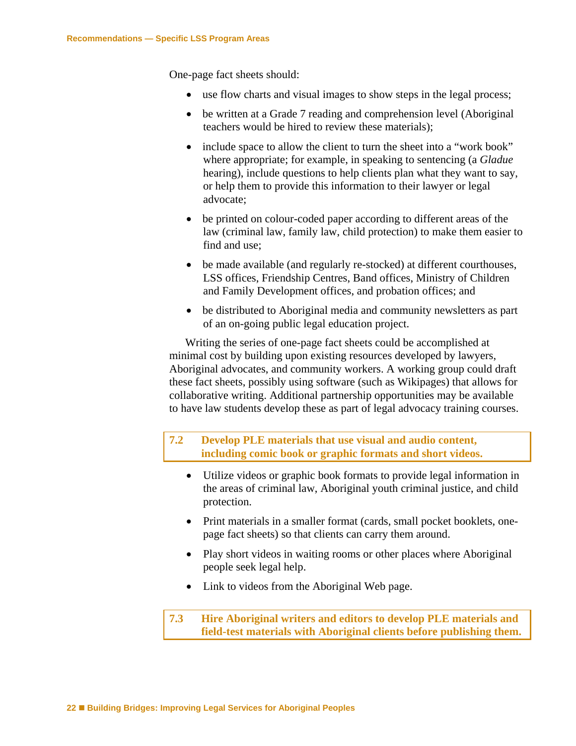One-page fact sheets should:

- use flow charts and visual images to show steps in the legal process;
- be written at a Grade 7 reading and comprehension level (Aboriginal teachers would be hired to review these materials);
- include space to allow the client to turn the sheet into a "work book" where appropriate; for example, in speaking to sentencing (a *Gladue* hearing), include questions to help clients plan what they want to say, or help them to provide this information to their lawyer or legal advocate;
- be printed on colour-coded paper according to different areas of the law (criminal law, family law, child protection) to make them easier to find and use;
- be made available (and regularly re-stocked) at different courthouses, LSS offices, Friendship Centres, Band offices, Ministry of Children and Family Development offices, and probation offices; and
- be distributed to Aboriginal media and community newsletters as part of an on-going public legal education project.

Writing the series of one-page fact sheets could be accomplished at minimal cost by building upon existing resources developed by lawyers, Aboriginal advocates, and community workers. A working group could draft these fact sheets, possibly using software (such as Wikipages) that allows for collaborative writing. Additional partnership opportunities may be available to have law students develop these as part of legal advocacy training courses.

**7.2 Develop PLE materials that use visual and audio content, including comic book or graphic formats and short videos.**

- Utilize videos or graphic book formats to provide legal information in the areas of criminal law, Aboriginal youth criminal justice, and child protection.
- Print materials in a smaller format (cards, small pocket booklets, one-page fact sheets) so that clients can carry them around.
- Play short videos in waiting rooms or other places where Aboriginal people seek legal help.
- Link to videos from the Aboriginal Web page.

**7.3 Hire Aboriginal writers and editors to develop PLE materials and field-test materials with Aboriginal clients before publishing them.**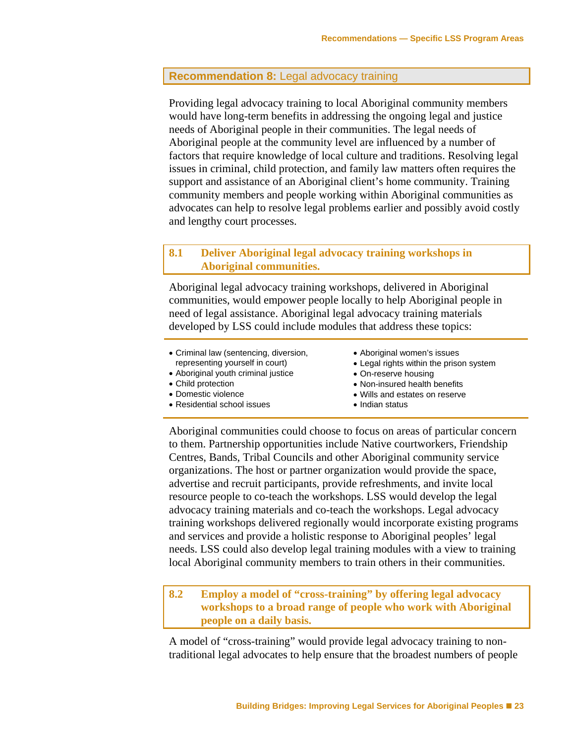## **Recommendation 8:** Legal advocacy training

Providing legal advocacy training to local Aboriginal community members would have long-term benefits in addressing the ongoing legal and justice needs of Aboriginal people in their communities. The legal needs of Aboriginal people at the community level are influenced by a number of factors that require knowledge of local culture and traditions. Resolving legal issues in criminal, child protection, and family law matters often requires the support and assistance of an Aboriginal client's home community. Training community members and people working within Aboriginal communities as advocates can help to resolve legal problems earlier and possibly avoid costly and lengthy court processes.

### 8.1 Deliver Aboriginal legal advocacy training workshops in Aboriginal communities.

Aboriginal legal advocacy training workshops, delivered in Aboriginal communities, would empower people locally to help Aboriginal people in need of legal assistance. Aboriginal legal advocacy training materials developed by LSS could include modules that address these topics:

- Criminal law (sentencing, diversion, representing yourself in court)
- Aboriginal youth criminal justice
- Child protection
- Domestic violence
- Residential school issues
- Aboriginal women's issues
- Legal rights within the prison system
- On-reserve housing
- Non-insured health benefits
- Wills and estates on reserve
- Indian status

Aboriginal communities could choose to focus on areas of particular concern to them. Partnership opportunities include Native courtworkers, Friendship Centres, Bands, Tribal Councils and other Aboriginal community service organizations. The host or partner organization would provide the space, advertise and recruit participants, provide refreshments, and invite local resource people to co-teach the workshops. LSS would develop the legal advocacy training materials and co-teach the workshops. Legal advocacy training workshops delivered regionally would incorporate existing programs and services and provide a holistic response to Aboriginal peoples' legal needs. LSS could also develop legal training modules with a view to training local Aboriginal community members to train others in their communities.

### 8.2 Employ a model of "cross-training" by offering legal advocacy workshops to a broad range of people who work with Aboriginal people on a daily basis.

A model of "cross-training" would provide legal advocacy training to non-traditional legal advocates to help ensure that the broadest numbers of people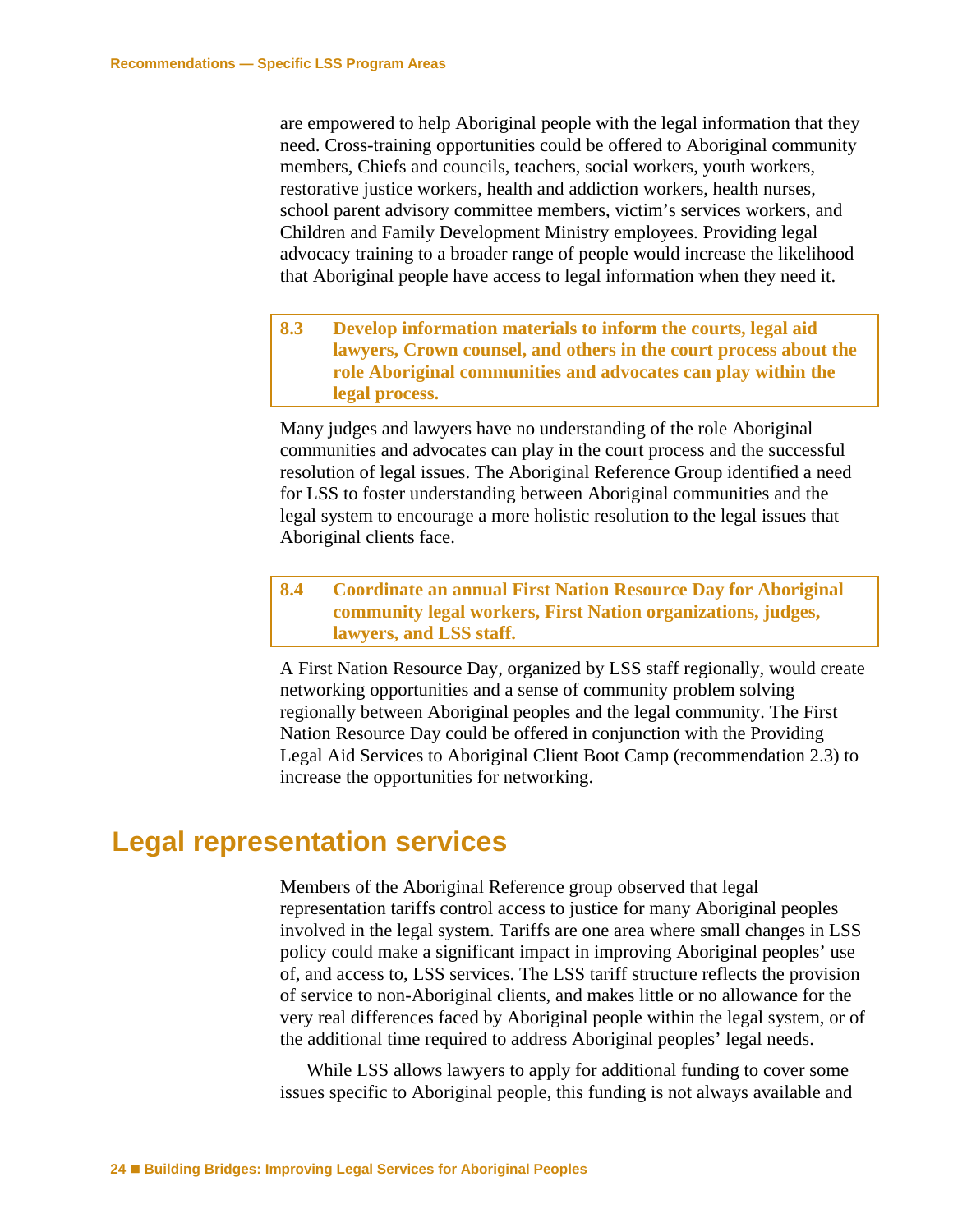are empowered to help Aboriginal people with the legal information that they need. Cross-training opportunities could be offered to Aboriginal community members, Chiefs and councils, teachers, social workers, youth workers, restorative justice workers, health and addiction workers, health nurses, school parent advisory committee members, victim's services workers, and Children and Family Development Ministry employees. Providing legal advocacy training to a broader range of people would increase the likelihood that Aboriginal people have access to legal information when they need it.

**8.3 Develop information materials to inform the courts, legal aid lawyers, Crown counsel, and others in the court process about the role Aboriginal communities and advocates can play within the legal process.**

Many judges and lawyers have no understanding of the role Aboriginal communities and advocates can play in the court process and the successful resolution of legal issues. The Aboriginal Reference Group identified a need for LSS to foster understanding between Aboriginal communities and the legal system to encourage a more holistic resolution to the legal issues that Aboriginal clients face.

**8.4 Coordinate an annual First Nation Resource Day for Aboriginal community legal workers, First Nation organizations, judges, lawyers, and LSS staff.**

A First Nation Resource Day, organized by LSS staff regionally, would create networking opportunities and a sense of community problem solving regionally between Aboriginal peoples and the legal community. The First Nation Resource Day could be offered in conjunction with the Providing Legal Aid Services to Aboriginal Client Boot Camp (recommendation 2.3) to increase the opportunities for networking.

## Legal representation services

Members of the Aboriginal Reference group observed that legal representation tariffs control access to justice for many Aboriginal peoples involved in the legal system. Tariffs are one area where small changes in LSS policy could make a significant impact in improving Aboriginal peoples' use of, and access to, LSS services. The LSS tariff structure reflects the provision of service to non-Aboriginal clients, and makes little or no allowance for the very real differences faced by Aboriginal people within the legal system, or of the additional time required to address Aboriginal peoples' legal needs.

While LSS allows lawyers to apply for additional funding to cover some issues specific to Aboriginal people, this funding is not always available and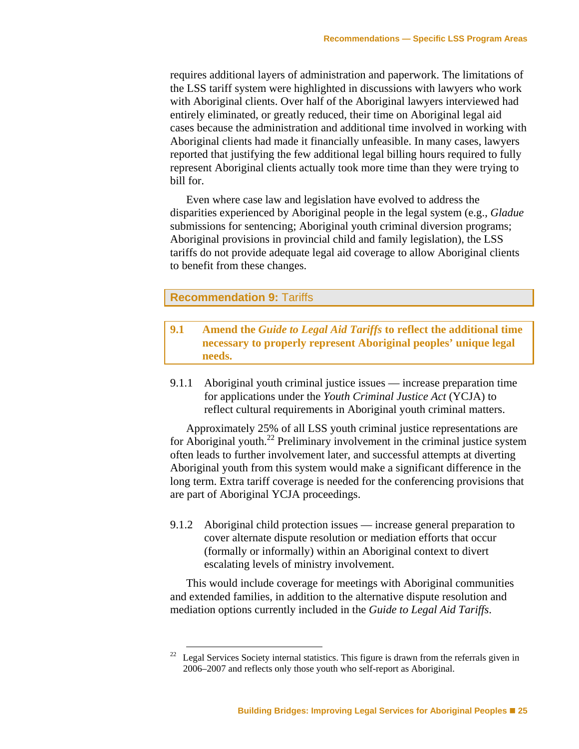requires additional layers of administration and paperwork. The limitations of the LSS tariff system were highlighted in discussions with lawyers who work with Aboriginal clients. Over half of the Aboriginal lawyers interviewed had entirely eliminated, or greatly reduced, their time on Aboriginal legal aid cases because the administration and additional time involved in working with Aboriginal clients had made it financially unfeasible. In many cases, lawyers reported that justifying the few additional legal billing hours required to fully represent Aboriginal clients actually took more time than they were trying to bill for.

Even where case law and legislation have evolved to address the disparities experienced by Aboriginal people in the legal system (e.g., *Gladue* submissions for sentencing; Aboriginal youth criminal diversion programs; Aboriginal provisions in provincial child and family legislation), the LSS tariffs do not provide adequate legal aid coverage to allow Aboriginal clients to benefit from these changes.

### **Recommendation 9:** Tariffs

**9.1 Amend the *Guide to Legal Aid Tariffs* to reflect the additional time necessary to properly represent Aboriginal peoples' unique legal needs.**

9.1.1 Aboriginal youth criminal justice issues — increase preparation time for applications under the *Youth Criminal Justice Act* (YCJA) to reflect cultural requirements in Aboriginal youth criminal matters.

Approximately 25% of all LSS youth criminal justice representations are for Aboriginal youth.[22] Preliminary involvement in the criminal justice system often leads to further involvement later, and successful attempts at diverting Aboriginal youth from this system would make a significant difference in the long term. Extra tariff coverage is needed for the conferencing provisions that are part of Aboriginal YCJA proceedings.

9.1.2 Aboriginal child protection issues — increase general preparation to cover alternate dispute resolution or mediation efforts that occur (formally or informally) within an Aboriginal context to divert escalating levels of ministry involvement.

This would include coverage for meetings with Aboriginal communities and extended families, in addition to the alternative dispute resolution and mediation options currently included in the *Guide to Legal Aid Tariffs*.

[22] Legal Services Society internal statistics. This figure is drawn from the referrals given in 2006–2007 and reflects only those youth who self-report as Aboriginal.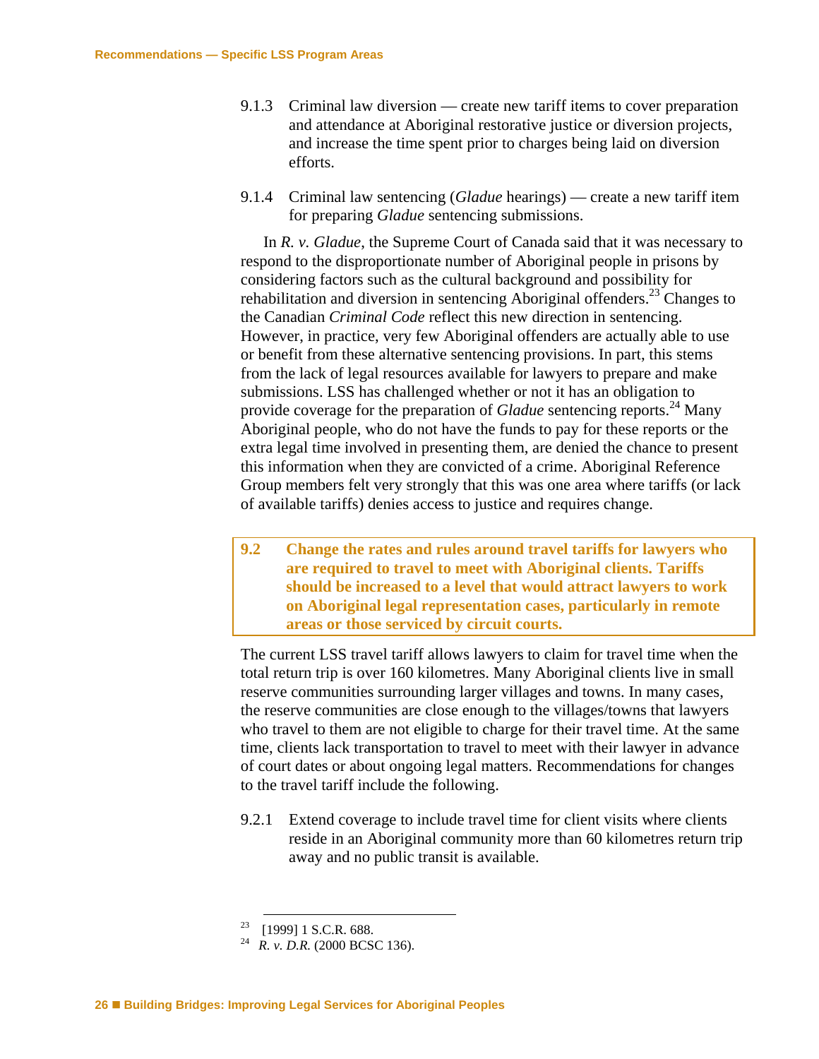9.1.3 Criminal law diversion — create new tariff items to cover preparation and attendance at Aboriginal restorative justice or diversion projects, and increase the time spent prior to charges being laid on diversion efforts.

9.1.4 Criminal law sentencing (*Gladue* hearings) — create a new tariff item for preparing *Gladue* sentencing submissions.

In *R. v. Gladue*, the Supreme Court of Canada said that it was necessary to respond to the disproportionate number of Aboriginal people in prisons by considering factors such as the cultural background and possibility for rehabilitation and diversion in sentencing Aboriginal offenders.[23] Changes to the Canadian *Criminal Code* reflect this new direction in sentencing. However, in practice, very few Aboriginal offenders are actually able to use or benefit from these alternative sentencing provisions. In part, this stems from the lack of legal resources available for lawyers to prepare and make submissions. LSS has challenged whether or not it has an obligation to provide coverage for the preparation of *Gladue* sentencing reports.[24] Many Aboriginal people, who do not have the funds to pay for these reports or the extra legal time involved in presenting them, are denied the chance to present this information when they are convicted of a crime. Aboriginal Reference Group members felt very strongly that this was one area where tariffs (or lack of available tariffs) denies access to justice and requires change.

**9.2 Change the rates and rules around travel tariffs for lawyers who are required to travel to meet with Aboriginal clients. Tariffs should be increased to a level that would attract lawyers to work on Aboriginal legal representation cases, particularly in remote areas or those serviced by circuit courts.**

The current LSS travel tariff allows lawyers to claim for travel time when the total return trip is over 160 kilometres. Many Aboriginal clients live in small reserve communities surrounding larger villages and towns. In many cases, the reserve communities are close enough to the villages/towns that lawyers who travel to them are not eligible to charge for their travel time. At the same time, clients lack transportation to travel to meet with their lawyer in advance of court dates or about ongoing legal matters. Recommendations for changes to the travel tariff include the following.

9.2.1 Extend coverage to include travel time for client visits where clients reside in an Aboriginal community more than 60 kilometres return trip away and no public transit is available.

---

[23] [1999] 1 S.C.R. 688.

[24] *R. v. D.R.* (2000 BCSC 136).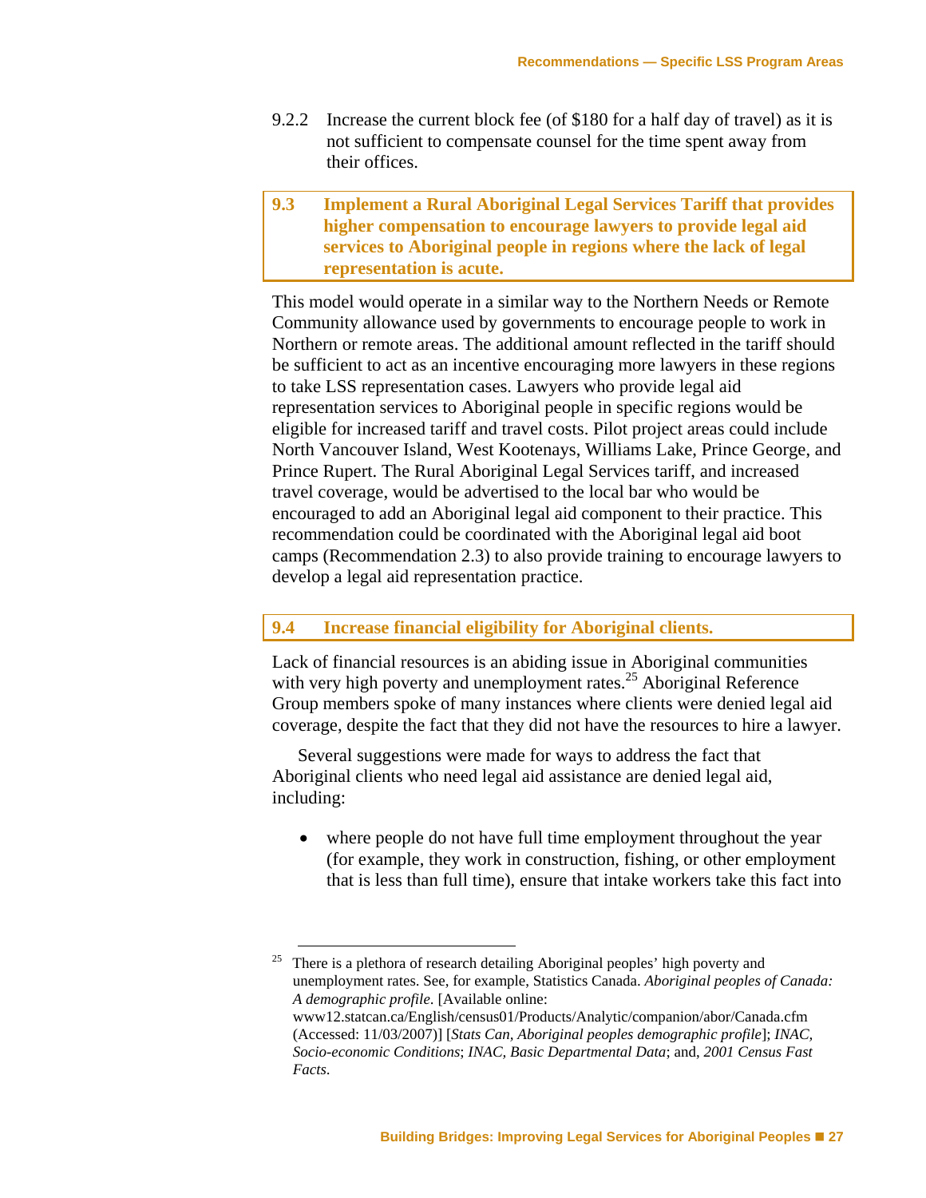9.2.2 Increase the current block fee (of $180 for a half day of travel) as it is not sufficient to compensate counsel for the time spent away from their offices.

### 9.3 Implement a Rural Aboriginal Legal Services Tariff that provides higher compensation to encourage lawyers to provide legal aid services to Aboriginal people in regions where the lack of legal representation is acute.

This model would operate in a similar way to the Northern Needs or Remote Community allowance used by governments to encourage people to work in Northern or remote areas. The additional amount reflected in the tariff should be sufficient to act as an incentive encouraging more lawyers in these regions to take LSS representation cases. Lawyers who provide legal aid representation services to Aboriginal people in specific regions would be eligible for increased tariff and travel costs. Pilot project areas could include North Vancouver Island, West Kootenays, Williams Lake, Prince George, and Prince Rupert. The Rural Aboriginal Legal Services tariff, and increased travel coverage, would be advertised to the local bar who would be encouraged to add an Aboriginal legal aid component to their practice. This recommendation could be coordinated with the Aboriginal legal aid boot camps (Recommendation 2.3) to also provide training to encourage lawyers to develop a legal aid representation practice.

### 9.4 Increase financial eligibility for Aboriginal clients.

Lack of financial resources is an abiding issue in Aboriginal communities with very high poverty and unemployment rates.[25] Aboriginal Reference Group members spoke of many instances where clients were denied legal aid coverage, despite the fact that they did not have the resources to hire a lawyer.

Several suggestions were made for ways to address the fact that Aboriginal clients who need legal aid assistance are denied legal aid, including:

- where people do not have full time employment throughout the year (for example, they work in construction, fishing, or other employment that is less than full time), ensure that intake workers take this fact into

---

[25] There is a plethora of research detailing Aboriginal peoples' high poverty and unemployment rates. See, for example, Statistics Canada. *Aboriginal peoples of Canada: A demographic profile*. [Available online: www12.statcan.ca/English/census01/Products/Analytic/companion/abor/Canada.cfm (Accessed: 11/03/2007)] [*Stats Can, Aboriginal peoples demographic profile*]; *INAC, Socio-economic Conditions*; *INAC, Basic Departmental Data*; and, *2001 Census Fast Facts*.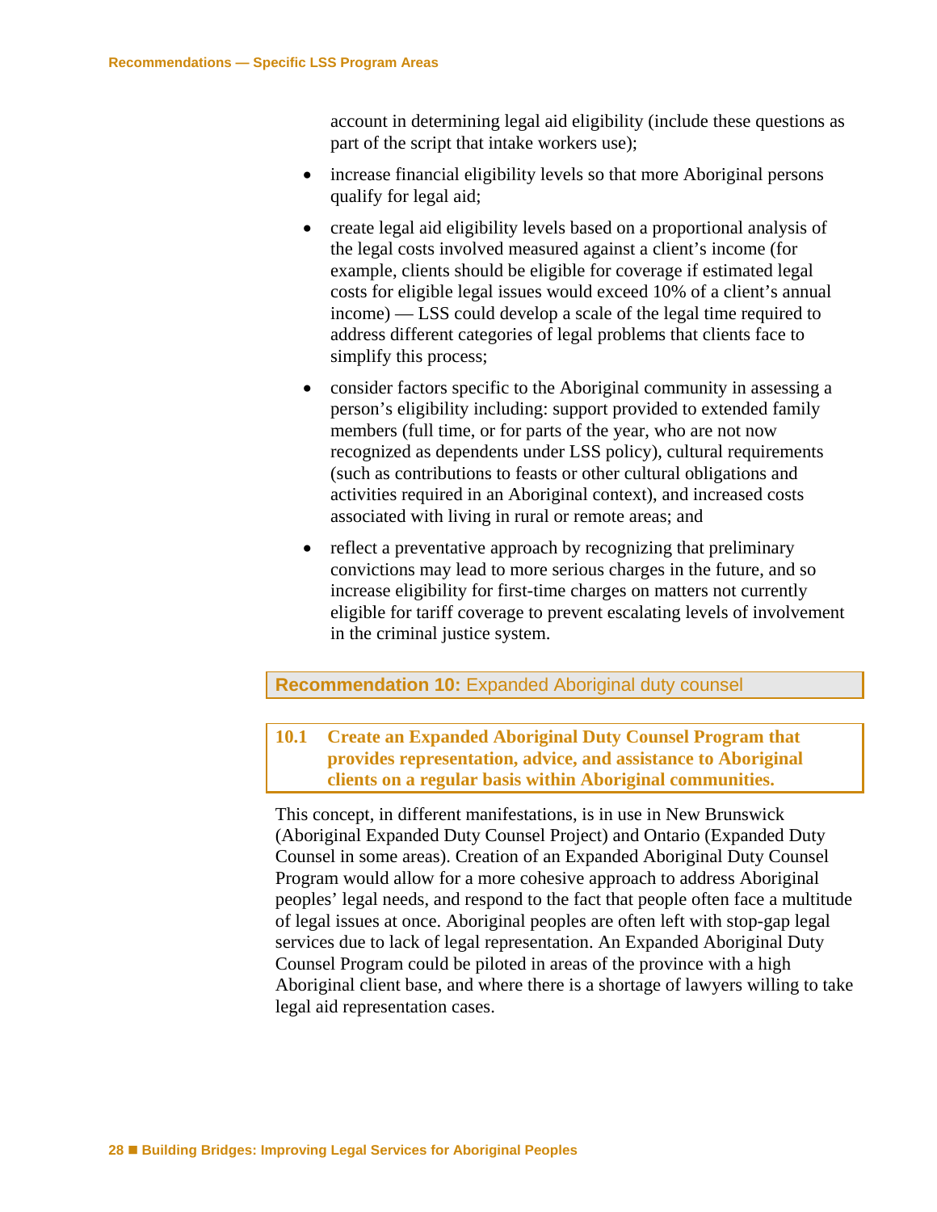account in determining legal aid eligibility (include these questions as part of the script that intake workers use);

- increase financial eligibility levels so that more Aboriginal persons qualify for legal aid;
- create legal aid eligibility levels based on a proportional analysis of the legal costs involved measured against a client's income (for example, clients should be eligible for coverage if estimated legal costs for eligible legal issues would exceed 10% of a client's annual income) — LSS could develop a scale of the legal time required to address different categories of legal problems that clients face to simplify this process;
- consider factors specific to the Aboriginal community in assessing a person's eligibility including: support provided to extended family members (full time, or for parts of the year, who are not now recognized as dependents under LSS policy), cultural requirements (such as contributions to feasts or other cultural obligations and activities required in an Aboriginal context), and increased costs associated with living in rural or remote areas; and
- reflect a preventative approach by recognizing that preliminary convictions may lead to more serious charges in the future, and so increase eligibility for first-time charges on matters not currently eligible for tariff coverage to prevent escalating levels of involvement in the criminal justice system.

## **Recommendation 10:** Expanded Aboriginal duty counsel

**10.1 Create an Expanded Aboriginal Duty Counsel Program that provides representation, advice, and assistance to Aboriginal clients on a regular basis within Aboriginal communities.**

This concept, in different manifestations, is in use in New Brunswick (Aboriginal Expanded Duty Counsel Project) and Ontario (Expanded Duty Counsel in some areas). Creation of an Expanded Aboriginal Duty Counsel Program would allow for a more cohesive approach to address Aboriginal peoples' legal needs, and respond to the fact that people often face a multitude of legal issues at once. Aboriginal peoples are often left with stop-gap legal services due to lack of legal representation. An Expanded Aboriginal Duty Counsel Program could be piloted in areas of the province with a high Aboriginal client base, and where there is a shortage of lawyers willing to take legal aid representation cases.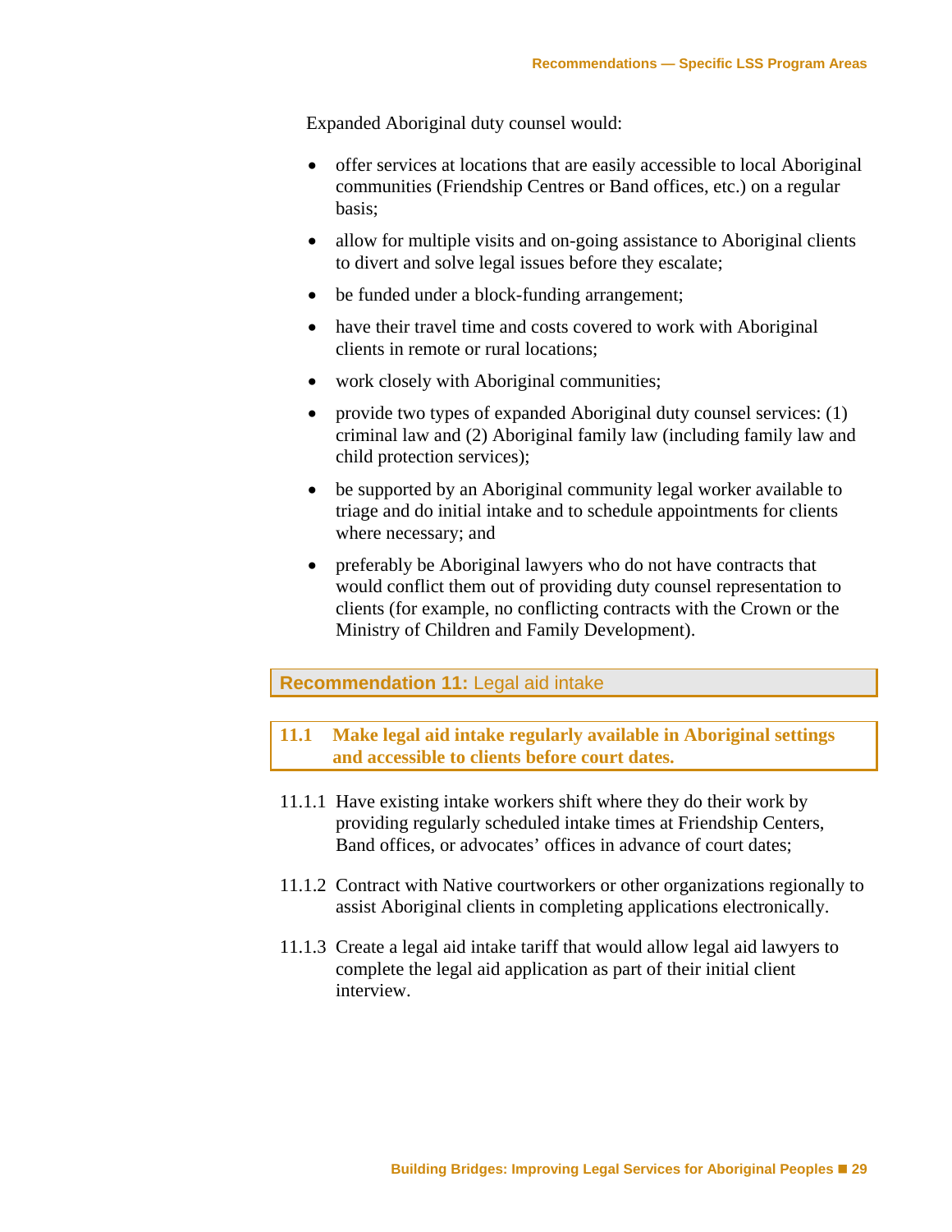Expanded Aboriginal duty counsel would:

- offer services at locations that are easily accessible to local Aboriginal communities (Friendship Centres or Band offices, etc.) on a regular basis;
- allow for multiple visits and on-going assistance to Aboriginal clients to divert and solve legal issues before they escalate;
- be funded under a block-funding arrangement;
- have their travel time and costs covered to work with Aboriginal clients in remote or rural locations;
- work closely with Aboriginal communities;
- provide two types of expanded Aboriginal duty counsel services: (1) criminal law and (2) Aboriginal family law (including family law and child protection services);
- be supported by an Aboriginal community legal worker available to triage and do initial intake and to schedule appointments for clients where necessary; and
- preferably be Aboriginal lawyers who do not have contracts that would conflict them out of providing duty counsel representation to clients (for example, no conflicting contracts with the Crown or the Ministry of Children and Family Development).

## Recommendation 11: Legal aid intake

### 11.1 Make legal aid intake regularly available in Aboriginal settings and accessible to clients before court dates.

11.1.1 Have existing intake workers shift where they do their work by providing regularly scheduled intake times at Friendship Centers, Band offices, or advocates' offices in advance of court dates;

11.1.2 Contract with Native courtworkers or other organizations regionally to assist Aboriginal clients in completing applications electronically.

11.1.3 Create a legal aid intake tariff that would allow legal aid lawyers to complete the legal aid application as part of their initial client interview.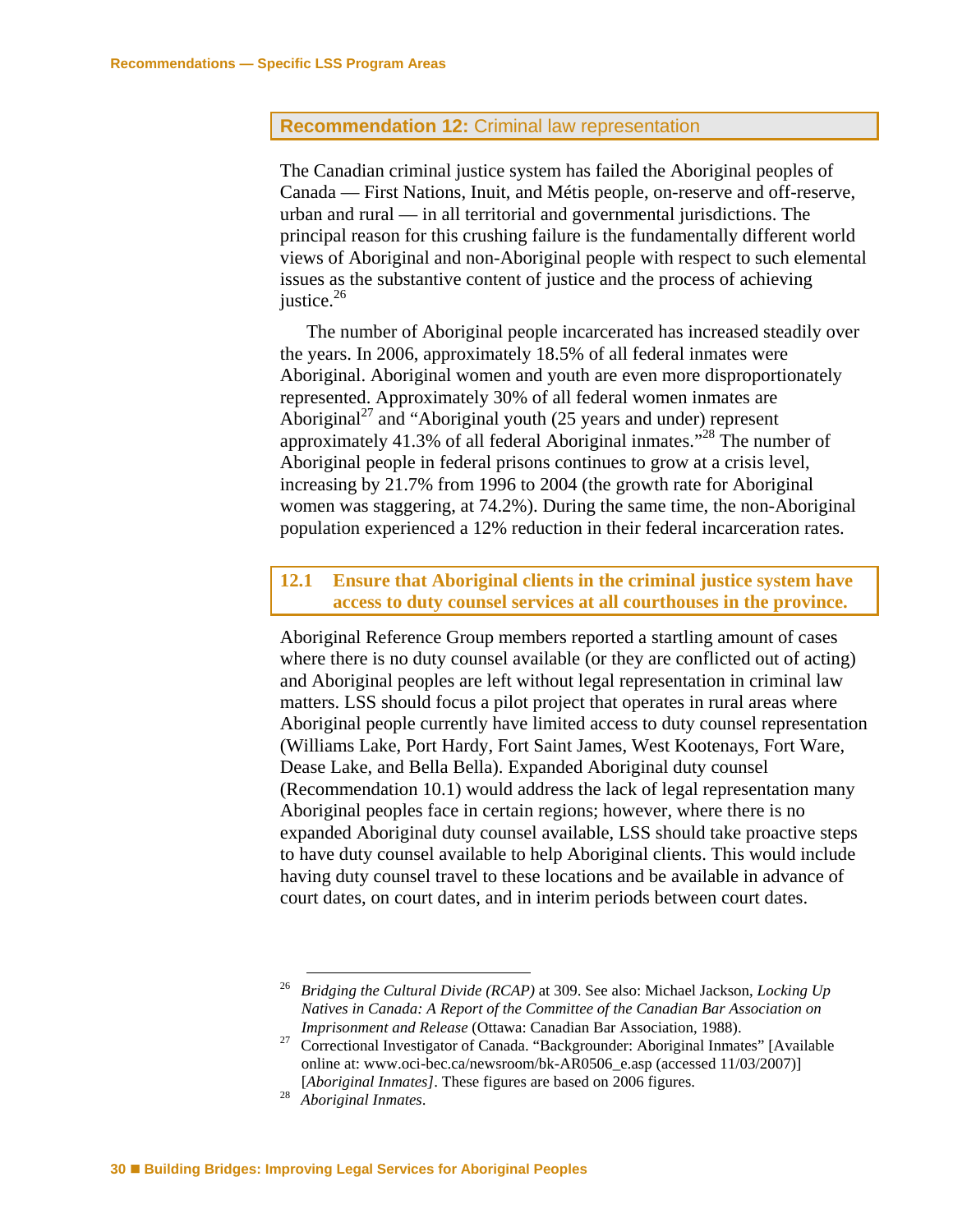## **Recommendation 12:** Criminal law representation

The Canadian criminal justice system has failed the Aboriginal peoples of Canada — First Nations, Inuit, and Métis people, on-reserve and off-reserve, urban and rural — in all territorial and governmental jurisdictions. The principal reason for this crushing failure is the fundamentally different world views of Aboriginal and non-Aboriginal people with respect to such elemental issues as the substantive content of justice and the process of achieving justice.[26]

The number of Aboriginal people incarcerated has increased steadily over the years. In 2006, approximately 18.5% of all federal inmates were Aboriginal. Aboriginal women and youth are even more disproportionately represented. Approximately 30% of all federal women inmates are Aboriginal[27] and "Aboriginal youth (25 years and under) represent approximately 41.3% of all federal Aboriginal inmates."[28] The number of Aboriginal people in federal prisons continues to grow at a crisis level, increasing by 21.7% from 1996 to 2004 (the growth rate for Aboriginal women was staggering, at 74.2%). During the same time, the non-Aboriginal population experienced a 12% reduction in their federal incarceration rates.

### 12.1 Ensure that Aboriginal clients in the criminal justice system have access to duty counsel services at all courthouses in the province.

Aboriginal Reference Group members reported a startling amount of cases where there is no duty counsel available (or they are conflicted out of acting) and Aboriginal peoples are left without legal representation in criminal law matters. LSS should focus a pilot project that operates in rural areas where Aboriginal people currently have limited access to duty counsel representation (Williams Lake, Port Hardy, Fort Saint James, West Kootenays, Fort Ware, Dease Lake, and Bella Bella). Expanded Aboriginal duty counsel (Recommendation 10.1) would address the lack of legal representation many Aboriginal peoples face in certain regions; however, where there is no expanded Aboriginal duty counsel available, LSS should take proactive steps to have duty counsel available to help Aboriginal clients. This would include having duty counsel travel to these locations and be available in advance of court dates, on court dates, and in interim periods between court dates.

---

[26] *Bridging the Cultural Divide (RCAP)* at 309. See also: Michael Jackson, *Locking Up Natives in Canada: A Report of the Committee of the Canadian Bar Association on Imprisonment and Release* (Ottawa: Canadian Bar Association, 1988).

[27] Correctional Investigator of Canada. "Backgrounder: Aboriginal Inmates" [Available online at: www.oci-bec.ca/newsroom/bk-AR0506_e.asp (accessed 11/03/2007)] [*Aboriginal Inmates]*. These figures are based on 2006 figures.

[28] *Aboriginal Inmates*.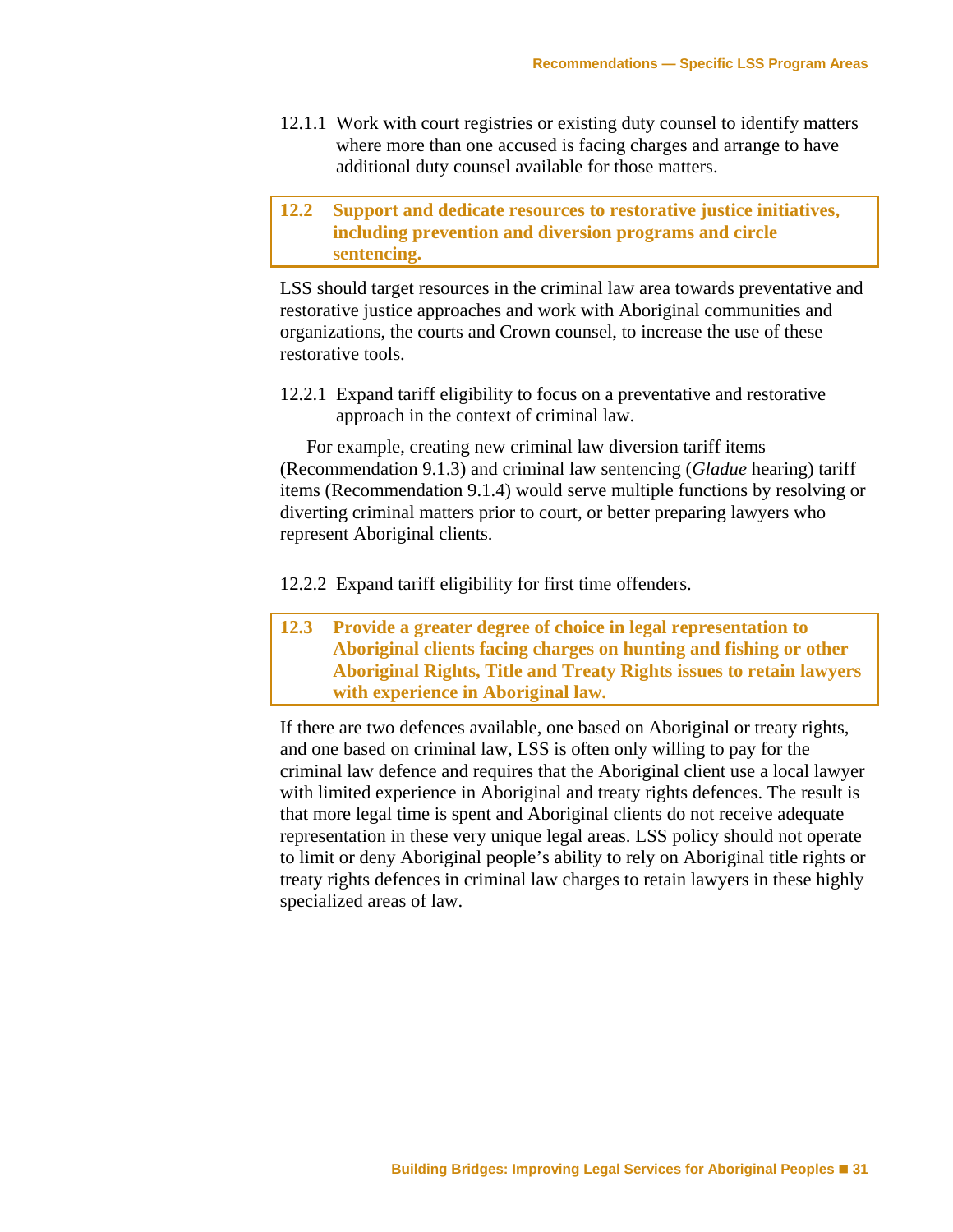12.1.1 Work with court registries or existing duty counsel to identify matters where more than one accused is facing charges and arrange to have additional duty counsel available for those matters.

### 12.2 Support and dedicate resources to restorative justice initiatives, including prevention and diversion programs and circle sentencing.

LSS should target resources in the criminal law area towards preventative and restorative justice approaches and work with Aboriginal communities and organizations, the courts and Crown counsel, to increase the use of these restorative tools.

12.2.1 Expand tariff eligibility to focus on a preventative and restorative approach in the context of criminal law.

For example, creating new criminal law diversion tariff items (Recommendation 9.1.3) and criminal law sentencing (*Gladue* hearing) tariff items (Recommendation 9.1.4) would serve multiple functions by resolving or diverting criminal matters prior to court, or better preparing lawyers who represent Aboriginal clients.

12.2.2 Expand tariff eligibility for first time offenders.

### 12.3 Provide a greater degree of choice in legal representation to Aboriginal clients facing charges on hunting and fishing or other Aboriginal Rights, Title and Treaty Rights issues to retain lawyers with experience in Aboriginal law.

If there are two defences available, one based on Aboriginal or treaty rights, and one based on criminal law, LSS is often only willing to pay for the criminal law defence and requires that the Aboriginal client use a local lawyer with limited experience in Aboriginal and treaty rights defences. The result is that more legal time is spent and Aboriginal clients do not receive adequate representation in these very unique legal areas. LSS policy should not operate to limit or deny Aboriginal people's ability to rely on Aboriginal title rights or treaty rights defences in criminal law charges to retain lawyers in these highly specialized areas of law.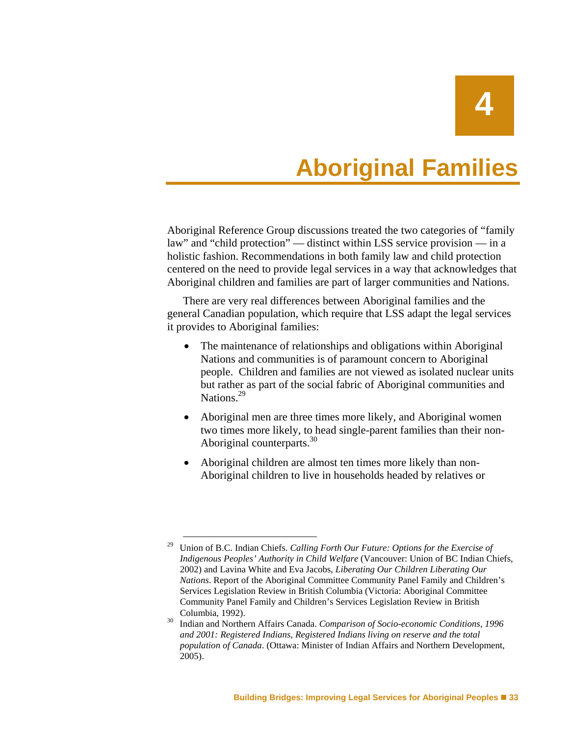# 4

# Aboriginal Families

Aboriginal Reference Group discussions treated the two categories of "family law" and "child protection" — distinct within LSS service provision — in a holistic fashion. Recommendations in both family law and child protection centered on the need to provide legal services in a way that acknowledges that Aboriginal children and families are part of larger communities and Nations.

There are very real differences between Aboriginal families and the general Canadian population, which require that LSS adapt the legal services it provides to Aboriginal families:

- The maintenance of relationships and obligations within Aboriginal Nations and communities is of paramount concern to Aboriginal people. Children and families are not viewed as isolated nuclear units but rather as part of the social fabric of Aboriginal communities and Nations.[29]
- Aboriginal men are three times more likely, and Aboriginal women two times more likely, to head single-parent families than their non-Aboriginal counterparts.[30]
- Aboriginal children are almost ten times more likely than non-Aboriginal children to live in households headed by relatives or

---

[29] Union of B.C. Indian Chiefs. *Calling Forth Our Future: Options for the Exercise of Indigenous Peoples' Authority in Child Welfare* (Vancouver: Union of BC Indian Chiefs, 2002) and Lavina White and Eva Jacobs, *Liberating Our Children Liberating Our Nations*. Report of the Aboriginal Committee Community Panel Family and Children's Services Legislation Review in British Columbia (Victoria: Aboriginal Committee Community Panel Family and Children's Services Legislation Review in British Columbia, 1992).

[30] Indian and Northern Affairs Canada. *Comparison of Socio-economic Conditions, 1996 and 2001: Registered Indians, Registered Indians living on reserve and the total population of Canada*. (Ottawa: Minister of Indian Affairs and Northern Development, 2005).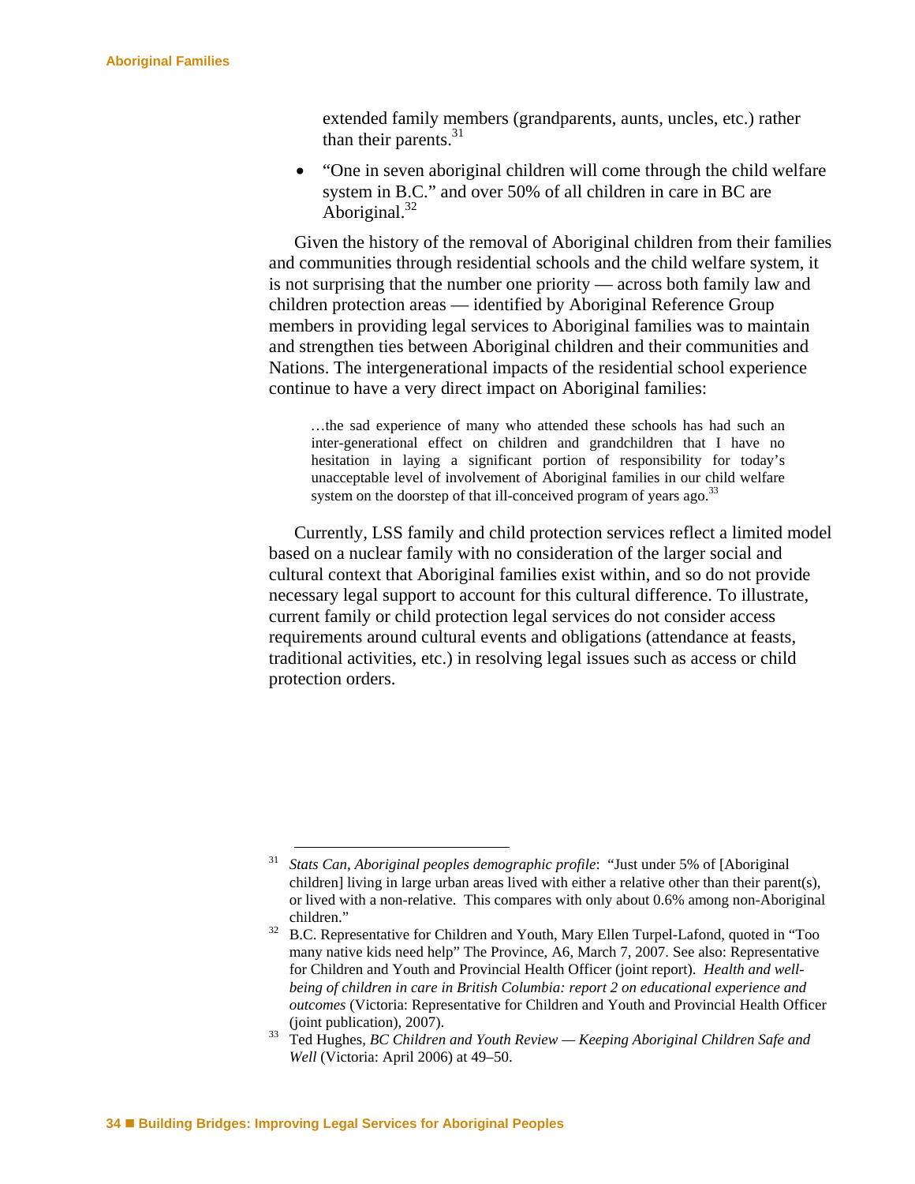extended family members (grandparents, aunts, uncles, etc.) rather than their parents.[31]

- "One in seven aboriginal children will come through the child welfare system in B.C." and over 50% of all children in care in BC are Aboriginal.[32]

Given the history of the removal of Aboriginal children from their families and communities through residential schools and the child welfare system, it is not surprising that the number one priority — across both family law and children protection areas — identified by Aboriginal Reference Group members in providing legal services to Aboriginal families was to maintain and strengthen ties between Aboriginal children and their communities and Nations. The intergenerational impacts of the residential school experience continue to have a very direct impact on Aboriginal families:

> …the sad experience of many who attended these schools has had such an inter-generational effect on children and grandchildren that I have no hesitation in laying a significant portion of responsibility for today's unacceptable level of involvement of Aboriginal families in our child welfare system on the doorstep of that ill-conceived program of years ago.[33]

Currently, LSS family and child protection services reflect a limited model based on a nuclear family with no consideration of the larger social and cultural context that Aboriginal families exist within, and so do not provide necessary legal support to account for this cultural difference. To illustrate, current family or child protection legal services do not consider access requirements around cultural events and obligations (attendance at feasts, traditional activities, etc.) in resolving legal issues such as access or child protection orders.

---

[31] *Stats Can, Aboriginal peoples demographic profile*: "Just under 5% of [Aboriginal children] living in large urban areas lived with either a relative other than their parent(s), or lived with a non-relative. This compares with only about 0.6% among non-Aboriginal children."

[32] B.C. Representative for Children and Youth, Mary Ellen Turpel-Lafond, quoted in "Too many native kids need help" The Province, A6, March 7, 2007. See also: Representative for Children and Youth and Provincial Health Officer (joint report). *Health and well-being of children in care in British Columbia: report 2 on educational experience and outcomes* (Victoria: Representative for Children and Youth and Provincial Health Officer (joint publication), 2007).

[33] Ted Hughes, *BC Children and Youth Review — Keeping Aboriginal Children Safe and Well* (Victoria: April 2006) at 49–50.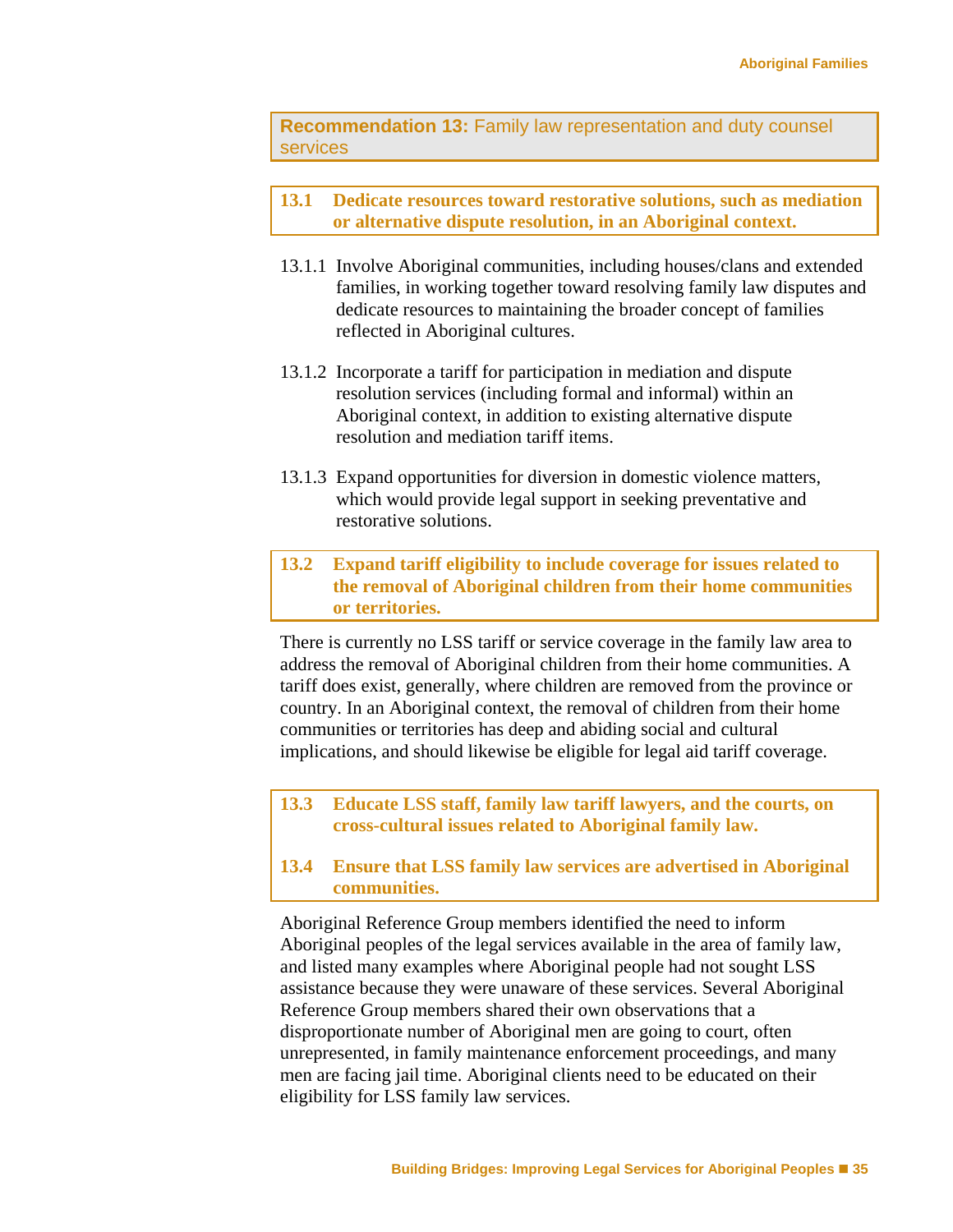## Recommendation 13: Family law representation and duty counsel services

### 13.1 Dedicate resources toward restorative solutions, such as mediation or alternative dispute resolution, in an Aboriginal context.

13.1.1 Involve Aboriginal communities, including houses/clans and extended families, in working together toward resolving family law disputes and dedicate resources to maintaining the broader concept of families reflected in Aboriginal cultures.

13.1.2 Incorporate a tariff for participation in mediation and dispute resolution services (including formal and informal) within an Aboriginal context, in addition to existing alternative dispute resolution and mediation tariff items.

13.1.3 Expand opportunities for diversion in domestic violence matters, which would provide legal support in seeking preventative and restorative solutions.

### 13.2 Expand tariff eligibility to include coverage for issues related to the removal of Aboriginal children from their home communities or territories.

There is currently no LSS tariff or service coverage in the family law area to address the removal of Aboriginal children from their home communities. A tariff does exist, generally, where children are removed from the province or country. In an Aboriginal context, the removal of children from their home communities or territories has deep and abiding social and cultural implications, and should likewise be eligible for legal aid tariff coverage.

### 13.3 Educate LSS staff, family law tariff lawyers, and the courts, on cross-cultural issues related to Aboriginal family law.

### 13.4 Ensure that LSS family law services are advertised in Aboriginal communities.

Aboriginal Reference Group members identified the need to inform Aboriginal peoples of the legal services available in the area of family law, and listed many examples where Aboriginal people had not sought LSS assistance because they were unaware of these services. Several Aboriginal Reference Group members shared their own observations that a disproportionate number of Aboriginal men are going to court, often unrepresented, in family maintenance enforcement proceedings, and many men are facing jail time. Aboriginal clients need to be educated on their eligibility for LSS family law services.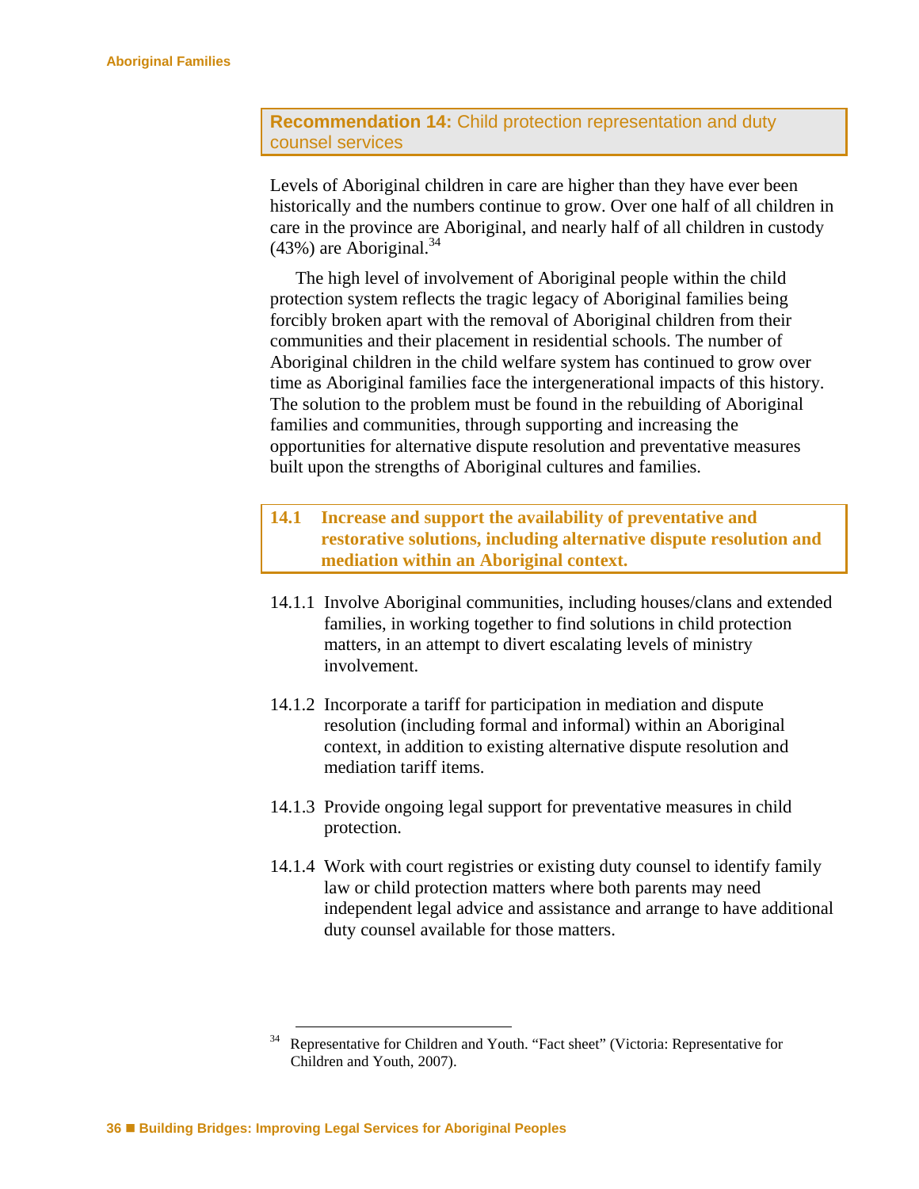## Recommendation 14: Child protection representation and duty counsel services

Levels of Aboriginal children in care are higher than they have ever been historically and the numbers continue to grow. Over one half of all children in care in the province are Aboriginal, and nearly half of all children in custody (43%) are Aboriginal.[34]

The high level of involvement of Aboriginal people within the child protection system reflects the tragic legacy of Aboriginal families being forcibly broken apart with the removal of Aboriginal children from their communities and their placement in residential schools. The number of Aboriginal children in the child welfare system has continued to grow over time as Aboriginal families face the intergenerational impacts of this history. The solution to the problem must be found in the rebuilding of Aboriginal families and communities, through supporting and increasing the opportunities for alternative dispute resolution and preventative measures built upon the strengths of Aboriginal cultures and families.

### 14.1 Increase and support the availability of preventative and restorative solutions, including alternative dispute resolution and mediation within an Aboriginal context.

14.1.1 Involve Aboriginal communities, including houses/clans and extended families, in working together to find solutions in child protection matters, in an attempt to divert escalating levels of ministry involvement.

14.1.2 Incorporate a tariff for participation in mediation and dispute resolution (including formal and informal) within an Aboriginal context, in addition to existing alternative dispute resolution and mediation tariff items.

14.1.3 Provide ongoing legal support for preventative measures in child protection.

14.1.4 Work with court registries or existing duty counsel to identify family law or child protection matters where both parents may need independent legal advice and assistance and arrange to have additional duty counsel available for those matters.

---

[34] Representative for Children and Youth. "Fact sheet" (Victoria: Representative for Children and Youth, 2007).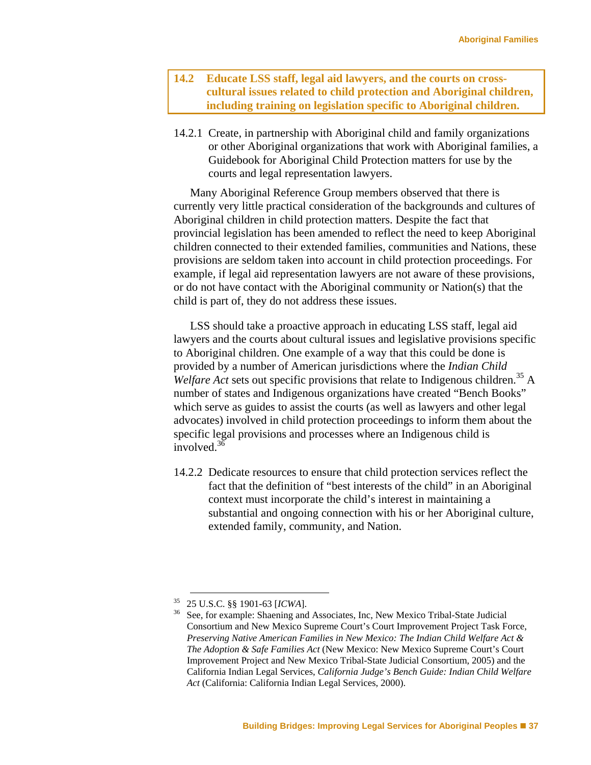**14.2 Educate LSS staff, legal aid lawyers, and the courts on cross-cultural issues related to child protection and Aboriginal children, including training on legislation specific to Aboriginal children.**

14.2.1 Create, in partnership with Aboriginal child and family organizations or other Aboriginal organizations that work with Aboriginal families, a Guidebook for Aboriginal Child Protection matters for use by the courts and legal representation lawyers.

Many Aboriginal Reference Group members observed that there is currently very little practical consideration of the backgrounds and cultures of Aboriginal children in child protection matters. Despite the fact that provincial legislation has been amended to reflect the need to keep Aboriginal children connected to their extended families, communities and Nations, these provisions are seldom taken into account in child protection proceedings. For example, if legal aid representation lawyers are not aware of these provisions, or do not have contact with the Aboriginal community or Nation(s) that the child is part of, they do not address these issues.

LSS should take a proactive approach in educating LSS staff, legal aid lawyers and the courts about cultural issues and legislative provisions specific to Aboriginal children. One example of a way that this could be done is provided by a number of American jurisdictions where the *Indian Child Welfare Act* sets out specific provisions that relate to Indigenous children.[35] A number of states and Indigenous organizations have created "Bench Books" which serve as guides to assist the courts (as well as lawyers and other legal advocates) involved in child protection proceedings to inform them about the specific legal provisions and processes where an Indigenous child is involved.[36]

14.2.2 Dedicate resources to ensure that child protection services reflect the fact that the definition of "best interests of the child" in an Aboriginal context must incorporate the child's interest in maintaining a substantial and ongoing connection with his or her Aboriginal culture, extended family, community, and Nation.

---

[35] 25 U.S.C. §§ 1901-63 [*ICWA*].

[36] See, for example: Shaening and Associates, Inc, New Mexico Tribal-State Judicial Consortium and New Mexico Supreme Court's Court Improvement Project Task Force, *Preserving Native American Families in New Mexico: The Indian Child Welfare Act & The Adoption & Safe Families Act* (New Mexico: New Mexico Supreme Court's Court Improvement Project and New Mexico Tribal-State Judicial Consortium, 2005) and the California Indian Legal Services, *California Judge's Bench Guide: Indian Child Welfare Act* (California: California Indian Legal Services, 2000).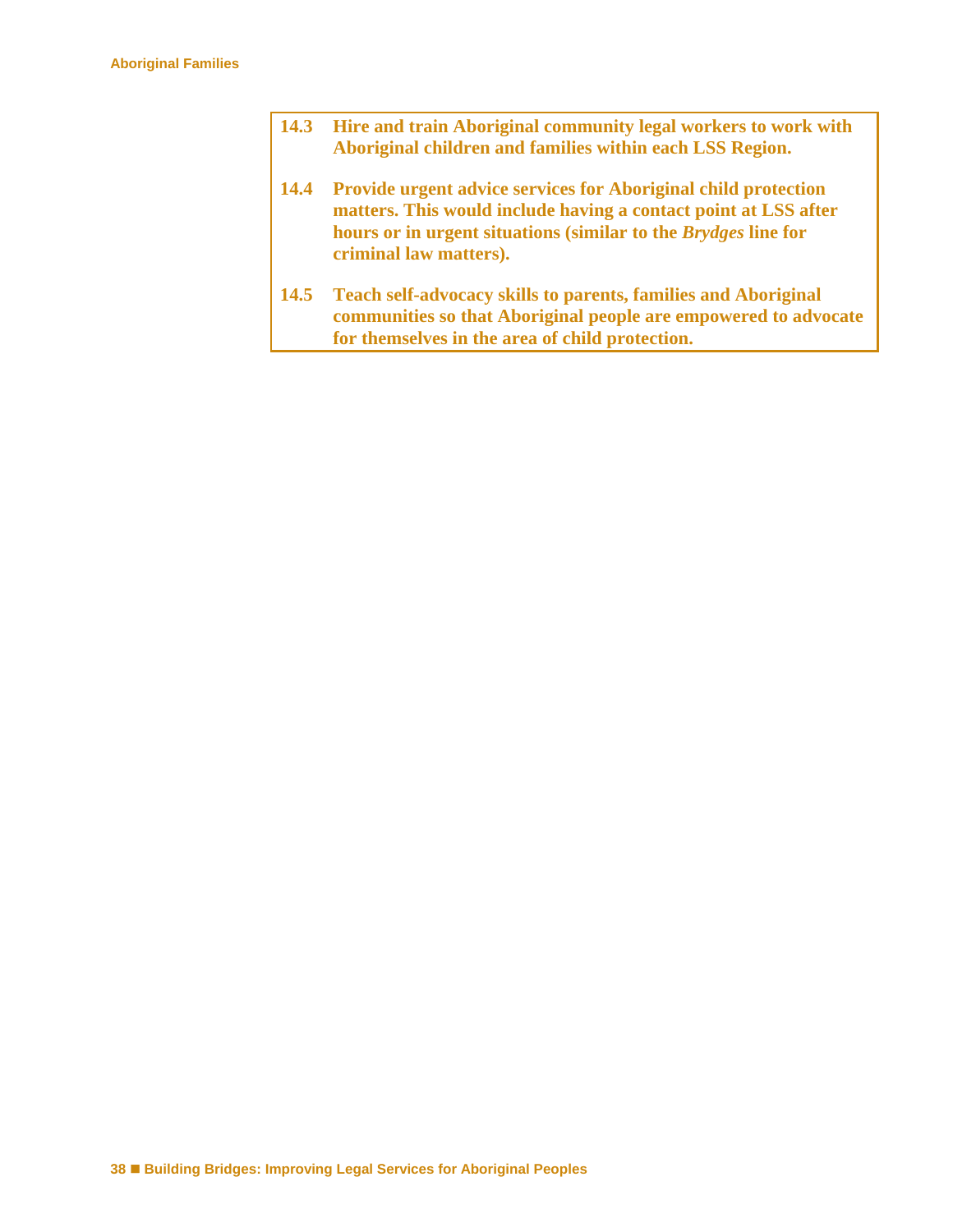**14.3 Hire and train Aboriginal community legal workers to work with Aboriginal children and families within each LSS Region.**

**14.4 Provide urgent advice services for Aboriginal child protection matters. This would include having a contact point at LSS after hours or in urgent situations (similar to the *Brydges* line for criminal law matters).**

**14.5 Teach self-advocacy skills to parents, families and Aboriginal communities so that Aboriginal people are empowered to advocate for themselves in the area of child protection.**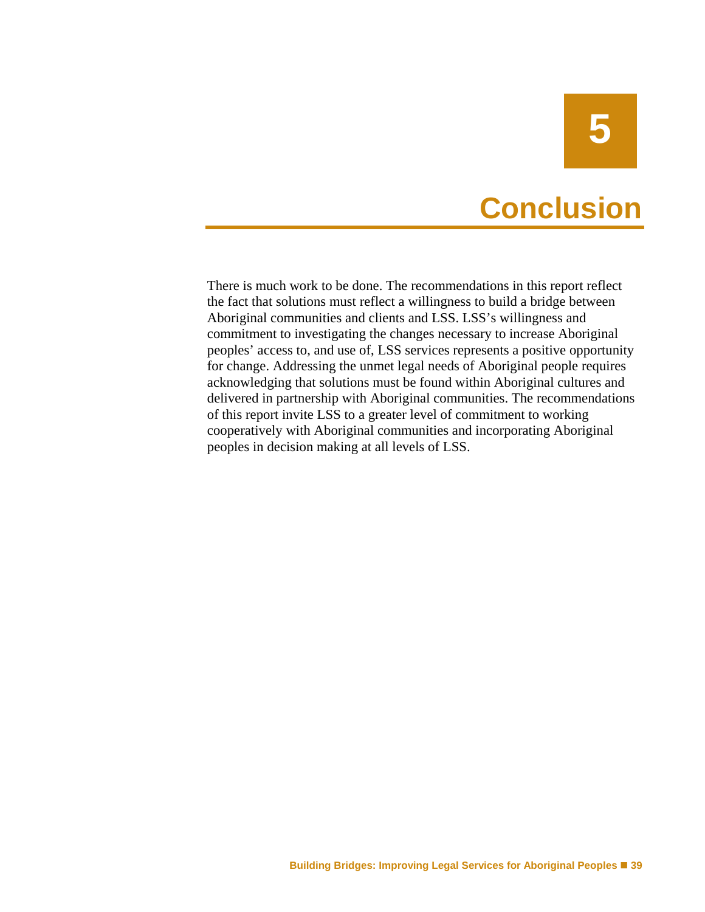# 5

# Conclusion

There is much work to be done. The recommendations in this report reflect the fact that solutions must reflect a willingness to build a bridge between Aboriginal communities and clients and LSS. LSS's willingness and commitment to investigating the changes necessary to increase Aboriginal peoples' access to, and use of, LSS services represents a positive opportunity for change. Addressing the unmet legal needs of Aboriginal people requires acknowledging that solutions must be found within Aboriginal cultures and delivered in partnership with Aboriginal communities. The recommendations of this report invite LSS to a greater level of commitment to working cooperatively with Aboriginal communities and incorporating Aboriginal peoples in decision making at all levels of LSS.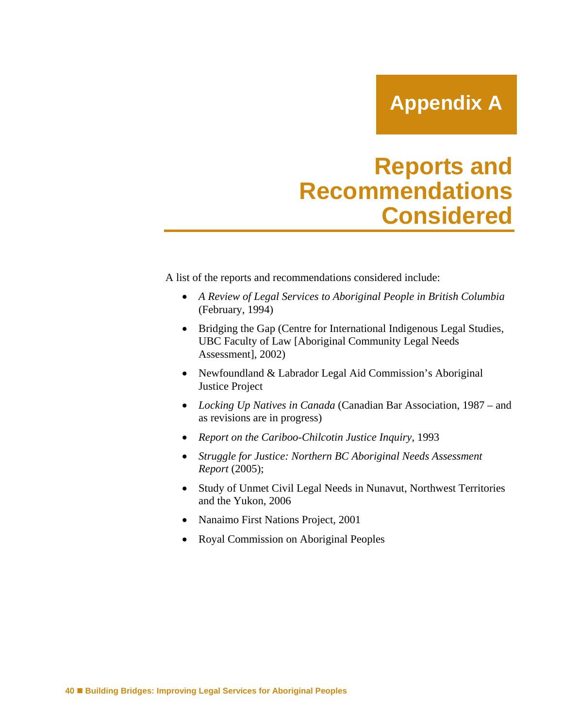# Appendix A

## Reports and Recommendations Considered

A list of the reports and recommendations considered include:

- *A Review of Legal Services to Aboriginal People in British Columbia* (February, 1994)
- Bridging the Gap (Centre for International Indigenous Legal Studies, UBC Faculty of Law [Aboriginal Community Legal Needs Assessment], 2002)
- Newfoundland & Labrador Legal Aid Commission's Aboriginal Justice Project
- *Locking Up Natives in Canada* (Canadian Bar Association, 1987 – and as revisions are in progress)
- *Report on the Cariboo-Chilcotin Justice Inquiry*, 1993
- *Struggle for Justice: Northern BC Aboriginal Needs Assessment Report* (2005);
- Study of Unmet Civil Legal Needs in Nunavut, Northwest Territories and the Yukon, 2006
- Nanaimo First Nations Project, 2001
- Royal Commission on Aboriginal Peoples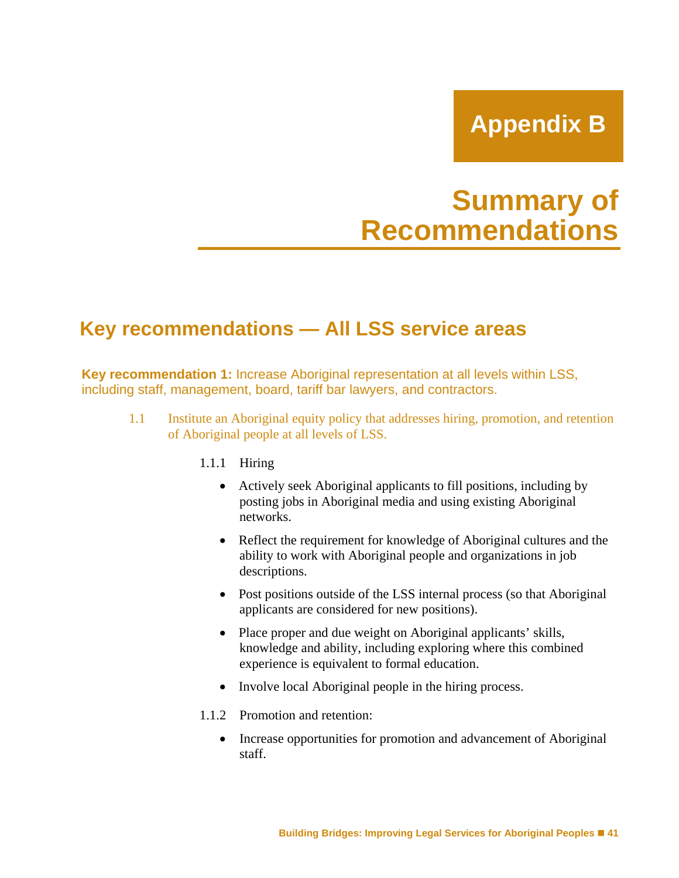# Appendix B

# Summary of Recommendations

## Key recommendations — All LSS service areas

**Key recommendation 1:** Increase Aboriginal representation at all levels within LSS, including staff, management, board, tariff bar lawyers, and contractors.

1.1 Institute an Aboriginal equity policy that addresses hiring, promotion, and retention of Aboriginal people at all levels of LSS.

1.1.1 Hiring

- Actively seek Aboriginal applicants to fill positions, including by posting jobs in Aboriginal media and using existing Aboriginal networks.
- Reflect the requirement for knowledge of Aboriginal cultures and the ability to work with Aboriginal people and organizations in job descriptions.
- Post positions outside of the LSS internal process (so that Aboriginal applicants are considered for new positions).
- Place proper and due weight on Aboriginal applicants' skills, knowledge and ability, including exploring where this combined experience is equivalent to formal education.
- Involve local Aboriginal people in the hiring process.

1.1.2 Promotion and retention:

- Increase opportunities for promotion and advancement of Aboriginal staff.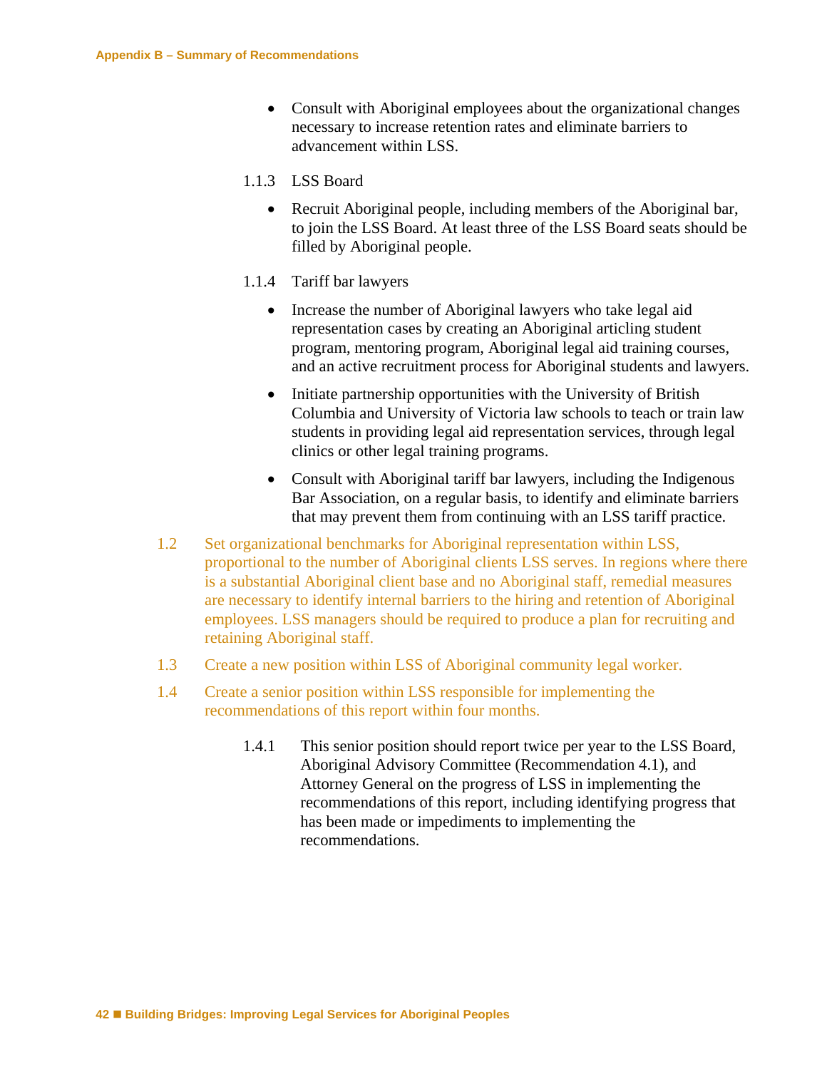- Consult with Aboriginal employees about the organizational changes necessary to increase retention rates and eliminate barriers to advancement within LSS.

1.1.3 LSS Board

- Recruit Aboriginal people, including members of the Aboriginal bar, to join the LSS Board. At least three of the LSS Board seats should be filled by Aboriginal people.

1.1.4 Tariff bar lawyers

- Increase the number of Aboriginal lawyers who take legal aid representation cases by creating an Aboriginal articling student program, mentoring program, Aboriginal legal aid training courses, and an active recruitment process for Aboriginal students and lawyers.
- Initiate partnership opportunities with the University of British Columbia and University of Victoria law schools to teach or train law students in providing legal aid representation services, through legal clinics or other legal training programs.
- Consult with Aboriginal tariff bar lawyers, including the Indigenous Bar Association, on a regular basis, to identify and eliminate barriers that may prevent them from continuing with an LSS tariff practice.

1.2 Set organizational benchmarks for Aboriginal representation within LSS, proportional to the number of Aboriginal clients LSS serves. In regions where there is a substantial Aboriginal client base and no Aboriginal staff, remedial measures are necessary to identify internal barriers to the hiring and retention of Aboriginal employees. LSS managers should be required to produce a plan for recruiting and retaining Aboriginal staff.

1.3 Create a new position within LSS of Aboriginal community legal worker.

1.4 Create a senior position within LSS responsible for implementing the recommendations of this report within four months.

1.4.1 This senior position should report twice per year to the LSS Board, Aboriginal Advisory Committee (Recommendation 4.1), and Attorney General on the progress of LSS in implementing the recommendations of this report, including identifying progress that has been made or impediments to implementing the recommendations.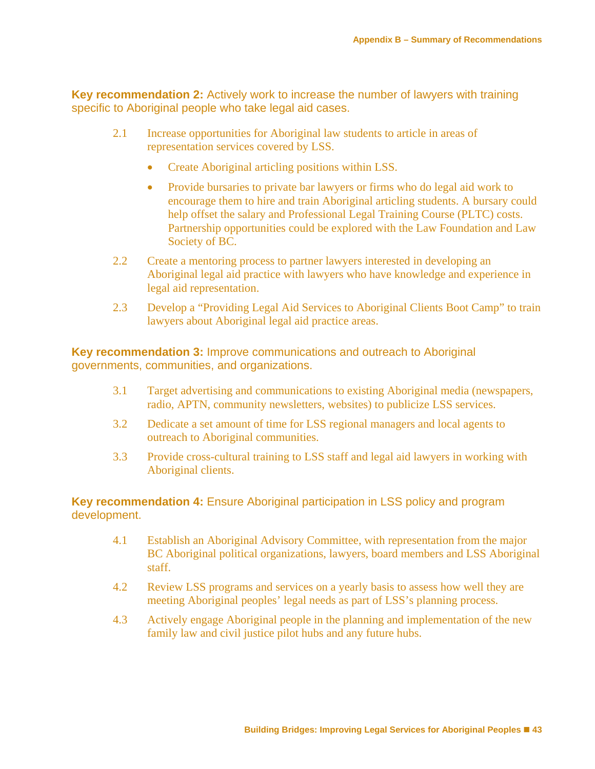**Key recommendation 2:** Actively work to increase the number of lawyers with training specific to Aboriginal people who take legal aid cases.

2.1 Increase opportunities for Aboriginal law students to article in areas of representation services covered by LSS.

- Create Aboriginal articling positions within LSS.
- Provide bursaries to private bar lawyers or firms who do legal aid work to encourage them to hire and train Aboriginal articling students. A bursary could help offset the salary and Professional Legal Training Course (PLTC) costs. Partnership opportunities could be explored with the Law Foundation and Law Society of BC.

2.2 Create a mentoring process to partner lawyers interested in developing an Aboriginal legal aid practice with lawyers who have knowledge and experience in legal aid representation.

2.3 Develop a "Providing Legal Aid Services to Aboriginal Clients Boot Camp" to train lawyers about Aboriginal legal aid practice areas.

**Key recommendation 3:** Improve communications and outreach to Aboriginal governments, communities, and organizations.

3.1 Target advertising and communications to existing Aboriginal media (newspapers, radio, APTN, community newsletters, websites) to publicize LSS services.

3.2 Dedicate a set amount of time for LSS regional managers and local agents to outreach to Aboriginal communities.

3.3 Provide cross-cultural training to LSS staff and legal aid lawyers in working with Aboriginal clients.

**Key recommendation 4:** Ensure Aboriginal participation in LSS policy and program development.

4.1 Establish an Aboriginal Advisory Committee, with representation from the major BC Aboriginal political organizations, lawyers, board members and LSS Aboriginal staff.

4.2 Review LSS programs and services on a yearly basis to assess how well they are meeting Aboriginal peoples' legal needs as part of LSS's planning process.

4.3 Actively engage Aboriginal people in the planning and implementation of the new family law and civil justice pilot hubs and any future hubs.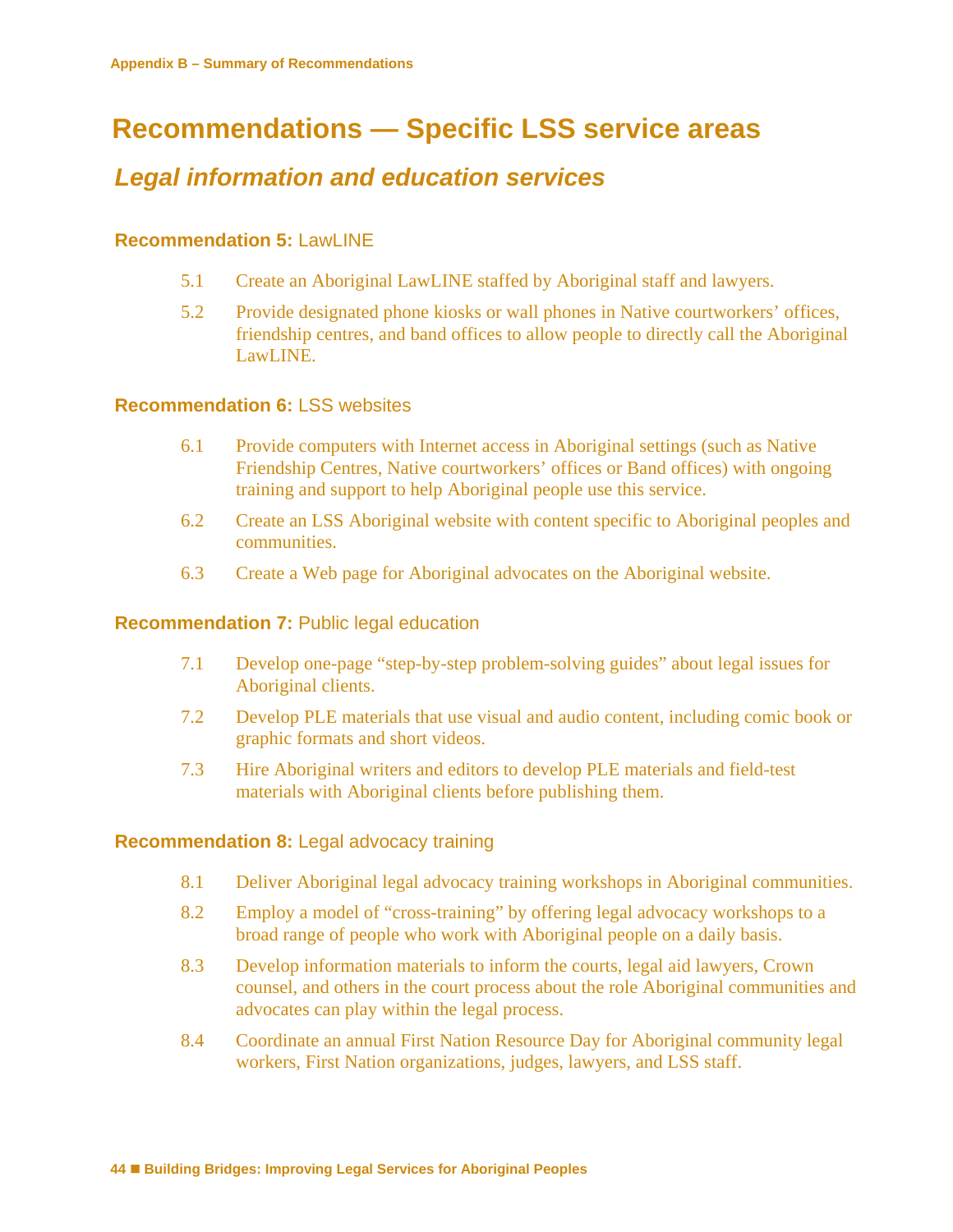# Recommendations — Specific LSS service areas

## *Legal information and education services*

### **Recommendation 5:** LawLINE

5.1 Create an Aboriginal LawLINE staffed by Aboriginal staff and lawyers.

5.2 Provide designated phone kiosks or wall phones in Native courtworkers' offices, friendship centres, and band offices to allow people to directly call the Aboriginal LawLINE.

### **Recommendation 6:** LSS websites

6.1 Provide computers with Internet access in Aboriginal settings (such as Native Friendship Centres, Native courtworkers' offices or Band offices) with ongoing training and support to help Aboriginal people use this service.

6.2 Create an LSS Aboriginal website with content specific to Aboriginal peoples and communities.

6.3 Create a Web page for Aboriginal advocates on the Aboriginal website.

### **Recommendation 7:** Public legal education

7.1 Develop one-page "step-by-step problem-solving guides" about legal issues for Aboriginal clients.

7.2 Develop PLE materials that use visual and audio content, including comic book or graphic formats and short videos.

7.3 Hire Aboriginal writers and editors to develop PLE materials and field-test materials with Aboriginal clients before publishing them.

### **Recommendation 8:** Legal advocacy training

8.1 Deliver Aboriginal legal advocacy training workshops in Aboriginal communities.

8.2 Employ a model of "cross-training" by offering legal advocacy workshops to a broad range of people who work with Aboriginal people on a daily basis.

8.3 Develop information materials to inform the courts, legal aid lawyers, Crown counsel, and others in the court process about the role Aboriginal communities and advocates can play within the legal process.

8.4 Coordinate an annual First Nation Resource Day for Aboriginal community legal workers, First Nation organizations, judges, lawyers, and LSS staff.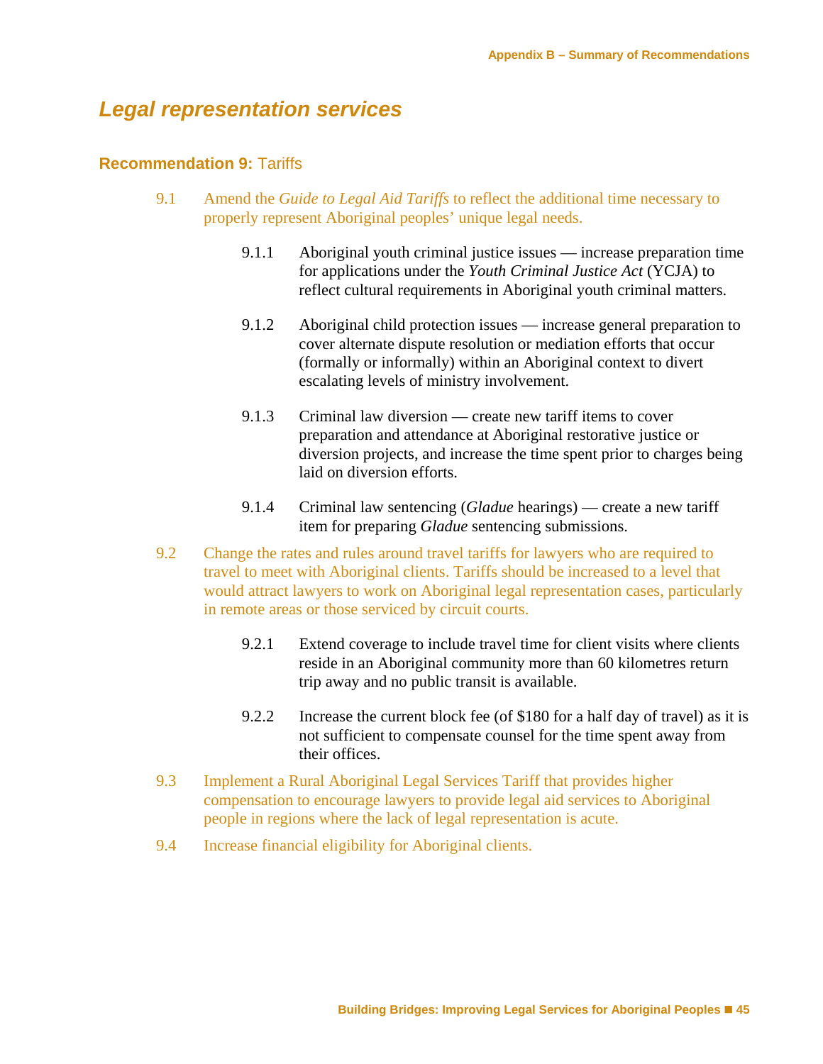## *Legal representation services*

### **Recommendation 9:** Tariffs

9.1 Amend the *Guide to Legal Aid Tariffs* to reflect the additional time necessary to properly represent Aboriginal peoples' unique legal needs.

> 9.1.1 Aboriginal youth criminal justice issues — increase preparation time for applications under the *Youth Criminal Justice Act* (YCJA) to reflect cultural requirements in Aboriginal youth criminal matters.
>
> 9.1.2 Aboriginal child protection issues — increase general preparation to cover alternate dispute resolution or mediation efforts that occur (formally or informally) within an Aboriginal context to divert escalating levels of ministry involvement.
>
> 9.1.3 Criminal law diversion — create new tariff items to cover preparation and attendance at Aboriginal restorative justice or diversion projects, and increase the time spent prior to charges being laid on diversion efforts.
>
> 9.1.4 Criminal law sentencing (*Gladue* hearings) — create a new tariff item for preparing *Gladue* sentencing submissions.

9.2 Change the rates and rules around travel tariffs for lawyers who are required to travel to meet with Aboriginal clients. Tariffs should be increased to a level that would attract lawyers to work on Aboriginal legal representation cases, particularly in remote areas or those serviced by circuit courts.

> 9.2.1 Extend coverage to include travel time for client visits where clients reside in an Aboriginal community more than 60 kilometres return trip away and no public transit is available.
>
> 9.2.2 Increase the current block fee (of $180 for a half day of travel) as it is not sufficient to compensate counsel for the time spent away from their offices.

9.3 Implement a Rural Aboriginal Legal Services Tariff that provides higher compensation to encourage lawyers to provide legal aid services to Aboriginal people in regions where the lack of legal representation is acute.

9.4 Increase financial eligibility for Aboriginal clients.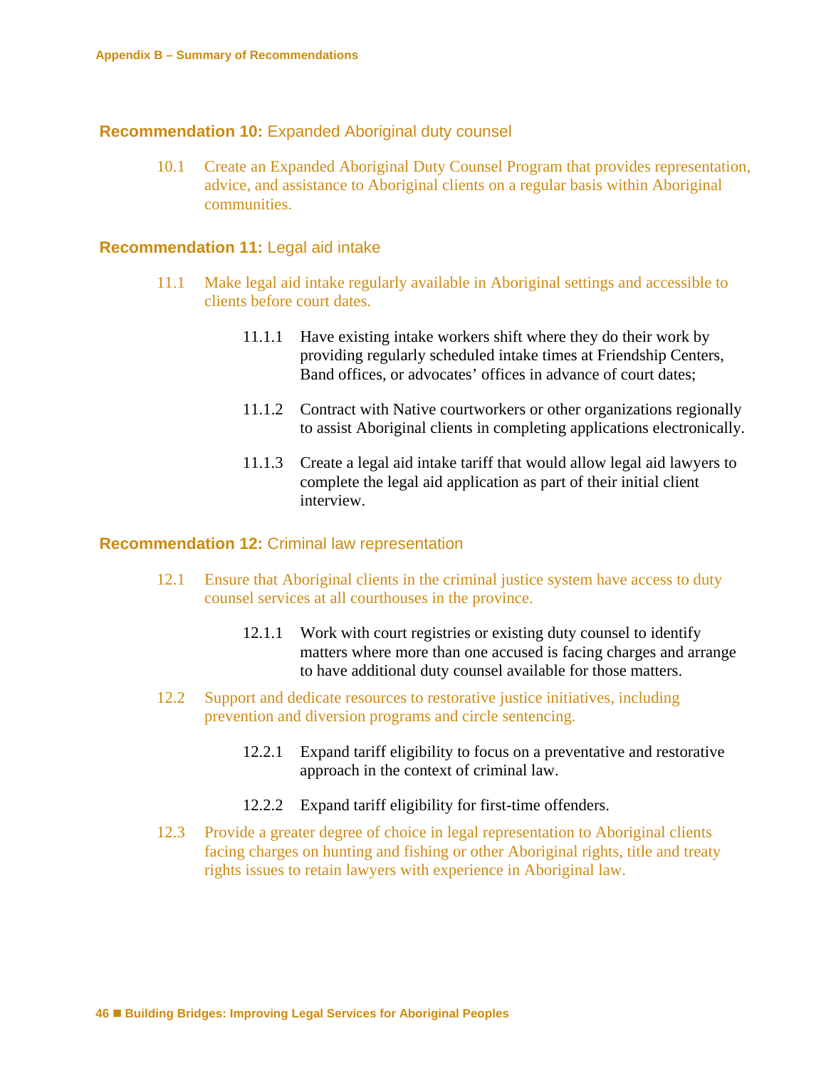## Recommendation 10: Expanded Aboriginal duty counsel

10.1 Create an Expanded Aboriginal Duty Counsel Program that provides representation, advice, and assistance to Aboriginal clients on a regular basis within Aboriginal communities.

## Recommendation 11: Legal aid intake

11.1 Make legal aid intake regularly available in Aboriginal settings and accessible to clients before court dates.

- 11.1.1 Have existing intake workers shift where they do their work by providing regularly scheduled intake times at Friendship Centers, Band offices, or advocates' offices in advance of court dates;
- 11.1.2 Contract with Native courtworkers or other organizations regionally to assist Aboriginal clients in completing applications electronically.
- 11.1.3 Create a legal aid intake tariff that would allow legal aid lawyers to complete the legal aid application as part of their initial client interview.

## Recommendation 12: Criminal law representation

12.1 Ensure that Aboriginal clients in the criminal justice system have access to duty counsel services at all courthouses in the province.

- 12.1.1 Work with court registries or existing duty counsel to identify matters where more than one accused is facing charges and arrange to have additional duty counsel available for those matters.

12.2 Support and dedicate resources to restorative justice initiatives, including prevention and diversion programs and circle sentencing.

- 12.2.1 Expand tariff eligibility to focus on a preventative and restorative approach in the context of criminal law.
- 12.2.2 Expand tariff eligibility for first-time offenders.

12.3 Provide a greater degree of choice in legal representation to Aboriginal clients facing charges on hunting and fishing or other Aboriginal rights, title and treaty rights issues to retain lawyers with experience in Aboriginal law.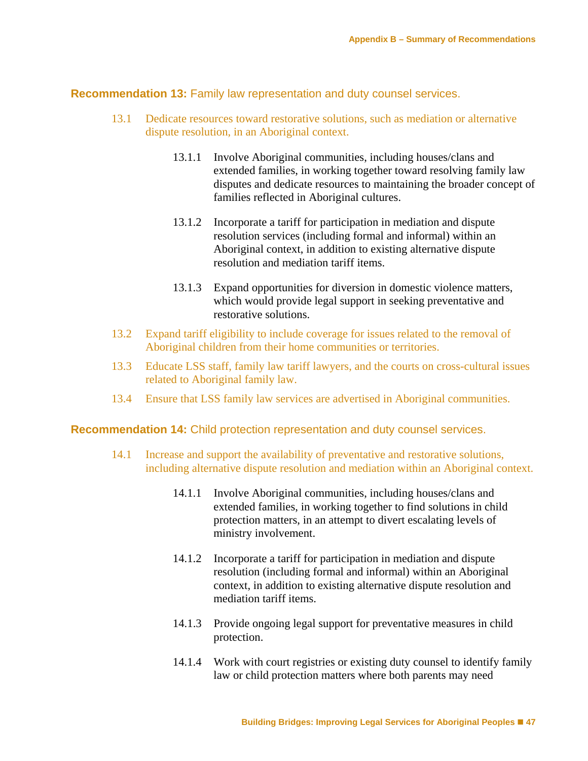**Recommendation 13:** Family law representation and duty counsel services.

13.1 Dedicate resources toward restorative solutions, such as mediation or alternative dispute resolution, in an Aboriginal context.

- 13.1.1 Involve Aboriginal communities, including houses/clans and extended families, in working together toward resolving family law disputes and dedicate resources to maintaining the broader concept of families reflected in Aboriginal cultures.

- 13.1.2 Incorporate a tariff for participation in mediation and dispute resolution services (including formal and informal) within an Aboriginal context, in addition to existing alternative dispute resolution and mediation tariff items.

- 13.1.3 Expand opportunities for diversion in domestic violence matters, which would provide legal support in seeking preventative and restorative solutions.

13.2 Expand tariff eligibility to include coverage for issues related to the removal of Aboriginal children from their home communities or territories.

13.3 Educate LSS staff, family law tariff lawyers, and the courts on cross-cultural issues related to Aboriginal family law.

13.4 Ensure that LSS family law services are advertised in Aboriginal communities.

**Recommendation 14:** Child protection representation and duty counsel services.

14.1 Increase and support the availability of preventative and restorative solutions, including alternative dispute resolution and mediation within an Aboriginal context.

- 14.1.1 Involve Aboriginal communities, including houses/clans and extended families, in working together to find solutions in child protection matters, in an attempt to divert escalating levels of ministry involvement.

- 14.1.2 Incorporate a tariff for participation in mediation and dispute resolution (including formal and informal) within an Aboriginal context, in addition to existing alternative dispute resolution and mediation tariff items.

- 14.1.3 Provide ongoing legal support for preventative measures in child protection.

- 14.1.4 Work with court registries or existing duty counsel to identify family law or child protection matters where both parents may need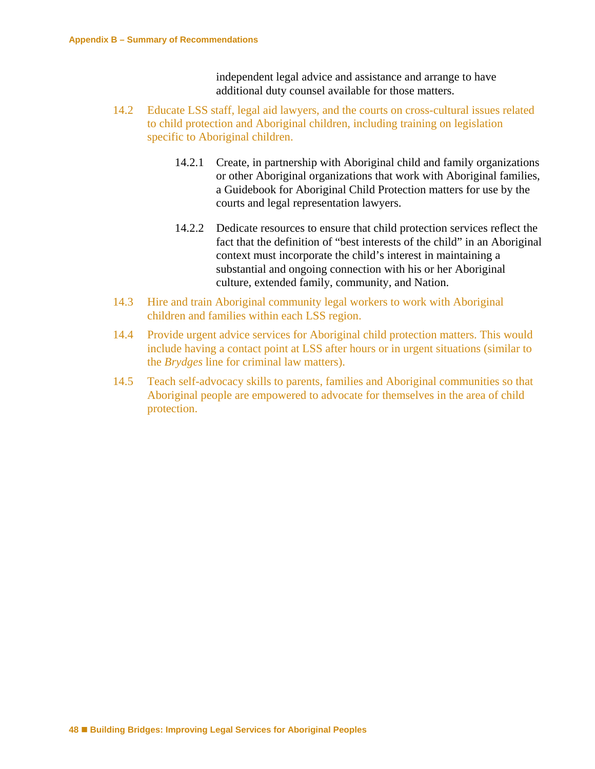independent legal advice and assistance and arrange to have additional duty counsel available for those matters.

14.2 Educate LSS staff, legal aid lawyers, and the courts on cross-cultural issues related to child protection and Aboriginal children, including training on legislation specific to Aboriginal children.

> 14.2.1 Create, in partnership with Aboriginal child and family organizations or other Aboriginal organizations that work with Aboriginal families, a Guidebook for Aboriginal Child Protection matters for use by the courts and legal representation lawyers.
>
> 14.2.2 Dedicate resources to ensure that child protection services reflect the fact that the definition of "best interests of the child" in an Aboriginal context must incorporate the child's interest in maintaining a substantial and ongoing connection with his or her Aboriginal culture, extended family, community, and Nation.

14.3 Hire and train Aboriginal community legal workers to work with Aboriginal children and families within each LSS region.

14.4 Provide urgent advice services for Aboriginal child protection matters. This would include having a contact point at LSS after hours or in urgent situations (similar to the *Brydges* line for criminal law matters).

14.5 Teach self-advocacy skills to parents, families and Aboriginal communities so that Aboriginal people are empowered to advocate for themselves in the area of child protection.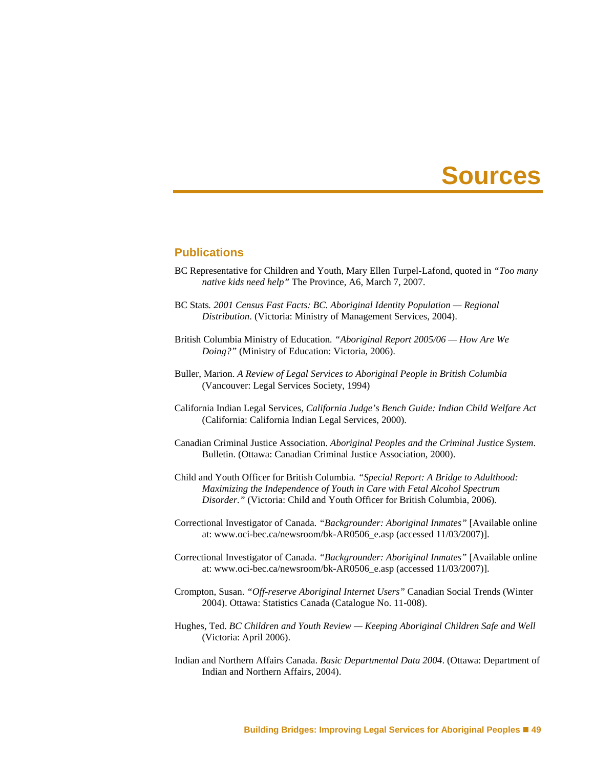# Sources

## Publications

BC Representative for Children and Youth, Mary Ellen Turpel-Lafond, quoted in *"Too many native kids need help"* The Province, A6, March 7, 2007.

BC Stats*. 2001 Census Fast Facts: BC. Aboriginal Identity Population — Regional Distribution*. (Victoria: Ministry of Management Services, 2004).

British Columbia Ministry of Education*. "Aboriginal Report 2005/06 — How Are We Doing?"* (Ministry of Education: Victoria, 2006).

Buller, Marion. *A Review of Legal Services to Aboriginal People in British Columbia* (Vancouver: Legal Services Society, 1994)

California Indian Legal Services, *California Judge's Bench Guide: Indian Child Welfare Act* (California: California Indian Legal Services, 2000).

Canadian Criminal Justice Association. *Aboriginal Peoples and the Criminal Justice System*. Bulletin. (Ottawa: Canadian Criminal Justice Association, 2000).

Child and Youth Officer for British Columbia*. "Special Report: A Bridge to Adulthood: Maximizing the Independence of Youth in Care with Fetal Alcohol Spectrum Disorder."* (Victoria: Child and Youth Officer for British Columbia, 2006).

Correctional Investigator of Canada. *"Backgrounder: Aboriginal Inmates"* [Available online at: www.oci-bec.ca/newsroom/bk-AR0506_e.asp (accessed 11/03/2007)].

Correctional Investigator of Canada. *"Backgrounder: Aboriginal Inmates"* [Available online at: www.oci-bec.ca/newsroom/bk-AR0506_e.asp (accessed 11/03/2007)].

Crompton, Susan. *"Off-reserve Aboriginal Internet Users"* Canadian Social Trends (Winter 2004). Ottawa: Statistics Canada (Catalogue No. 11-008).

Hughes, Ted. *BC Children and Youth Review — Keeping Aboriginal Children Safe and Well* (Victoria: April 2006).

Indian and Northern Affairs Canada. *Basic Departmental Data 2004*. (Ottawa: Department of Indian and Northern Affairs, 2004).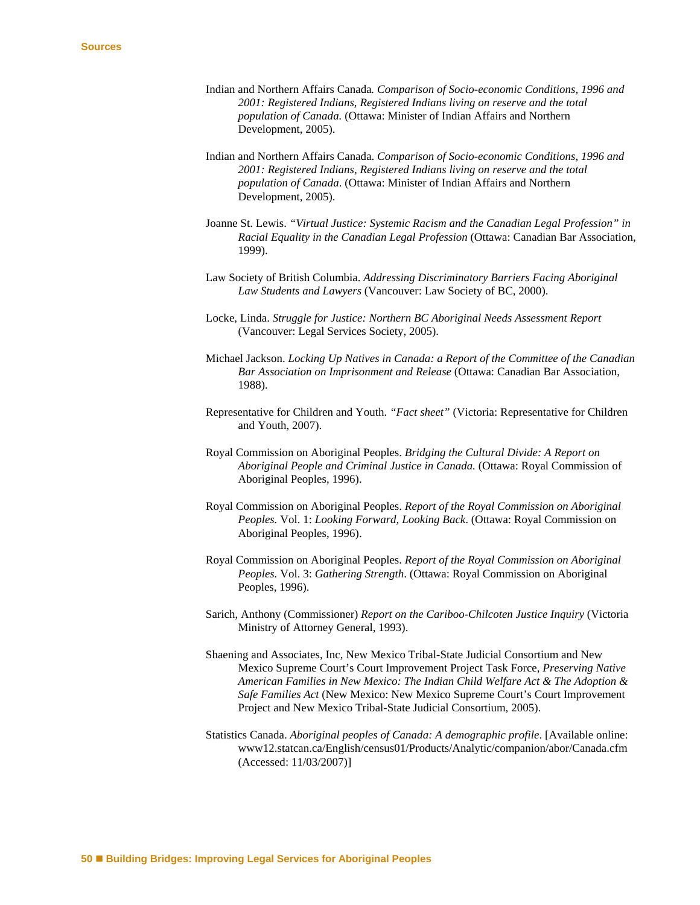## Sources

Indian and Northern Affairs Canada*. Comparison of Socio-economic Conditions, 1996 and 2001: Registered Indians, Registered Indians living on reserve and the total population of Canada.* (Ottawa: Minister of Indian Affairs and Northern Development, 2005).

Indian and Northern Affairs Canada. *Comparison of Socio-economic Conditions, 1996 and 2001: Registered Indians, Registered Indians living on reserve and the total population of Canada*. (Ottawa: Minister of Indian Affairs and Northern Development, 2005).

Joanne St. Lewis. *"Virtual Justice: Systemic Racism and the Canadian Legal Profession" in Racial Equality in the Canadian Legal Profession* (Ottawa: Canadian Bar Association, 1999).

Law Society of British Columbia. *Addressing Discriminatory Barriers Facing Aboriginal Law Students and Lawyers* (Vancouver: Law Society of BC, 2000).

Locke, Linda. *Struggle for Justice: Northern BC Aboriginal Needs Assessment Report* (Vancouver: Legal Services Society, 2005).

Michael Jackson. *Locking Up Natives in Canada: a Report of the Committee of the Canadian Bar Association on Imprisonment and Release* (Ottawa: Canadian Bar Association, 1988).

Representative for Children and Youth. *"Fact sheet"* (Victoria: Representative for Children and Youth, 2007).

Royal Commission on Aboriginal Peoples. *Bridging the Cultural Divide: A Report on Aboriginal People and Criminal Justice in Canada.* (Ottawa: Royal Commission of Aboriginal Peoples, 1996).

Royal Commission on Aboriginal Peoples. *Report of the Royal Commission on Aboriginal Peoples.* Vol. 1: *Looking Forward, Looking Back*. (Ottawa: Royal Commission on Aboriginal Peoples, 1996).

Royal Commission on Aboriginal Peoples. *Report of the Royal Commission on Aboriginal Peoples.* Vol. 3: *Gathering Strength*. (Ottawa: Royal Commission on Aboriginal Peoples, 1996).

Sarich, Anthony (Commissioner) *Report on the Cariboo-Chilcoten Justice Inquiry* (Victoria Ministry of Attorney General, 1993).

Shaening and Associates, Inc, New Mexico Tribal-State Judicial Consortium and New Mexico Supreme Court's Court Improvement Project Task Force, *Preserving Native American Families in New Mexico: The Indian Child Welfare Act & The Adoption & Safe Families Act* (New Mexico: New Mexico Supreme Court's Court Improvement Project and New Mexico Tribal-State Judicial Consortium, 2005).

Statistics Canada. *Aboriginal peoples of Canada: A demographic profile*. [Available online: www12.statcan.ca/English/census01/Products/Analytic/companion/abor/Canada.cfm (Accessed: 11/03/2007)]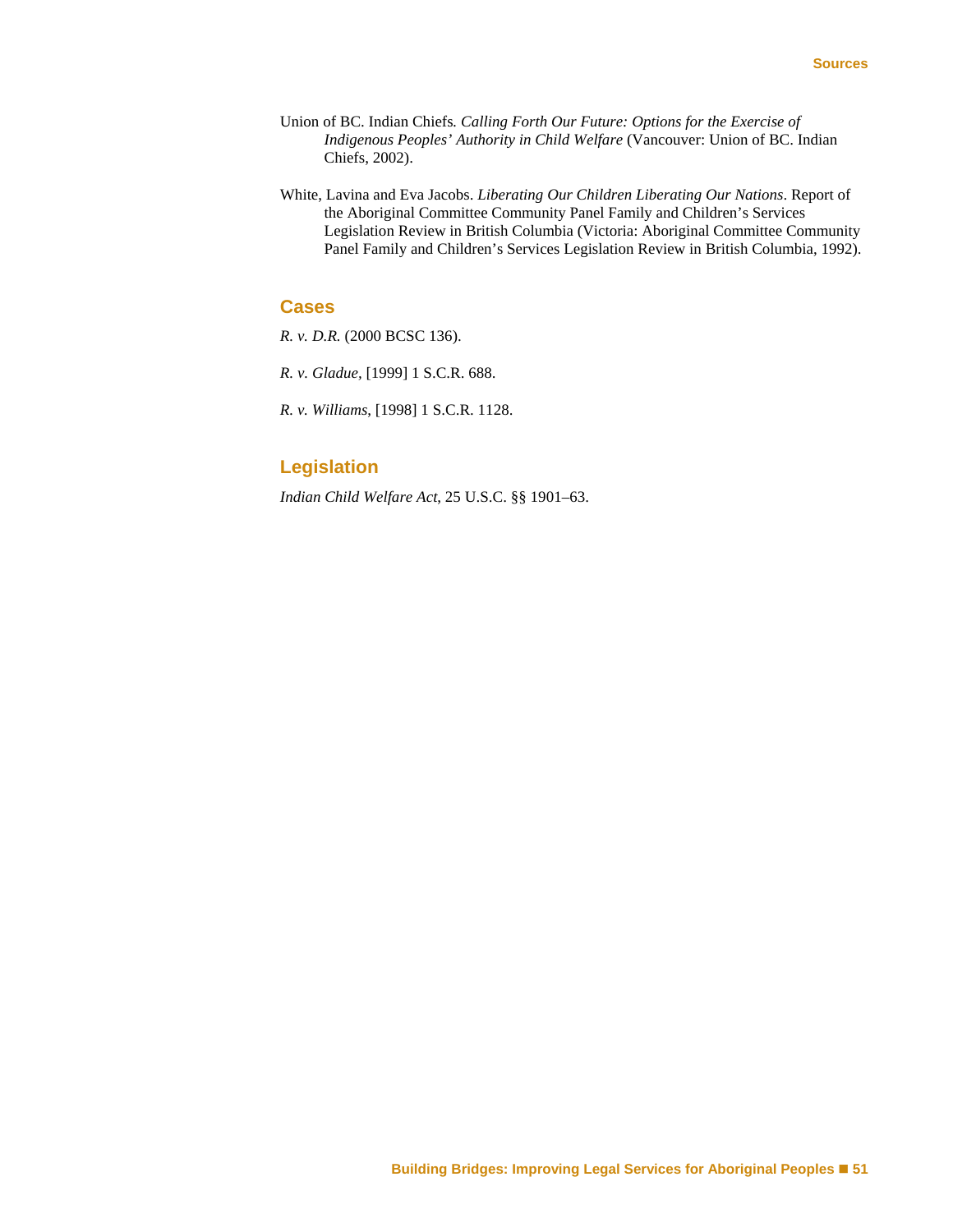Union of BC. Indian Chiefs. *Calling Forth Our Future: Options for the Exercise of Indigenous Peoples' Authority in Child Welfare* (Vancouver: Union of BC. Indian Chiefs, 2002).

White, Lavina and Eva Jacobs. *Liberating Our Children Liberating Our Nations*. Report of the Aboriginal Committee Community Panel Family and Children's Services Legislation Review in British Columbia (Victoria: Aboriginal Committee Community Panel Family and Children's Services Legislation Review in British Columbia, 1992).

## Cases

*R. v. D.R.* (2000 BCSC 136).

*R. v. Gladue*, [1999] 1 S.C.R. 688.

*R. v. Williams*, [1998] 1 S.C.R. 1128.

## Legislation

*Indian Child Welfare Act*, 25 U.S.C. §§ 1901–63.